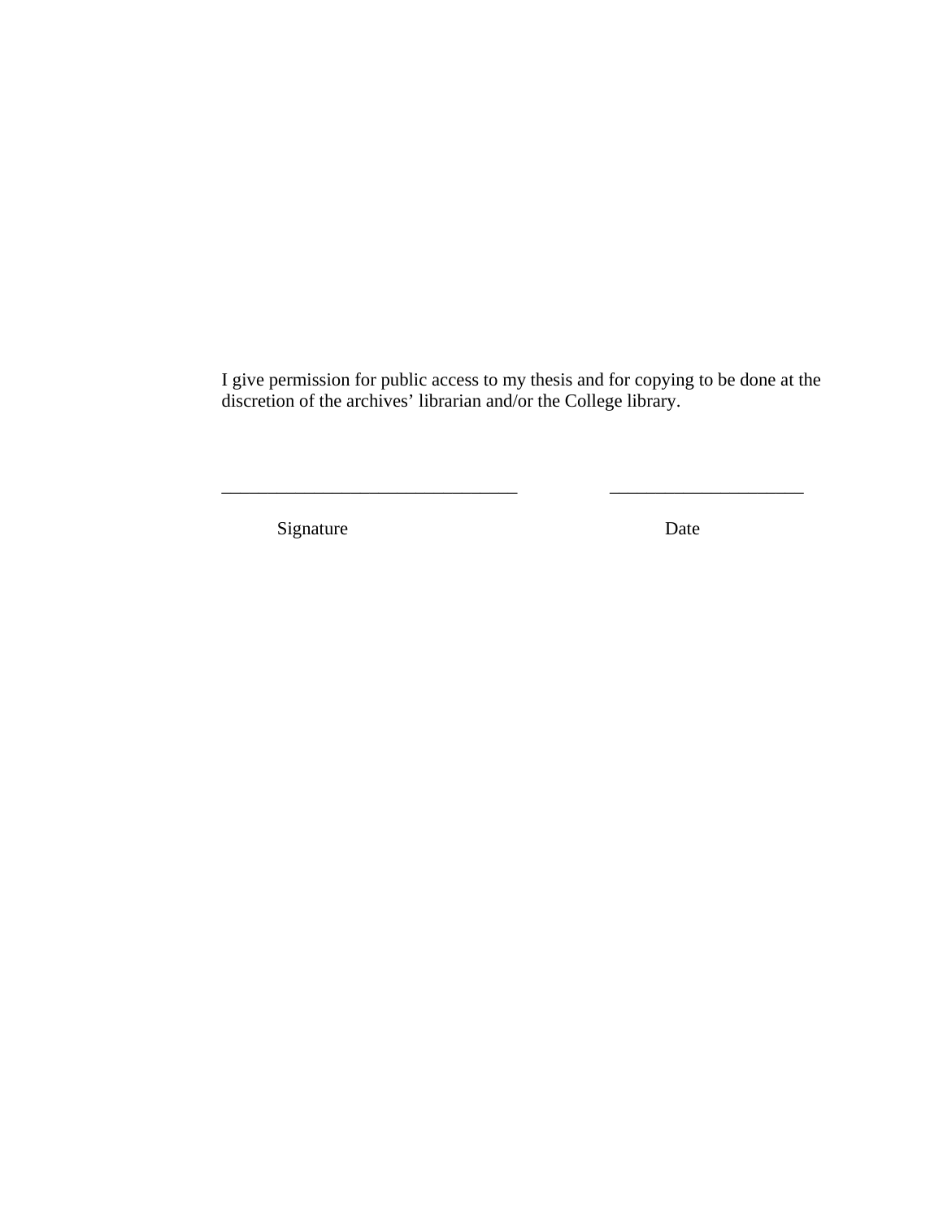I give permission for public access to my thesis and for copying to be done at the discretion of the archives' librarian and/or the College library.

_________________________________ _____________________

Signature Date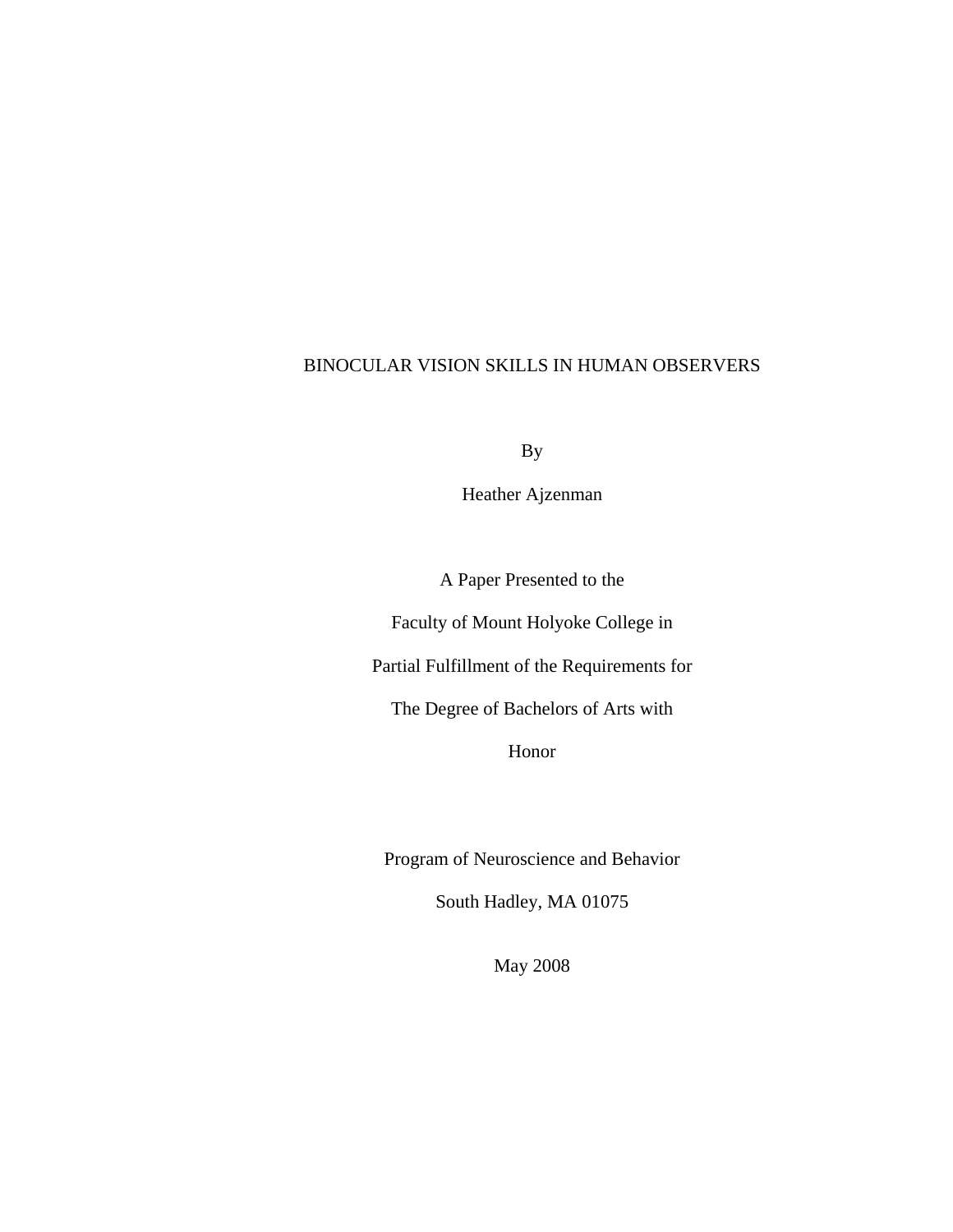# BINOCULAR VISION SKILLS IN HUMAN OBSERVERS

By

Heather Ajzenman

A Paper Presented to the

Faculty of Mount Holyoke College in

Partial Fulfillment of the Requirements for

The Degree of Bachelors of Arts with

Honor

Program of Neuroscience and Behavior

South Hadley, MA 01075

May 2008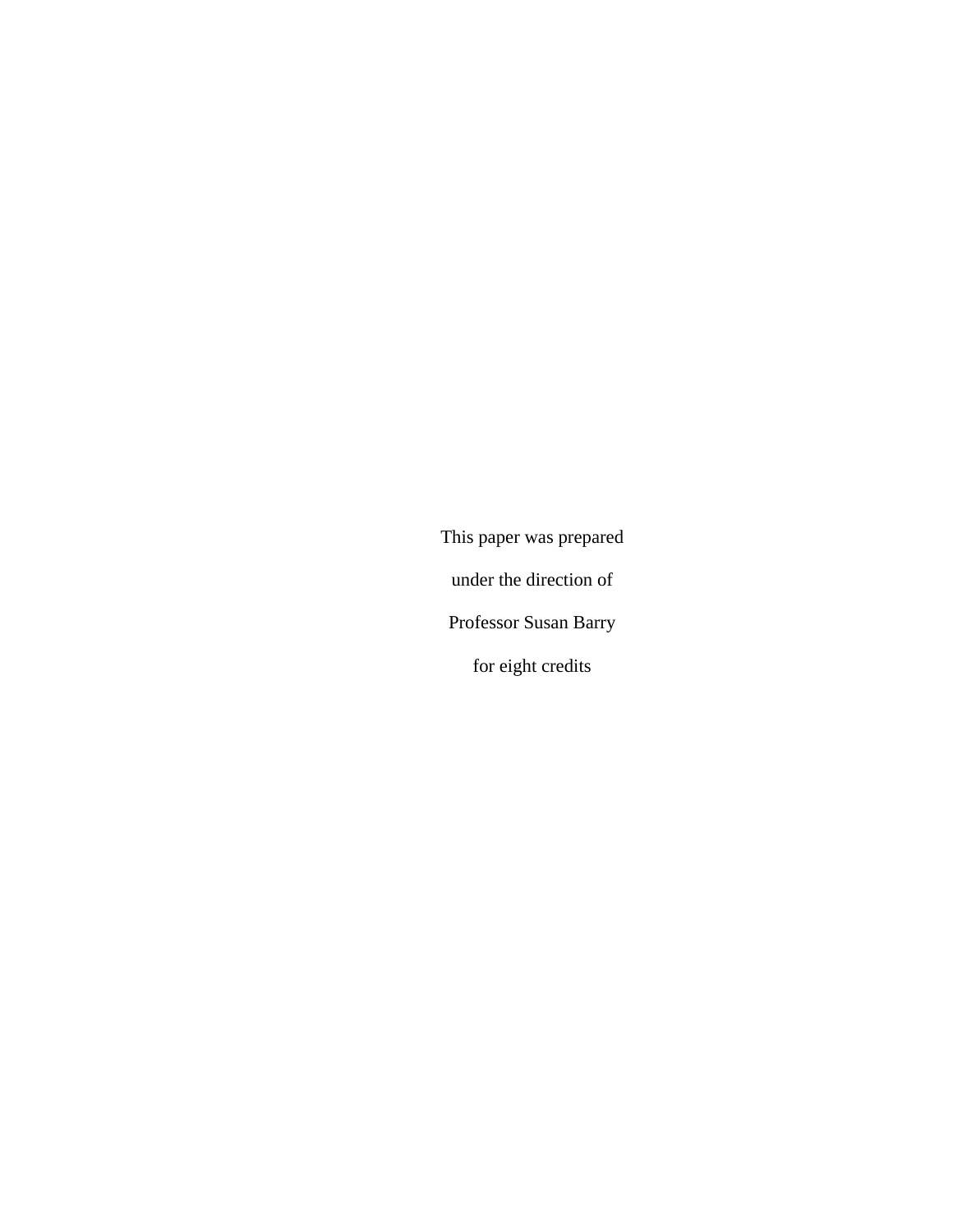This paper was prepared

under the direction of

Professor Susan Barry

for eight credits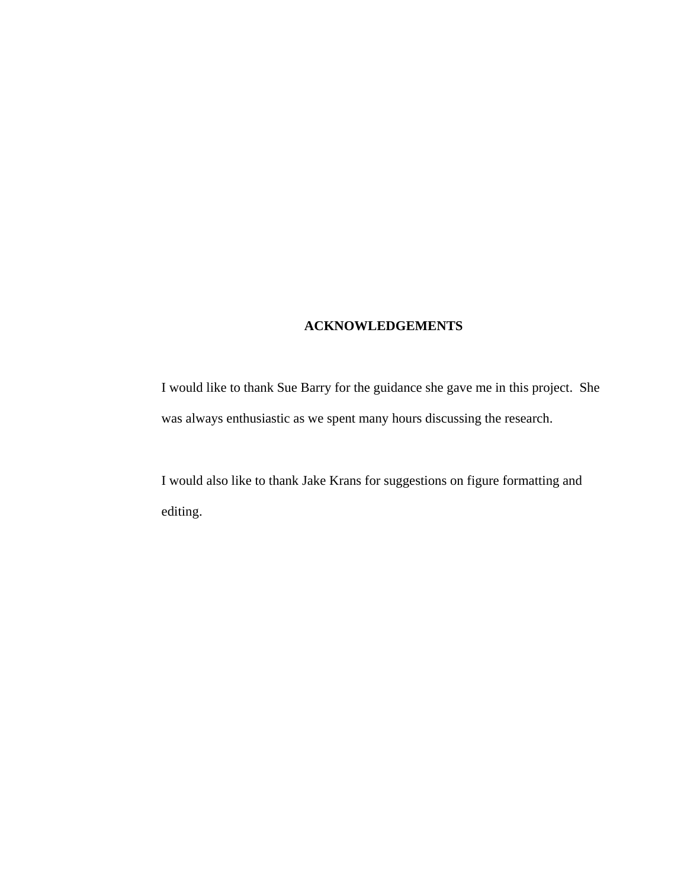# ACKNOWLEDGEMENTS

I would like to thank Sue Barry for the guidance she gave me in this project. She was always enthusiastic as we spent many hours discussing the research.

I would also like to thank Jake Krans for suggestions on figure formatting and editing.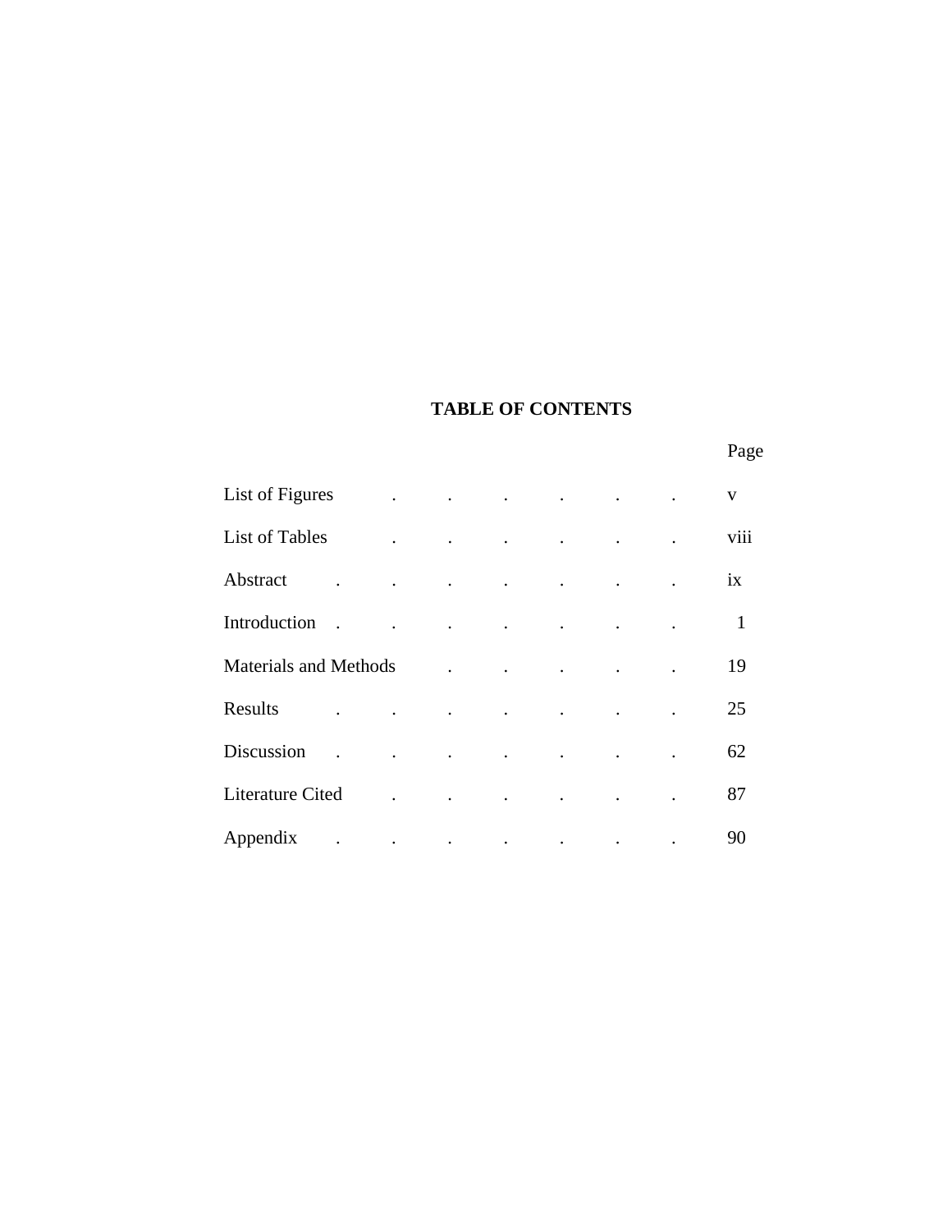## TABLE OF CONTENTS

| | Page |
|---|---|
| List of Figures | v |
| List of Tables | viii |
| Abstract | ix |
| Introduction | 1 |
| Materials and Methods | 19 |
| Results | 25 |
| Discussion | 62 |
| Literature Cited | 87 |
| Appendix | 90 |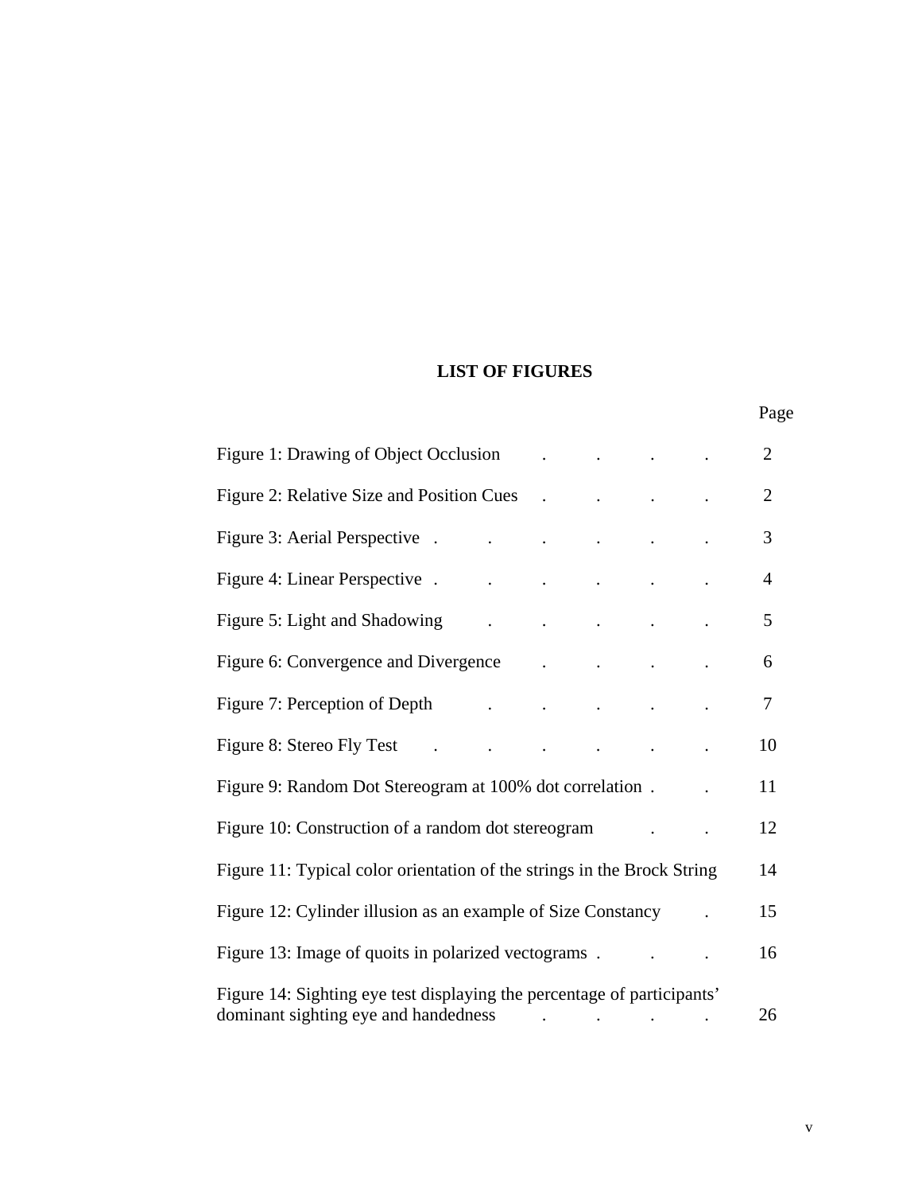# LIST OF FIGURES

| | Page |
|---|---|
| Figure 1: Drawing of Object Occlusion | 2 |
| Figure 2: Relative Size and Position Cues | 2 |
| Figure 3: Aerial Perspective | 3 |
| Figure 4: Linear Perspective | 4 |
| Figure 5: Light and Shadowing | 5 |
| Figure 6: Convergence and Divergence | 6 |
| Figure 7: Perception of Depth | 7 |
| Figure 8: Stereo Fly Test | 10 |
| Figure 9: Random Dot Stereogram at 100% dot correlation | 11 |
| Figure 10: Construction of a random dot stereogram | 12 |
| Figure 11: Typical color orientation of the strings in the Brock String | 14 |
| Figure 12: Cylinder illusion as an example of Size Constancy | 15 |
| Figure 13: Image of quoits in polarized vectograms | 16 |
| Figure 14: Sighting eye test displaying the percentage of participants' dominant sighting eye and handedness | 26 |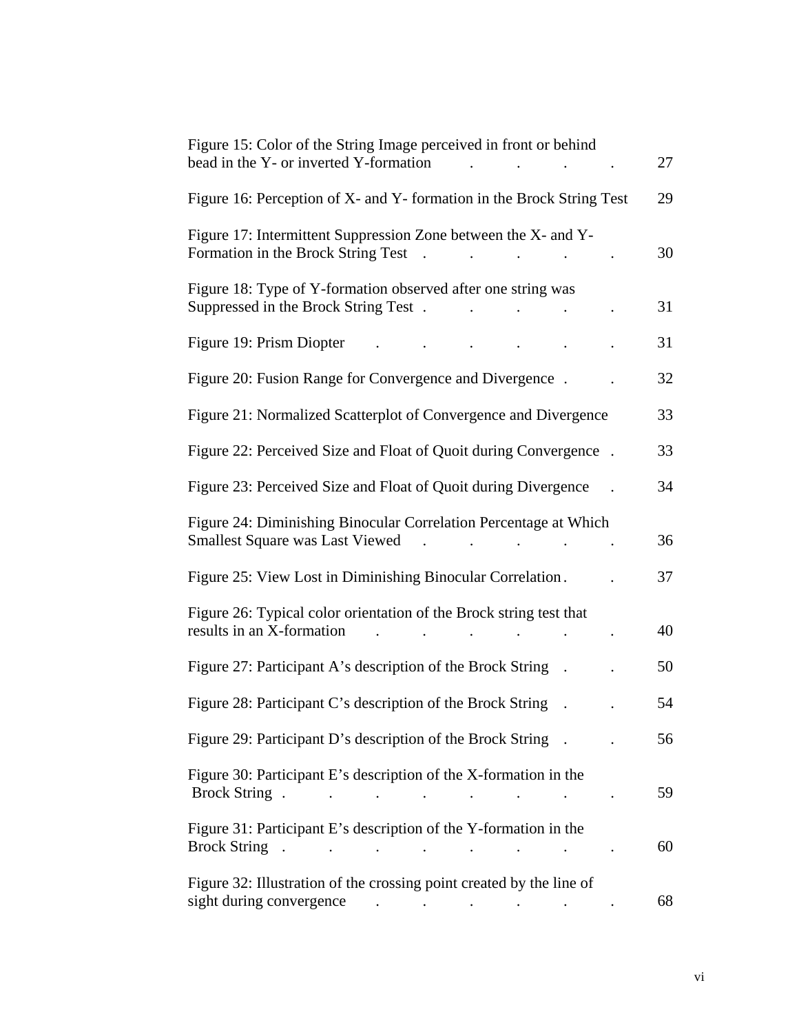Figure 15: Color of the String Image perceived in front or behind bead in the Y- or inverted Y-formation . . . . . 27

Figure 16: Perception of X- and Y- formation in the Brock String Test 29

Figure 17: Intermittent Suppression Zone between the X- and Y-Formation in the Brock String Test . . . . . 30

Figure 18: Type of Y-formation observed after one string was Suppressed in the Brock String Test . . . . . 31

Figure 19: Prism Diopter . . . . . . 31

Figure 20: Fusion Range for Convergence and Divergence . . 32

Figure 21: Normalized Scatterplot of Convergence and Divergence 33

Figure 22: Perceived Size and Float of Quoit during Convergence . 33

Figure 23: Perceived Size and Float of Quoit during Divergence . 34

Figure 24: Diminishing Binocular Correlation Percentage at Which Smallest Square was Last Viewed . . . . . 36

Figure 25: View Lost in Diminishing Binocular Correlation . . 37

Figure 26: Typical color orientation of the Brock string test that results in an X-formation . . . . . . 40

Figure 27: Participant A's description of the Brock String . . 50

Figure 28: Participant C's description of the Brock String . . 54

Figure 29: Participant D's description of the Brock String . . 56

Figure 30: Participant E's description of the X-formation in the Brock String . . . . . . . . 59

Figure 31: Participant E's description of the Y-formation in the Brock String . . . . . . . . 60

Figure 32: Illustration of the crossing point created by the line of sight during convergence . . . . . . 68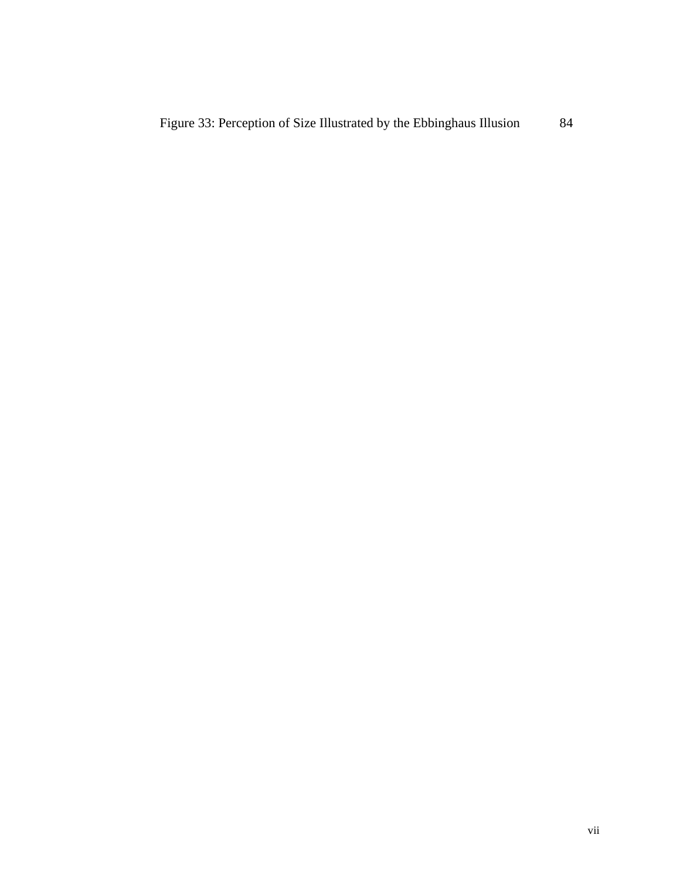Figure 33: Perception of Size Illustrated by the Ebbinghaus Illusion 84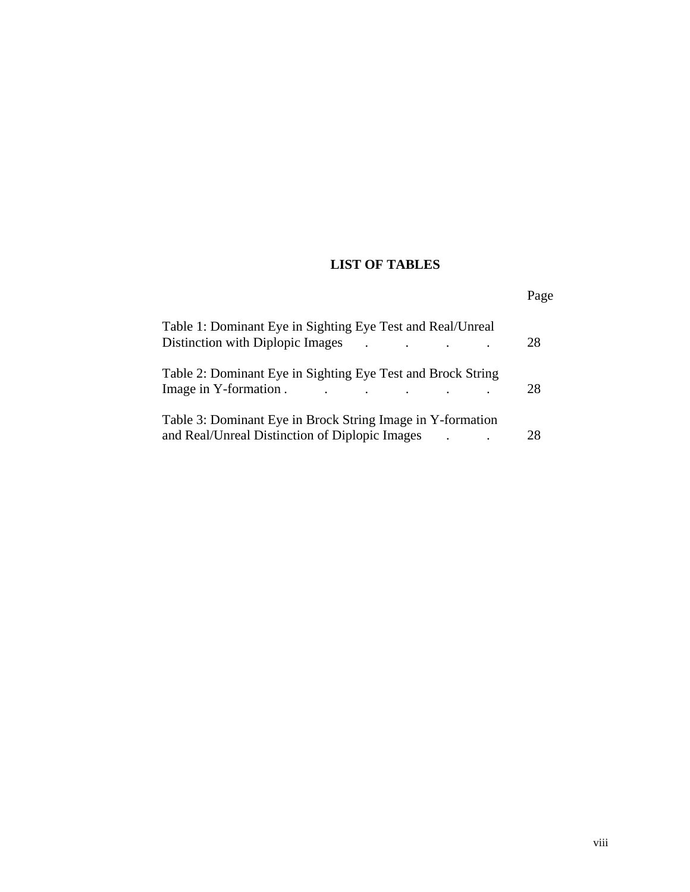# LIST OF TABLES

| | Page |
|---|---|
| Table 1: Dominant Eye in Sighting Eye Test and Real/Unreal Distinction with Diplopic Images . . . . | 28 |
| Table 2: Dominant Eye in Sighting Eye Test and Brock String Image in Y-formation . . . . . . | 28 |
| Table 3: Dominant Eye in Brock String Image in Y-formation and Real/Unreal Distinction of Diplopic Images . . | 28 |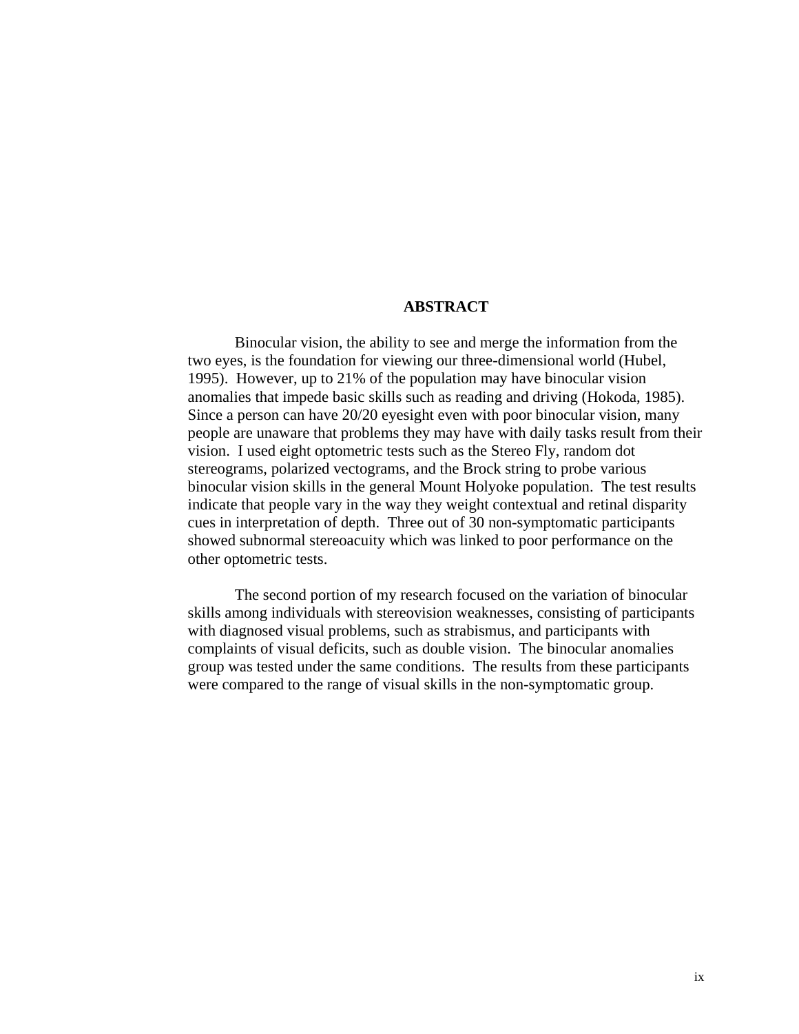## ABSTRACT

Binocular vision, the ability to see and merge the information from the two eyes, is the foundation for viewing our three-dimensional world (Hubel, 1995). However, up to 21% of the population may have binocular vision anomalies that impede basic skills such as reading and driving (Hokoda, 1985). Since a person can have 20/20 eyesight even with poor binocular vision, many people are unaware that problems they may have with daily tasks result from their vision. I used eight optometric tests such as the Stereo Fly, random dot stereograms, polarized vectograms, and the Brock string to probe various binocular vision skills in the general Mount Holyoke population. The test results indicate that people vary in the way they weight contextual and retinal disparity cues in interpretation of depth. Three out of 30 non-symptomatic participants showed subnormal stereoacuity which was linked to poor performance on the other optometric tests.

The second portion of my research focused on the variation of binocular skills among individuals with stereovision weaknesses, consisting of participants with diagnosed visual problems, such as strabismus, and participants with complaints of visual deficits, such as double vision. The binocular anomalies group was tested under the same conditions. The results from these participants were compared to the range of visual skills in the non-symptomatic group.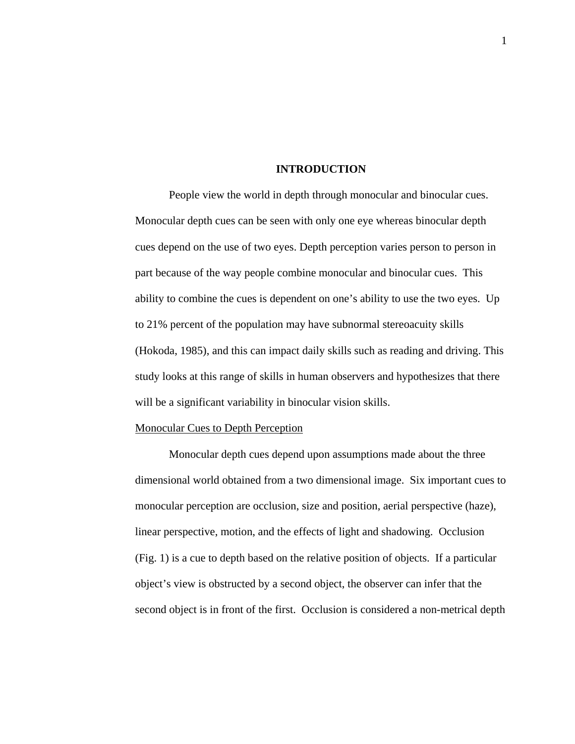# INTRODUCTION

People view the world in depth through monocular and binocular cues. Monocular depth cues can be seen with only one eye whereas binocular depth cues depend on the use of two eyes. Depth perception varies person to person in part because of the way people combine monocular and binocular cues. This ability to combine the cues is dependent on one's ability to use the two eyes. Up to 21% percent of the population may have subnormal stereoacuity skills (Hokoda, 1985), and this can impact daily skills such as reading and driving. This study looks at this range of skills in human observers and hypothesizes that there will be a significant variability in binocular vision skills.

## Monocular Cues to Depth Perception

Monocular depth cues depend upon assumptions made about the three dimensional world obtained from a two dimensional image. Six important cues to monocular perception are occlusion, size and position, aerial perspective (haze), linear perspective, motion, and the effects of light and shadowing. Occlusion (Fig. 1) is a cue to depth based on the relative position of objects. If a particular object's view is obstructed by a second object, the observer can infer that the second object is in front of the first. Occlusion is considered a non-metrical depth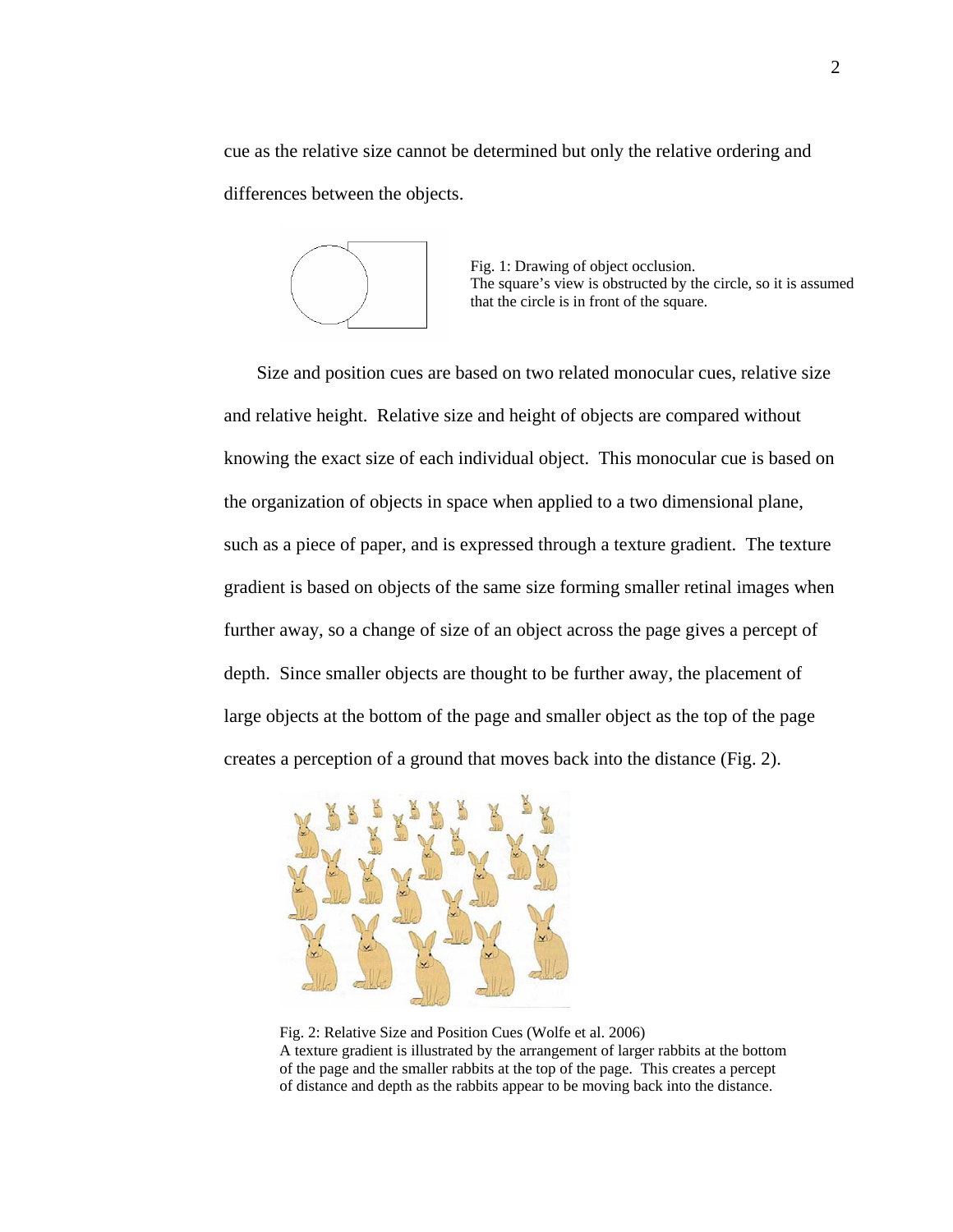cue as the relative size cannot be determined but only the relative ordering and differences between the objects.

Fig. 1: Drawing of object occlusion.
The square's view is obstructed by the circle, so it is assumed that the circle is in front of the square.

Size and position cues are based on two related monocular cues, relative size and relative height. Relative size and height of objects are compared without knowing the exact size of each individual object. This monocular cue is based on the organization of objects in space when applied to a two dimensional plane, such as a piece of paper, and is expressed through a texture gradient. The texture gradient is based on objects of the same size forming smaller retinal images when further away, so a change of size of an object across the page gives a percept of depth. Since smaller objects are thought to be further away, the placement of large objects at the bottom of the page and smaller object as the top of the page creates a perception of a ground that moves back into the distance (Fig. 2).

Fig. 2: Relative Size and Position Cues (Wolfe et al. 2006)
A texture gradient is illustrated by the arrangement of larger rabbits at the bottom of the page and the smaller rabbits at the top of the page. This creates a percept of distance and depth as the rabbits appear to be moving back into the distance.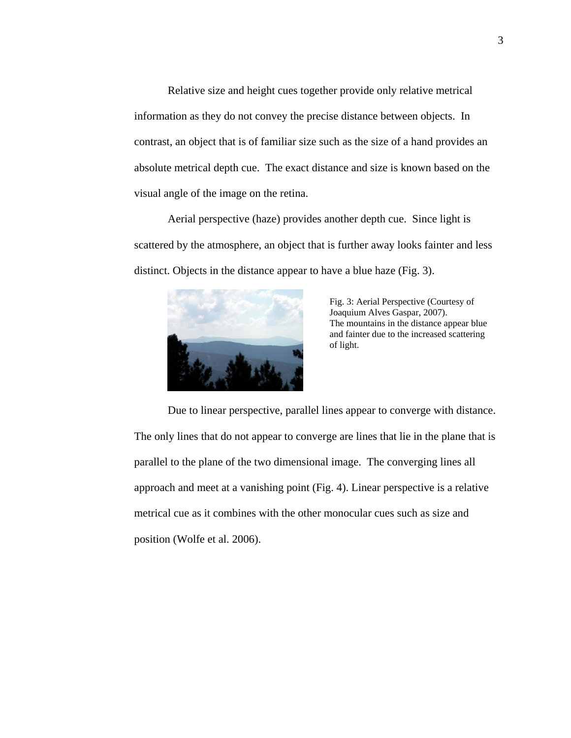Relative size and height cues together provide only relative metrical information as they do not convey the precise distance between objects. In contrast, an object that is of familiar size such as the size of a hand provides an absolute metrical depth cue. The exact distance and size is known based on the visual angle of the image on the retina.

Aerial perspective (haze) provides another depth cue. Since light is scattered by the atmosphere, an object that is further away looks fainter and less distinct. Objects in the distance appear to have a blue haze (Fig. 3).

Fig. 3: Aerial Perspective (Courtesy of Joaquium Alves Gaspar, 2007). The mountains in the distance appear blue and fainter due to the increased scattering of light.

Due to linear perspective, parallel lines appear to converge with distance. The only lines that do not appear to converge are lines that lie in the plane that is parallel to the plane of the two dimensional image. The converging lines all approach and meet at a vanishing point (Fig. 4). Linear perspective is a relative metrical cue as it combines with the other monocular cues such as size and position (Wolfe et al. 2006).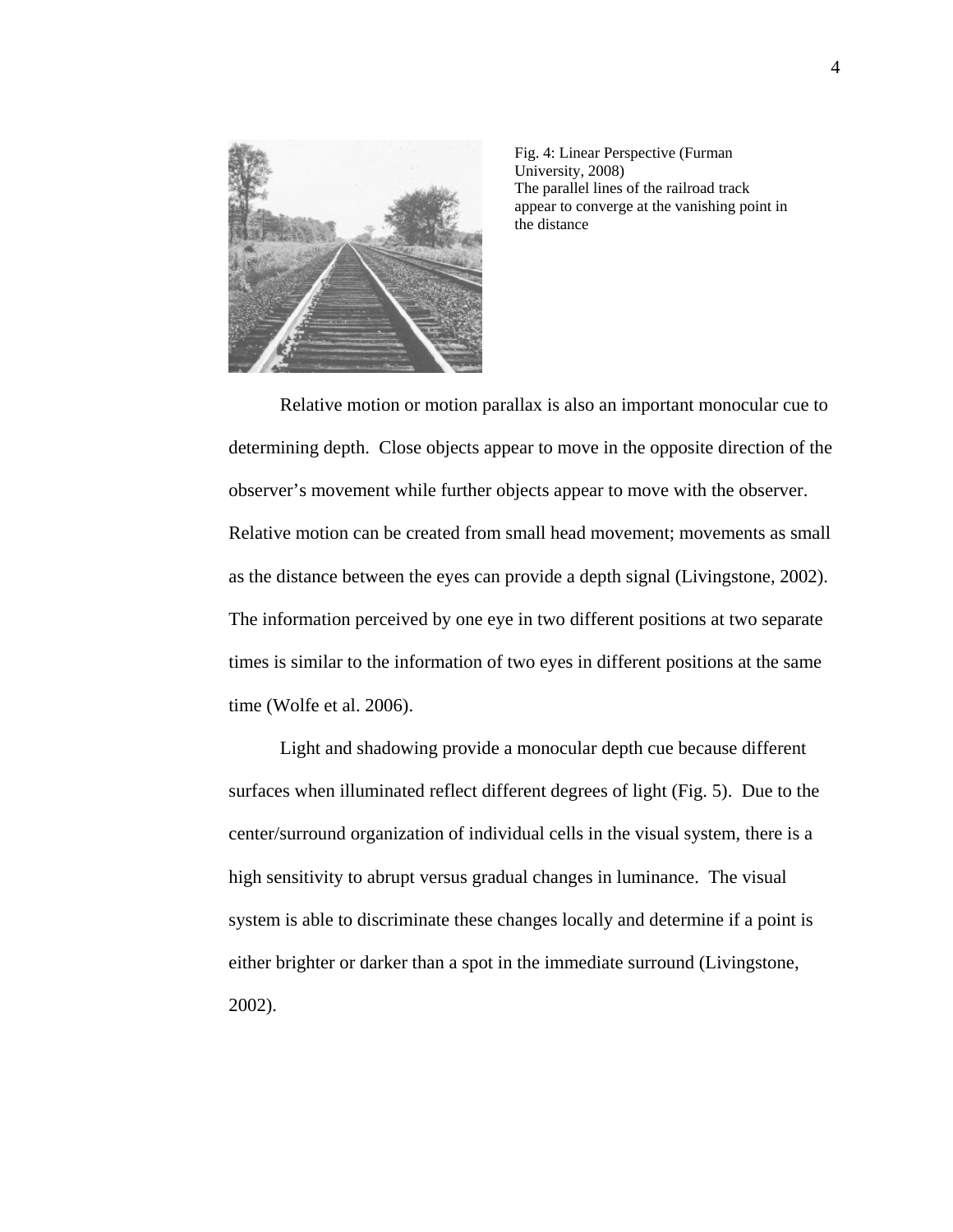Fig. 4: Linear Perspective (Furman University, 2008)
The parallel lines of the railroad track appear to converge at the vanishing point in the distance

Relative motion or motion parallax is also an important monocular cue to determining depth. Close objects appear to move in the opposite direction of the observer's movement while further objects appear to move with the observer. Relative motion can be created from small head movement; movements as small as the distance between the eyes can provide a depth signal (Livingstone, 2002). The information perceived by one eye in two different positions at two separate times is similar to the information of two eyes in different positions at the same time (Wolfe et al. 2006).

Light and shadowing provide a monocular depth cue because different surfaces when illuminated reflect different degrees of light (Fig. 5). Due to the center/surround organization of individual cells in the visual system, there is a high sensitivity to abrupt versus gradual changes in luminance. The visual system is able to discriminate these changes locally and determine if a point is either brighter or darker than a spot in the immediate surround (Livingstone, 2002).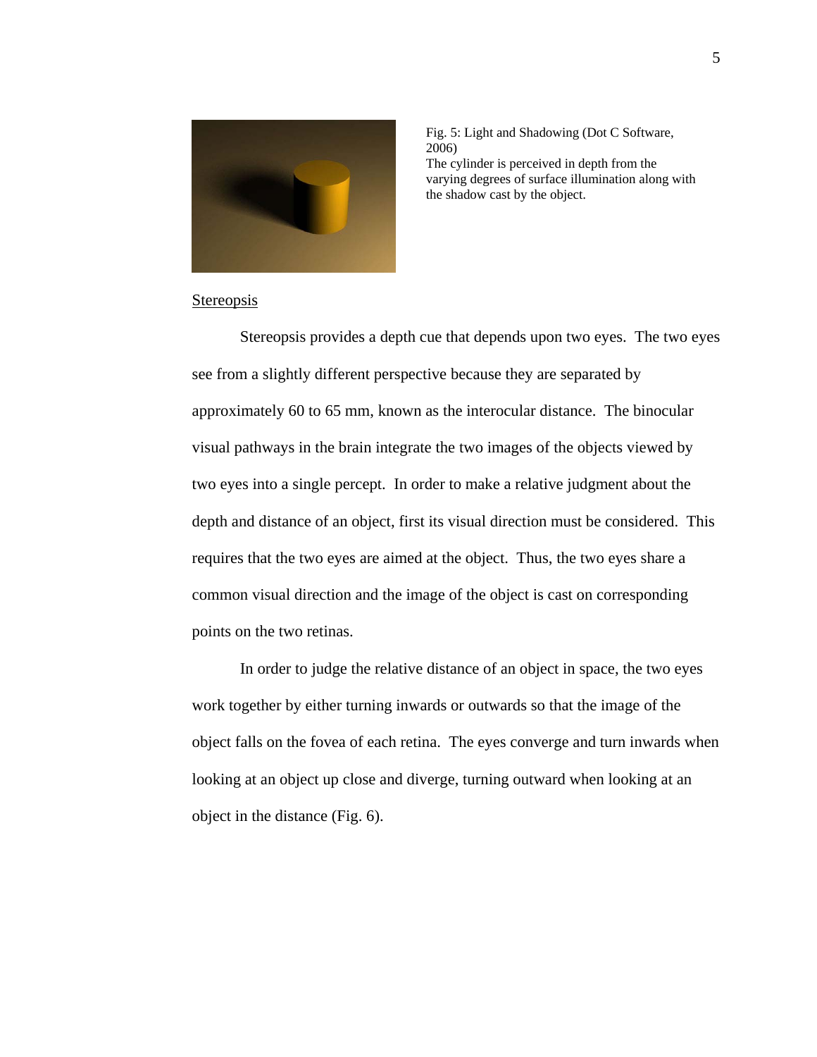Fig. 5: Light and Shadowing (Dot C Software, 2006)
The cylinder is perceived in depth from the varying degrees of surface illumination along with the shadow cast by the object.

## Stereopsis

Stereopsis provides a depth cue that depends upon two eyes. The two eyes see from a slightly different perspective because they are separated by approximately 60 to 65 mm, known as the interocular distance. The binocular visual pathways in the brain integrate the two images of the objects viewed by two eyes into a single percept. In order to make a relative judgment about the depth and distance of an object, first its visual direction must be considered. This requires that the two eyes are aimed at the object. Thus, the two eyes share a common visual direction and the image of the object is cast on corresponding points on the two retinas.

In order to judge the relative distance of an object in space, the two eyes work together by either turning inwards or outwards so that the image of the object falls on the fovea of each retina. The eyes converge and turn inwards when looking at an object up close and diverge, turning outward when looking at an object in the distance (Fig. 6).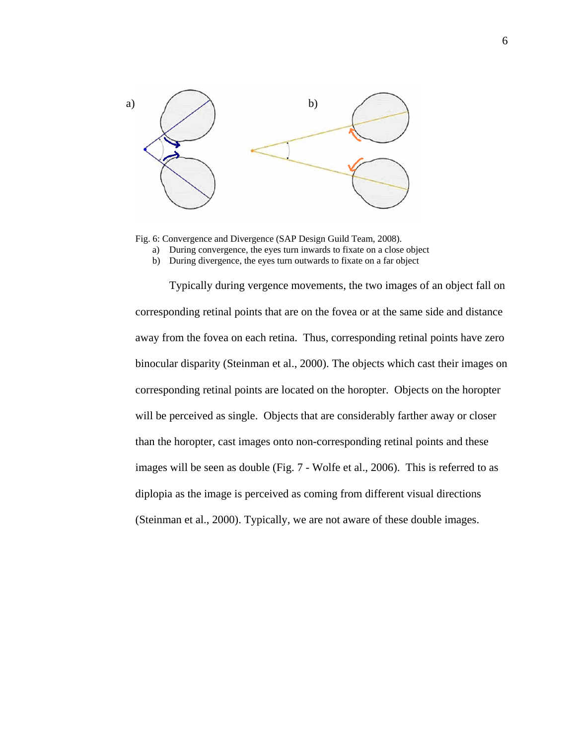Fig. 6: Convergence and Divergence (SAP Design Guild Team, 2008).

a) During convergence, the eyes turn inwards to fixate on a close object
b) During divergence, the eyes turn outwards to fixate on a far object

Typically during vergence movements, the two images of an object fall on corresponding retinal points that are on the fovea or at the same side and distance away from the fovea on each retina. Thus, corresponding retinal points have zero binocular disparity (Steinman et al., 2000). The objects which cast their images on corresponding retinal points are located on the horopter. Objects on the horopter will be perceived as single. Objects that are considerably farther away or closer than the horopter, cast images onto non-corresponding retinal points and these images will be seen as double (Fig. 7 - Wolfe et al., 2006). This is referred to as diplopia as the image is perceived as coming from different visual directions (Steinman et al., 2000). Typically, we are not aware of these double images.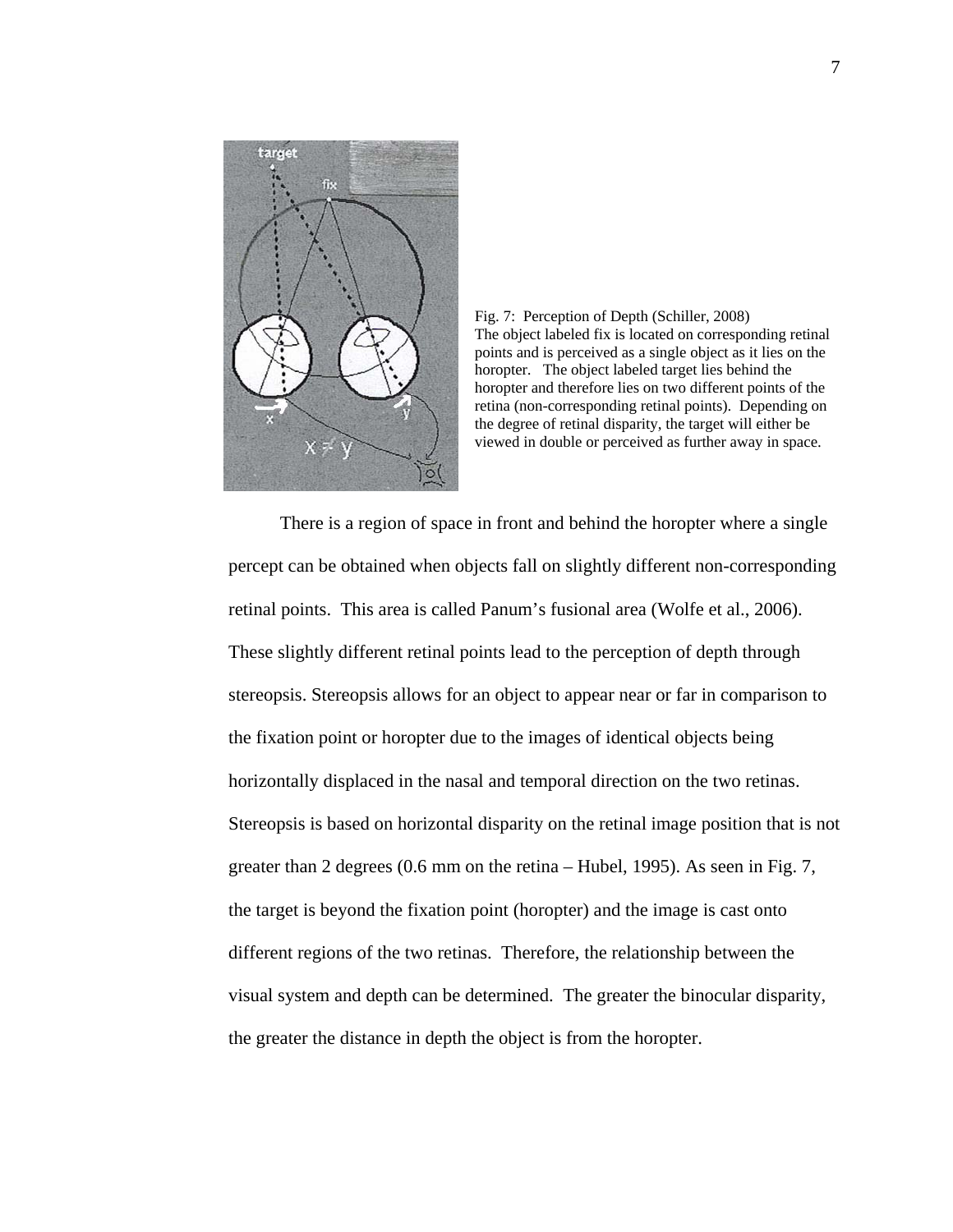Fig. 7: Perception of Depth (Schiller, 2008)
The object labeled fix is located on corresponding retinal points and is perceived as a single object as it lies on the horopter. The object labeled target lies behind the horopter and therefore lies on two different points of the retina (non-corresponding retinal points). Depending on the degree of retinal disparity, the target will either be viewed in double or perceived as further away in space.

There is a region of space in front and behind the horopter where a single percept can be obtained when objects fall on slightly different non-corresponding retinal points. This area is called Panum's fusional area (Wolfe et al., 2006). These slightly different retinal points lead to the perception of depth through stereopsis. Stereopsis allows for an object to appear near or far in comparison to the fixation point or horopter due to the images of identical objects being horizontally displaced in the nasal and temporal direction on the two retinas. Stereopsis is based on horizontal disparity on the retinal image position that is not greater than 2 degrees (0.6 mm on the retina – Hubel, 1995). As seen in Fig. 7, the target is beyond the fixation point (horopter) and the image is cast onto different regions of the two retinas. Therefore, the relationship between the visual system and depth can be determined. The greater the binocular disparity, the greater the distance in depth the object is from the horopter.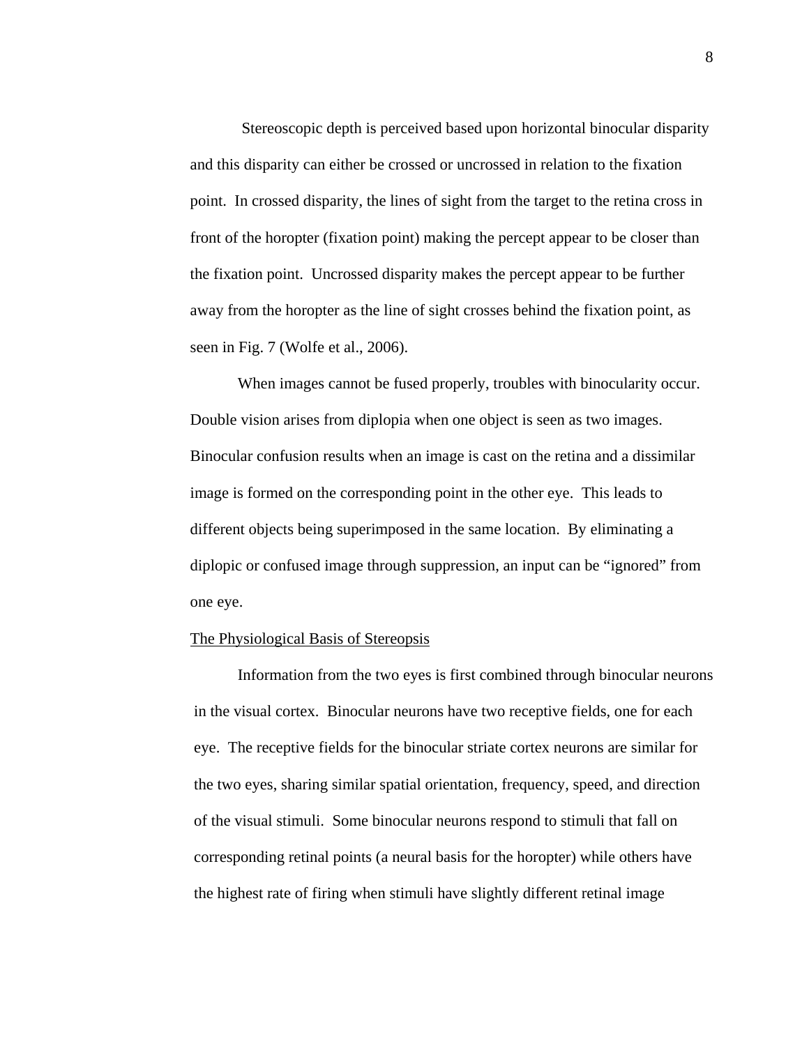Stereoscopic depth is perceived based upon horizontal binocular disparity and this disparity can either be crossed or uncrossed in relation to the fixation point. In crossed disparity, the lines of sight from the target to the retina cross in front of the horopter (fixation point) making the percept appear to be closer than the fixation point. Uncrossed disparity makes the percept appear to be further away from the horopter as the line of sight crosses behind the fixation point, as seen in Fig. 7 (Wolfe et al., 2006).

When images cannot be fused properly, troubles with binocularity occur. Double vision arises from diplopia when one object is seen as two images. Binocular confusion results when an image is cast on the retina and a dissimilar image is formed on the corresponding point in the other eye. This leads to different objects being superimposed in the same location. By eliminating a diplopic or confused image through suppression, an input can be "ignored" from one eye.

<u>The Physiological Basis of Stereopsis</u>

Information from the two eyes is first combined through binocular neurons in the visual cortex. Binocular neurons have two receptive fields, one for each eye. The receptive fields for the binocular striate cortex neurons are similar for the two eyes, sharing similar spatial orientation, frequency, speed, and direction of the visual stimuli. Some binocular neurons respond to stimuli that fall on corresponding retinal points (a neural basis for the horopter) while others have the highest rate of firing when stimuli have slightly different retinal image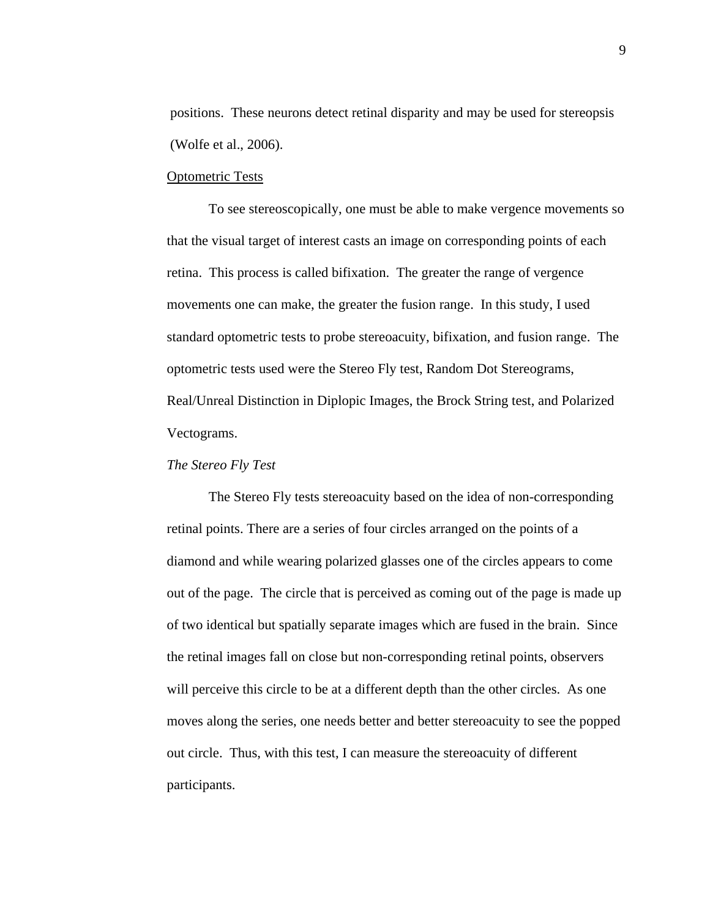positions. These neurons detect retinal disparity and may be used for stereopsis (Wolfe et al., 2006).

## Optometric Tests

To see stereoscopically, one must be able to make vergence movements so that the visual target of interest casts an image on corresponding points of each retina. This process is called bifixation. The greater the range of vergence movements one can make, the greater the fusion range. In this study, I used standard optometric tests to probe stereoacuity, bifixation, and fusion range. The optometric tests used were the Stereo Fly test, Random Dot Stereograms, Real/Unreal Distinction in Diplopic Images, the Brock String test, and Polarized Vectograms.

### *The Stereo Fly Test*

The Stereo Fly tests stereoacuity based on the idea of non-corresponding retinal points. There are a series of four circles arranged on the points of a diamond and while wearing polarized glasses one of the circles appears to come out of the page. The circle that is perceived as coming out of the page is made up of two identical but spatially separate images which are fused in the brain. Since the retinal images fall on close but non-corresponding retinal points, observers will perceive this circle to be at a different depth than the other circles. As one moves along the series, one needs better and better stereoacuity to see the popped out circle. Thus, with this test, I can measure the stereoacuity of different participants.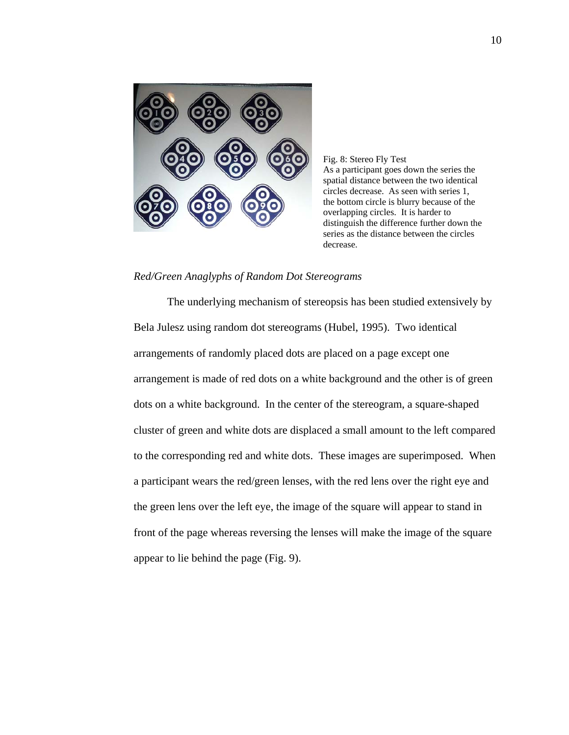Fig. 8: Stereo Fly Test
As a participant goes down the series the spatial distance between the two identical circles decrease. As seen with series 1, the bottom circle is blurry because of the overlapping circles. It is harder to distinguish the difference further down the series as the distance between the circles decrease.

*Red/Green Anaglyphs of Random Dot Stereograms*

The underlying mechanism of stereopsis has been studied extensively by Bela Julesz using random dot stereograms (Hubel, 1995). Two identical arrangements of randomly placed dots are placed on a page except one arrangement is made of red dots on a white background and the other is of green dots on a white background. In the center of the stereogram, a square-shaped cluster of green and white dots are displaced a small amount to the left compared to the corresponding red and white dots. These images are superimposed. When a participant wears the red/green lenses, with the red lens over the right eye and the green lens over the left eye, the image of the square will appear to stand in front of the page whereas reversing the lenses will make the image of the square appear to lie behind the page (Fig. 9).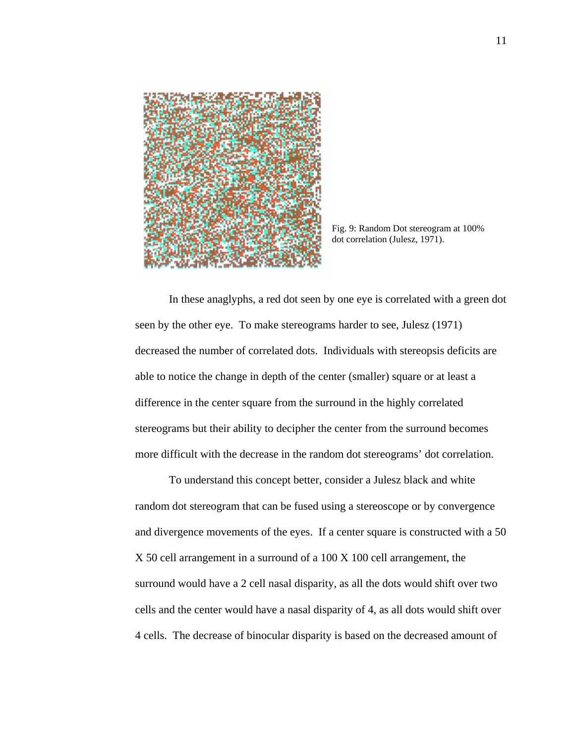Fig. 9: Random Dot stereogram at 100% dot correlation (Julesz, 1971).

In these anaglyphs, a red dot seen by one eye is correlated with a green dot seen by the other eye. To make stereograms harder to see, Julesz (1971) decreased the number of correlated dots. Individuals with stereopsis deficits are able to notice the change in depth of the center (smaller) square or at least a difference in the center square from the surround in the highly correlated stereograms but their ability to decipher the center from the surround becomes more difficult with the decrease in the random dot stereograms' dot correlation.

To understand this concept better, consider a Julesz black and white random dot stereogram that can be fused using a stereoscope or by convergence and divergence movements of the eyes. If a center square is constructed with a 50 X 50 cell arrangement in a surround of a 100 X 100 cell arrangement, the surround would have a 2 cell nasal disparity, as all the dots would shift over two cells and the center would have a nasal disparity of 4, as all dots would shift over 4 cells. The decrease of binocular disparity is based on the decreased amount of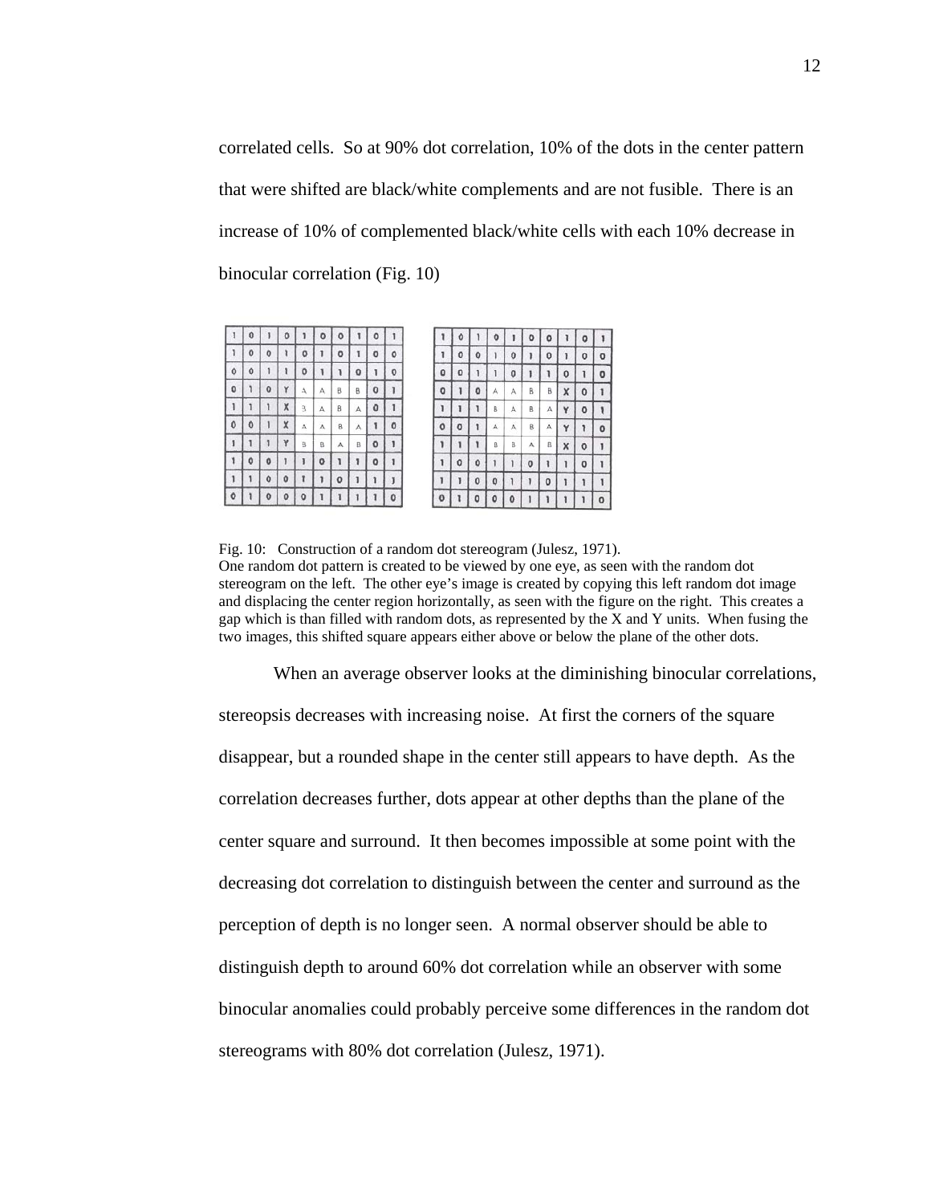correlated cells. So at 90% dot correlation, 10% of the dots in the center pattern that were shifted are black/white complements and are not fusible. There is an increase of 10% of complemented black/white cells with each 10% decrease in binocular correlation (Fig. 10)

| 1 | 0 | 1 | 0 | 1 | 0 | 0 | 1 | 0 | 1 |
|---|---|---|---|---|---|---|---|---|---|
| 1 | 0 | 0 | 1 | 0 | 1 | 0 | 1 | 0 | 0 |
| 0 | 0 | 1 | 1 | 0 | 1 | 1 | 0 | 1 | 0 |
| 0 | 1 | 0 | Y | A | A | B | B | 0 | 1 |
| 1 | 1 | 1 | X | B | A | B | A | 0 | 1 |
| 0 | 0 | 1 | X | A | A | B | A | 1 | 0 |
| 1 | 1 | 1 | Y | B | B | A | B | 0 | 1 |
| 1 | 0 | 0 | 1 | 1 | 0 | 1 | 1 | 0 | 1 |
| 1 | 1 | 0 | 0 | 1 | 1 | 0 | 1 | 1 | 1 |
| 0 | 1 | 0 | 0 | 0 | 1 | 1 | 1 | 1 | 0 |

| 1 | 0 | 1 | 0 | 1 | 0 | 0 | 1 | 0 | 1 |
|---|---|---|---|---|---|---|---|---|---|
| 1 | 0 | 0 | 1 | 0 | 1 | 0 | 1 | 0 | 0 |
| 0 | 0 | 1 | 1 | 0 | 1 | 1 | 0 | 1 | 0 |
| 0 | 1 | 0 | A | A | B | B | X | 0 | 1 |
| 1 | 1 | 1 | B | A | B | A | Y | 0 | 1 |
| 0 | 0 | 1 | A | A | B | A | Y | 1 | 0 |
| 1 | 1 | 1 | B | B | A | B | X | 0 | 1 |
| 1 | 0 | 0 | 1 | 1 | 0 | 1 | 1 | 0 | 1 |
| 1 | 1 | 0 | 0 | 1 | 1 | 0 | 1 | 1 | 1 |
| 0 | 1 | 0 | 0 | 0 | 1 | 1 | 1 | 1 | 0 |

Fig. 10: Construction of a random dot stereogram (Julesz, 1971).
One random dot pattern is created to be viewed by one eye, as seen with the random dot stereogram on the left. The other eye's image is created by copying this left random dot image and displacing the center region horizontally, as seen with the figure on the right. This creates a gap which is than filled with random dots, as represented by the X and Y units. When fusing the two images, this shifted square appears either above or below the plane of the other dots.

When an average observer looks at the diminishing binocular correlations, stereopsis decreases with increasing noise. At first the corners of the square disappear, but a rounded shape in the center still appears to have depth. As the correlation decreases further, dots appear at other depths than the plane of the center square and surround. It then becomes impossible at some point with the decreasing dot correlation to distinguish between the center and surround as the perception of depth is no longer seen. A normal observer should be able to distinguish depth to around 60% dot correlation while an observer with some binocular anomalies could probably perceive some differences in the random dot stereograms with 80% dot correlation (Julesz, 1971).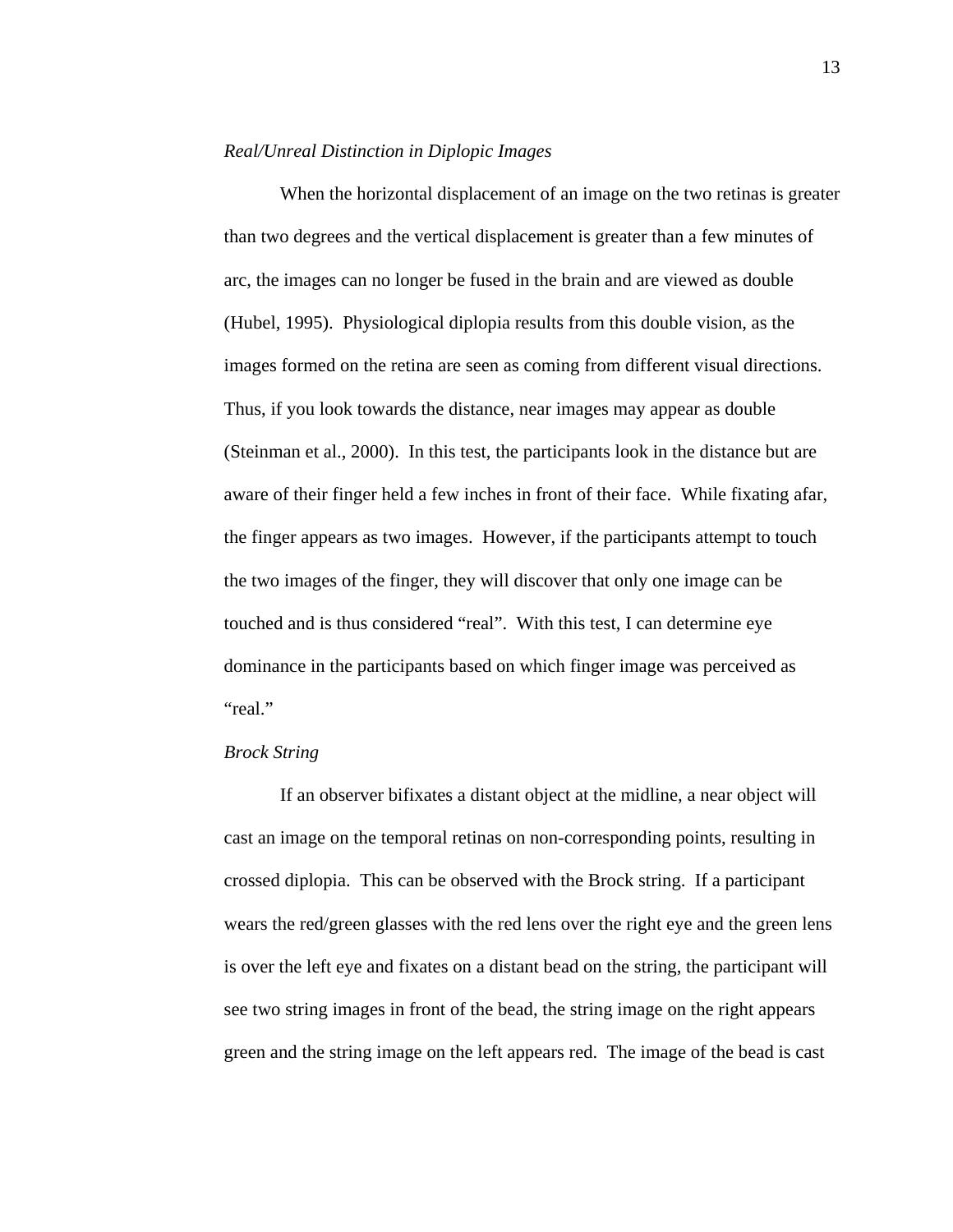*Real/Unreal Distinction in Diplopic Images*

When the horizontal displacement of an image on the two retinas is greater than two degrees and the vertical displacement is greater than a few minutes of arc, the images can no longer be fused in the brain and are viewed as double (Hubel, 1995). Physiological diplopia results from this double vision, as the images formed on the retina are seen as coming from different visual directions. Thus, if you look towards the distance, near images may appear as double (Steinman et al., 2000). In this test, the participants look in the distance but are aware of their finger held a few inches in front of their face. While fixating afar, the finger appears as two images. However, if the participants attempt to touch the two images of the finger, they will discover that only one image can be touched and is thus considered "real". With this test, I can determine eye dominance in the participants based on which finger image was perceived as "real."

*Brock String*

If an observer bifixates a distant object at the midline, a near object will cast an image on the temporal retinas on non-corresponding points, resulting in crossed diplopia. This can be observed with the Brock string. If a participant wears the red/green glasses with the red lens over the right eye and the green lens is over the left eye and fixates on a distant bead on the string, the participant will see two string images in front of the bead, the string image on the right appears green and the string image on the left appears red. The image of the bead is cast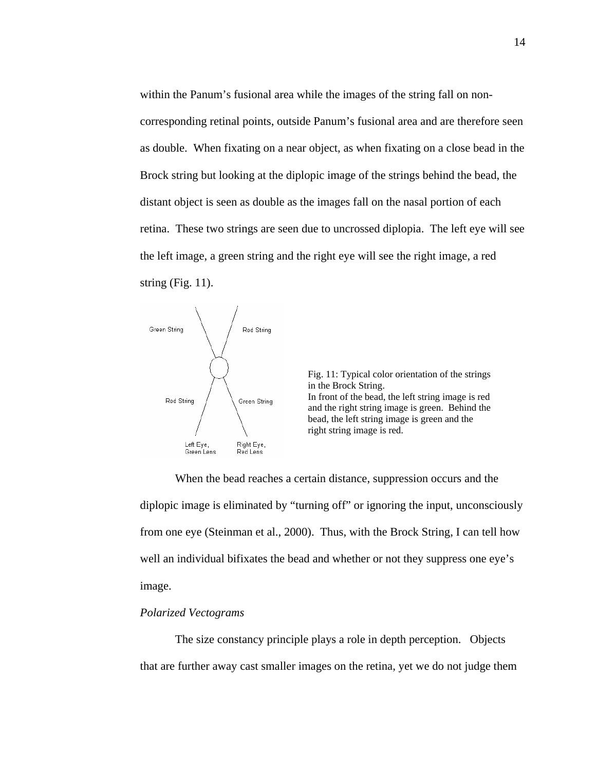within the Panum's fusional area while the images of the string fall on non-corresponding retinal points, outside Panum's fusional area and are therefore seen as double. When fixating on a near object, as when fixating on a close bead in the Brock string but looking at the diplopic image of the strings behind the bead, the distant object is seen as double as the images fall on the nasal portion of each retina. These two strings are seen due to uncrossed diplopia. The left eye will see the left image, a green string and the right eye will see the right image, a red string (Fig. 11).

Fig. 11: Typical color orientation of the strings in the Brock String.
In front of the bead, the left string image is red and the right string image is green. Behind the bead, the left string image is green and the right string image is red.

When the bead reaches a certain distance, suppression occurs and the diplopic image is eliminated by "turning off" or ignoring the input, unconsciously from one eye (Steinman et al., 2000). Thus, with the Brock String, I can tell how well an individual bifixates the bead and whether or not they suppress one eye's image.

*Polarized Vectograms*

The size constancy principle plays a role in depth perception. Objects that are further away cast smaller images on the retina, yet we do not judge them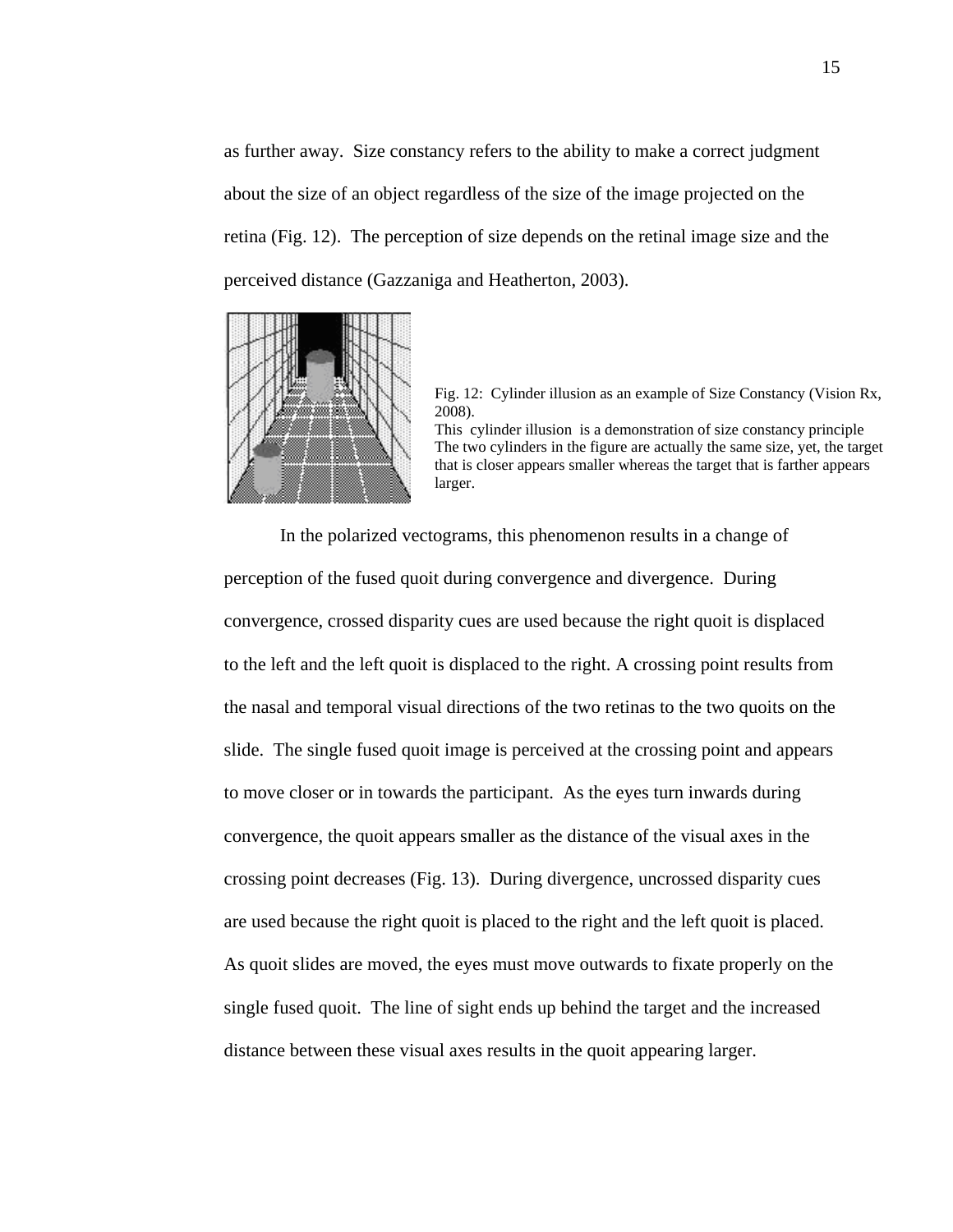as further away. Size constancy refers to the ability to make a correct judgment about the size of an object regardless of the size of the image projected on the retina (Fig. 12). The perception of size depends on the retinal image size and the perceived distance (Gazzaniga and Heatherton, 2003).

Fig. 12: Cylinder illusion as an example of Size Constancy (Vision Rx, 2008).
This cylinder illusion is a demonstration of size constancy principle The two cylinders in the figure are actually the same size, yet, the target that is closer appears smaller whereas the target that is farther appears larger.

In the polarized vectograms, this phenomenon results in a change of perception of the fused quoit during convergence and divergence. During convergence, crossed disparity cues are used because the right quoit is displaced to the left and the left quoit is displaced to the right. A crossing point results from the nasal and temporal visual directions of the two retinas to the two quoits on the slide. The single fused quoit image is perceived at the crossing point and appears to move closer or in towards the participant. As the eyes turn inwards during convergence, the quoit appears smaller as the distance of the visual axes in the crossing point decreases (Fig. 13). During divergence, uncrossed disparity cues are used because the right quoit is placed to the right and the left quoit is placed. As quoit slides are moved, the eyes must move outwards to fixate properly on the single fused quoit. The line of sight ends up behind the target and the increased distance between these visual axes results in the quoit appearing larger.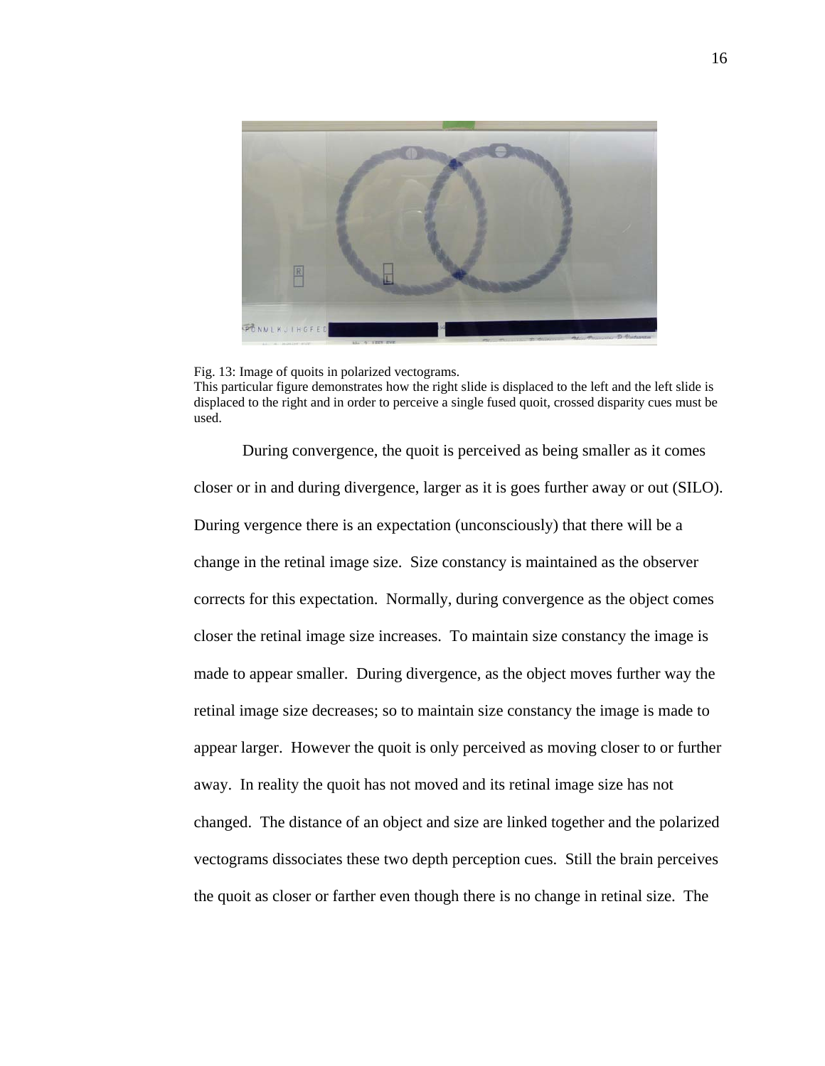Fig. 13: Image of quoits in polarized vectograms.
This particular figure demonstrates how the right slide is displaced to the left and the left slide is displaced to the right and in order to perceive a single fused quoit, crossed disparity cues must be used.

During convergence, the quoit is perceived as being smaller as it comes closer or in and during divergence, larger as it is goes further away or out (SILO). During vergence there is an expectation (unconsciously) that there will be a change in the retinal image size. Size constancy is maintained as the observer corrects for this expectation. Normally, during convergence as the object comes closer the retinal image size increases. To maintain size constancy the image is made to appear smaller. During divergence, as the object moves further way the retinal image size decreases; so to maintain size constancy the image is made to appear larger. However the quoit is only perceived as moving closer to or further away. In reality the quoit has not moved and its retinal image size has not changed. The distance of an object and size are linked together and the polarized vectograms dissociates these two depth perception cues. Still the brain perceives the quoit as closer or farther even though there is no change in retinal size. The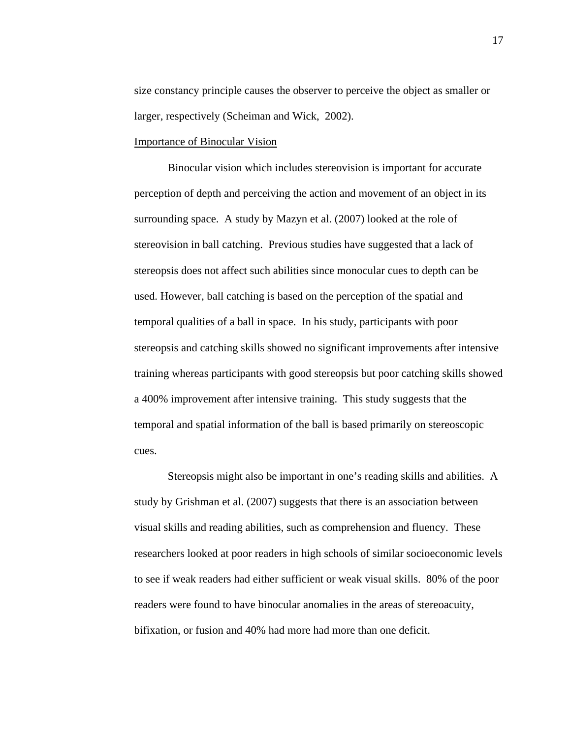size constancy principle causes the observer to perceive the object as smaller or larger, respectively (Scheiman and Wick,  2002).

## Importance of Binocular Vision

Binocular vision which includes stereovision is important for accurate perception of depth and perceiving the action and movement of an object in its surrounding space.  A study by Mazyn et al. (2007) looked at the role of stereovision in ball catching.  Previous studies have suggested that a lack of stereopsis does not affect such abilities since monocular cues to depth can be used. However, ball catching is based on the perception of the spatial and temporal qualities of a ball in space.  In his study, participants with poor stereopsis and catching skills showed no significant improvements after intensive training whereas participants with good stereopsis but poor catching skills showed a 400% improvement after intensive training.  This study suggests that the temporal and spatial information of the ball is based primarily on stereoscopic cues.

Stereopsis might also be important in one's reading skills and abilities.  A study by Grishman et al. (2007) suggests that there is an association between visual skills and reading abilities, such as comprehension and fluency.  These researchers looked at poor readers in high schools of similar socioeconomic levels to see if weak readers had either sufficient or weak visual skills.  80% of the poor readers were found to have binocular anomalies in the areas of stereoacuity, bifixation, or fusion and 40% had more had more than one deficit.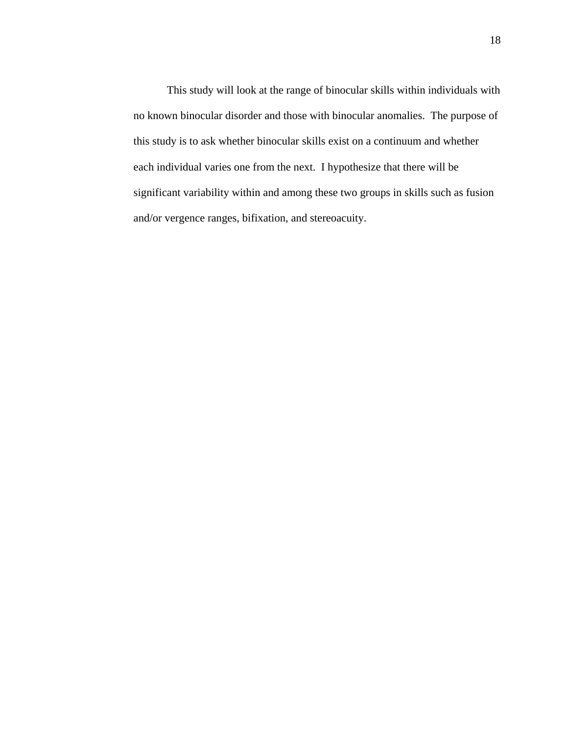This study will look at the range of binocular skills within individuals with no known binocular disorder and those with binocular anomalies. The purpose of this study is to ask whether binocular skills exist on a continuum and whether each individual varies one from the next. I hypothesize that there will be significant variability within and among these two groups in skills such as fusion and/or vergence ranges, bifixation, and stereoacuity.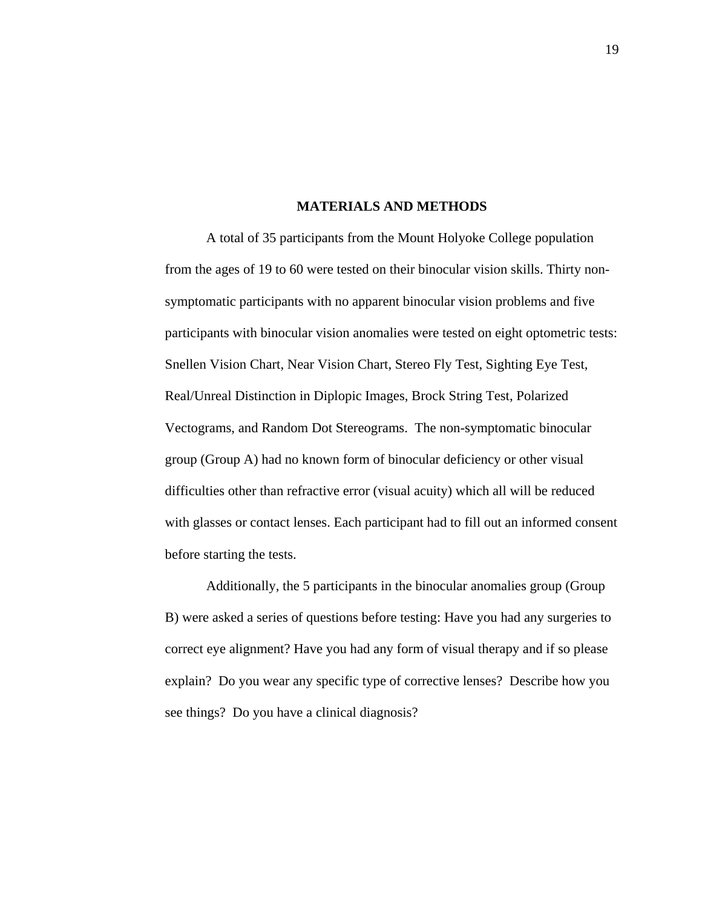## MATERIALS AND METHODS

A total of 35 participants from the Mount Holyoke College population from the ages of 19 to 60 were tested on their binocular vision skills. Thirty non-symptomatic participants with no apparent binocular vision problems and five participants with binocular vision anomalies were tested on eight optometric tests: Snellen Vision Chart, Near Vision Chart, Stereo Fly Test, Sighting Eye Test, Real/Unreal Distinction in Diplopic Images, Brock String Test, Polarized Vectograms, and Random Dot Stereograms. The non-symptomatic binocular group (Group A) had no known form of binocular deficiency or other visual difficulties other than refractive error (visual acuity) which all will be reduced with glasses or contact lenses. Each participant had to fill out an informed consent before starting the tests.

Additionally, the 5 participants in the binocular anomalies group (Group B) were asked a series of questions before testing: Have you had any surgeries to correct eye alignment? Have you had any form of visual therapy and if so please explain? Do you wear any specific type of corrective lenses? Describe how you see things? Do you have a clinical diagnosis?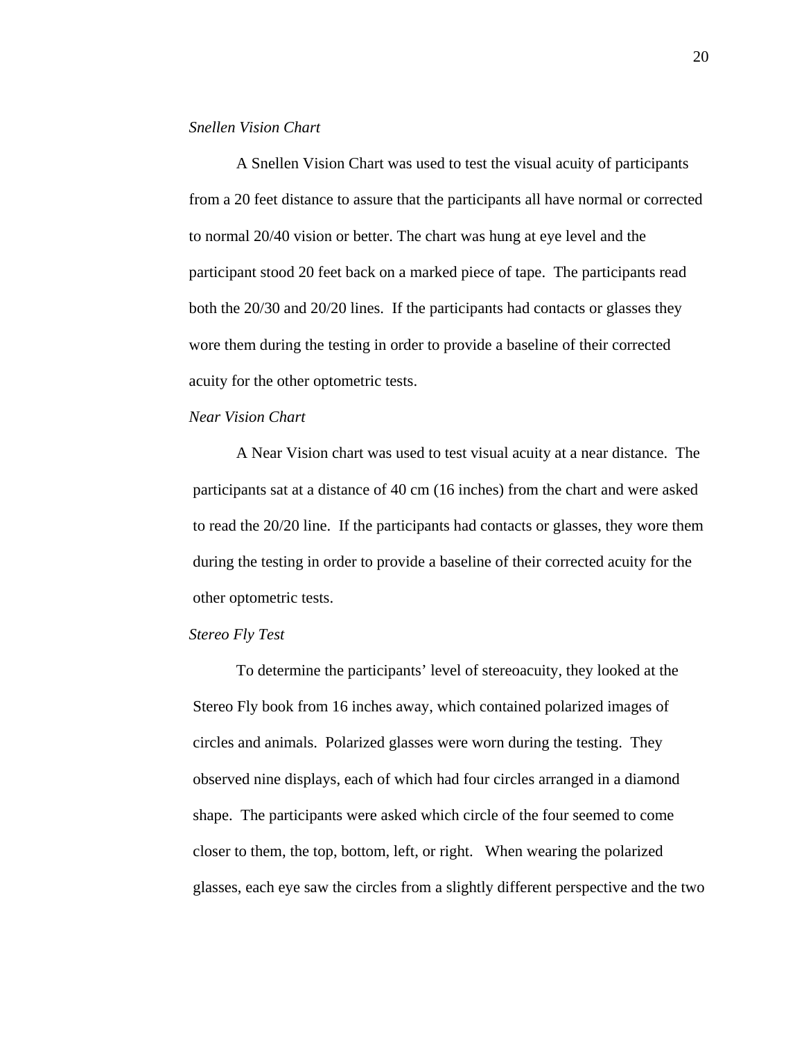*Snellen Vision Chart*

A Snellen Vision Chart was used to test the visual acuity of participants from a 20 feet distance to assure that the participants all have normal or corrected to normal 20/40 vision or better. The chart was hung at eye level and the participant stood 20 feet back on a marked piece of tape. The participants read both the 20/30 and 20/20 lines. If the participants had contacts or glasses they wore them during the testing in order to provide a baseline of their corrected acuity for the other optometric tests.

*Near Vision Chart*

A Near Vision chart was used to test visual acuity at a near distance. The participants sat at a distance of 40 cm (16 inches) from the chart and were asked to read the 20/20 line. If the participants had contacts or glasses, they wore them during the testing in order to provide a baseline of their corrected acuity for the other optometric tests.

*Stereo Fly Test*

To determine the participants' level of stereoacuity, they looked at the Stereo Fly book from 16 inches away, which contained polarized images of circles and animals. Polarized glasses were worn during the testing. They observed nine displays, each of which had four circles arranged in a diamond shape. The participants were asked which circle of the four seemed to come closer to them, the top, bottom, left, or right. When wearing the polarized glasses, each eye saw the circles from a slightly different perspective and the two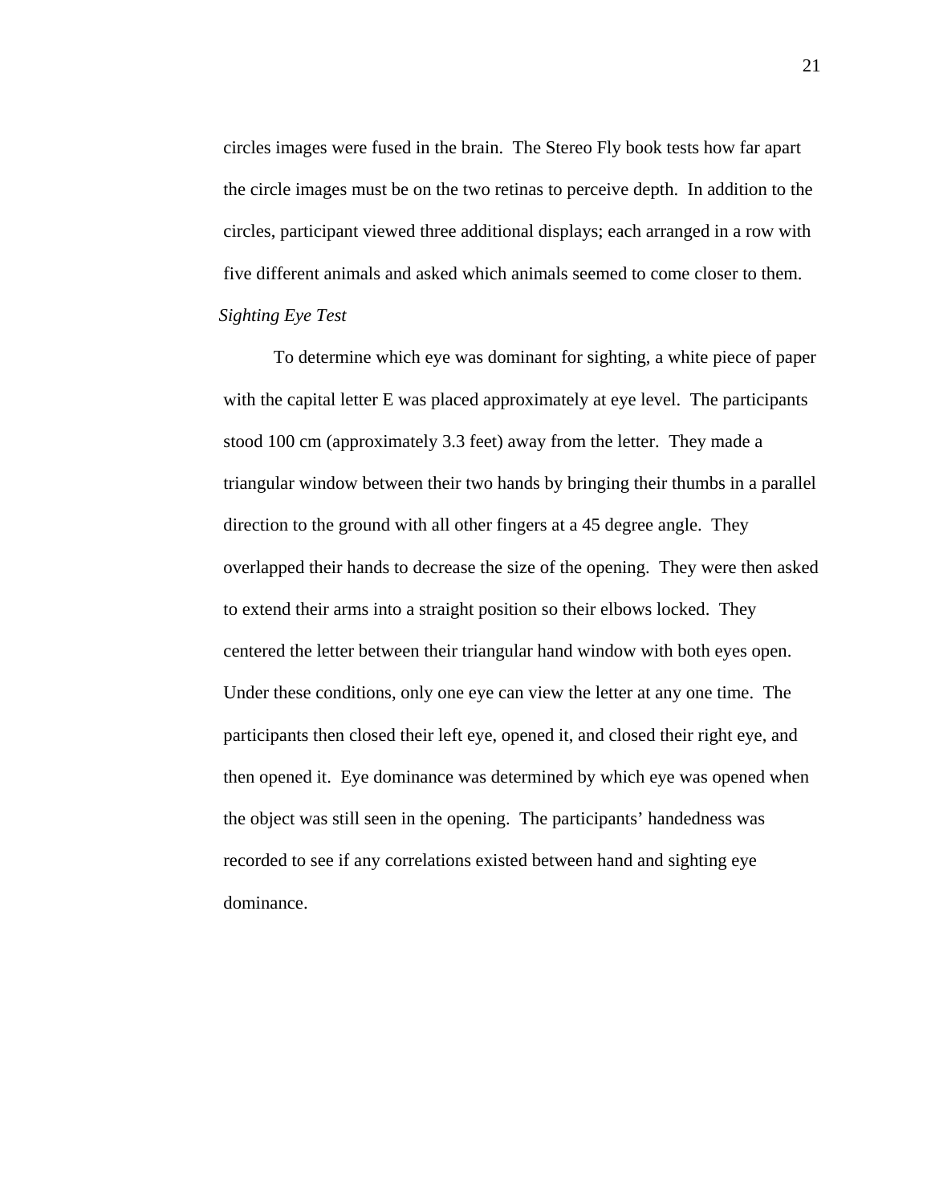circles images were fused in the brain.  The Stereo Fly book tests how far apart the circle images must be on the two retinas to perceive depth.  In addition to the circles, participant viewed three additional displays; each arranged in a row with five different animals and asked which animals seemed to come closer to them.

*Sighting Eye Test*

To determine which eye was dominant for sighting, a white piece of paper with the capital letter E was placed approximately at eye level.  The participants stood 100 cm (approximately 3.3 feet) away from the letter.  They made a triangular window between their two hands by bringing their thumbs in a parallel direction to the ground with all other fingers at a 45 degree angle.  They overlapped their hands to decrease the size of the opening.  They were then asked to extend their arms into a straight position so their elbows locked.  They centered the letter between their triangular hand window with both eyes open.  Under these conditions, only one eye can view the letter at any one time.  The participants then closed their left eye, opened it, and closed their right eye, and then opened it.  Eye dominance was determined by which eye was opened when the object was still seen in the opening.  The participants' handedness was recorded to see if any correlations existed between hand and sighting eye dominance.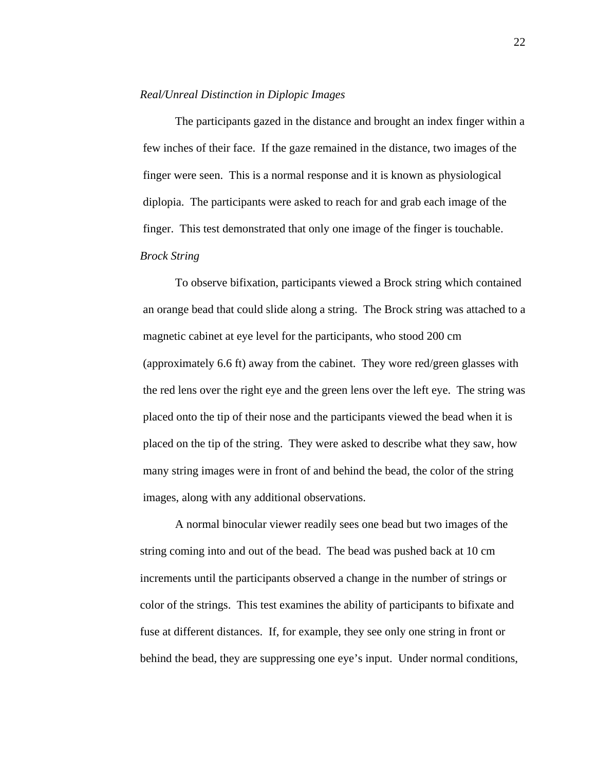*Real/Unreal Distinction in Diplopic Images*

The participants gazed in the distance and brought an index finger within a few inches of their face. If the gaze remained in the distance, two images of the finger were seen. This is a normal response and it is known as physiological diplopia. The participants were asked to reach for and grab each image of the finger. This test demonstrated that only one image of the finger is touchable.

*Brock String*

To observe bifixation, participants viewed a Brock string which contained an orange bead that could slide along a string. The Brock string was attached to a magnetic cabinet at eye level for the participants, who stood 200 cm (approximately 6.6 ft) away from the cabinet. They wore red/green glasses with the red lens over the right eye and the green lens over the left eye. The string was placed onto the tip of their nose and the participants viewed the bead when it is placed on the tip of the string. They were asked to describe what they saw, how many string images were in front of and behind the bead, the color of the string images, along with any additional observations.

A normal binocular viewer readily sees one bead but two images of the string coming into and out of the bead. The bead was pushed back at 10 cm increments until the participants observed a change in the number of strings or color of the strings. This test examines the ability of participants to bifixate and fuse at different distances. If, for example, they see only one string in front or behind the bead, they are suppressing one eye's input. Under normal conditions,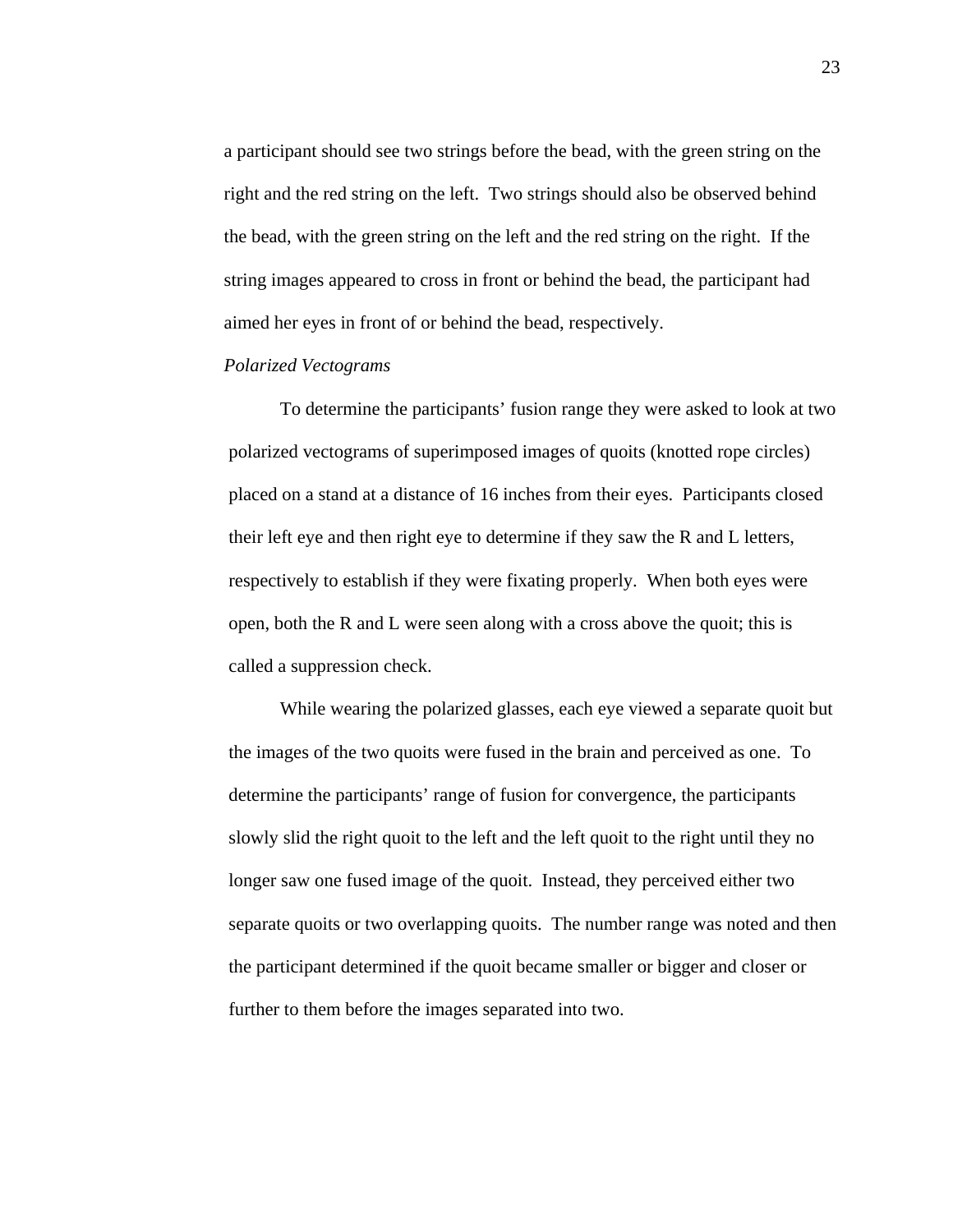a participant should see two strings before the bead, with the green string on the right and the red string on the left. Two strings should also be observed behind the bead, with the green string on the left and the red string on the right. If the string images appeared to cross in front or behind the bead, the participant had aimed her eyes in front of or behind the bead, respectively.

*Polarized Vectograms*

To determine the participants' fusion range they were asked to look at two polarized vectograms of superimposed images of quoits (knotted rope circles) placed on a stand at a distance of 16 inches from their eyes. Participants closed their left eye and then right eye to determine if they saw the R and L letters, respectively to establish if they were fixating properly. When both eyes were open, both the R and L were seen along with a cross above the quoit; this is called a suppression check.

While wearing the polarized glasses, each eye viewed a separate quoit but the images of the two quoits were fused in the brain and perceived as one. To determine the participants' range of fusion for convergence, the participants slowly slid the right quoit to the left and the left quoit to the right until they no longer saw one fused image of the quoit. Instead, they perceived either two separate quoits or two overlapping quoits. The number range was noted and then the participant determined if the quoit became smaller or bigger and closer or further to them before the images separated into two.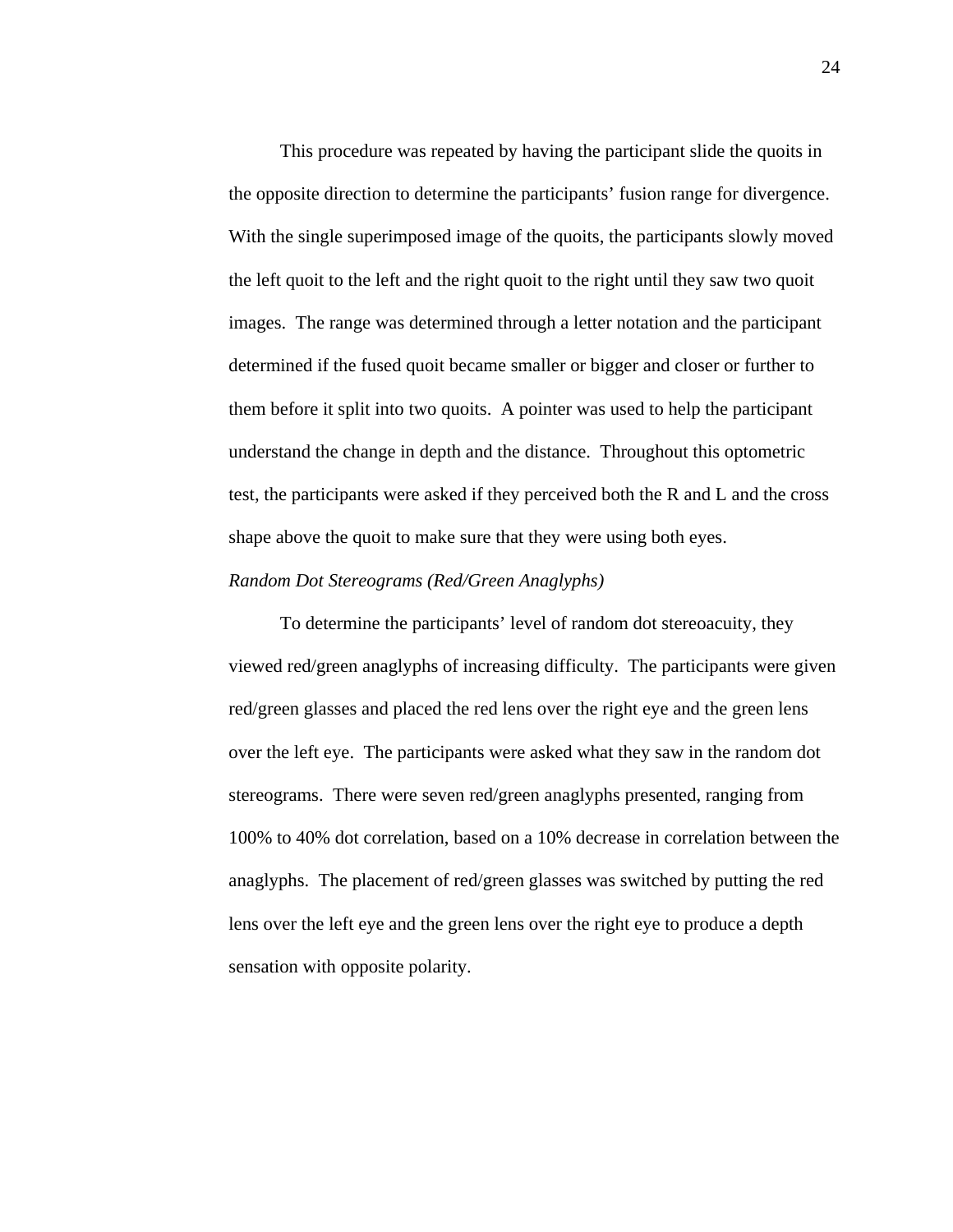This procedure was repeated by having the participant slide the quoits in the opposite direction to determine the participants' fusion range for divergence. With the single superimposed image of the quoits, the participants slowly moved the left quoit to the left and the right quoit to the right until they saw two quoit images. The range was determined through a letter notation and the participant determined if the fused quoit became smaller or bigger and closer or further to them before it split into two quoits. A pointer was used to help the participant understand the change in depth and the distance. Throughout this optometric test, the participants were asked if they perceived both the R and L and the cross shape above the quoit to make sure that they were using both eyes.

*Random Dot Stereograms (Red/Green Anaglyphs)*

To determine the participants' level of random dot stereoacuity, they viewed red/green anaglyphs of increasing difficulty. The participants were given red/green glasses and placed the red lens over the right eye and the green lens over the left eye. The participants were asked what they saw in the random dot stereograms. There were seven red/green anaglyphs presented, ranging from 100% to 40% dot correlation, based on a 10% decrease in correlation between the anaglyphs. The placement of red/green glasses was switched by putting the red lens over the left eye and the green lens over the right eye to produce a depth sensation with opposite polarity.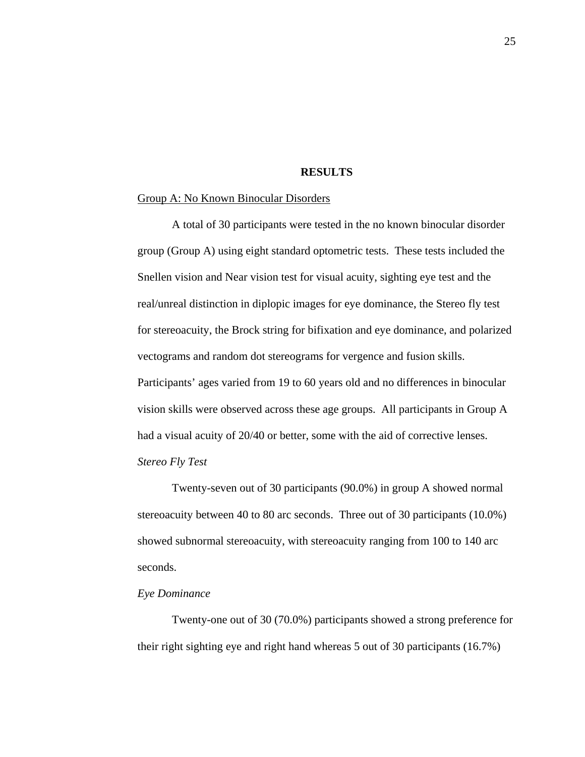# RESULTS

## Group A: No Known Binocular Disorders

A total of 30 participants were tested in the no known binocular disorder group (Group A) using eight standard optometric tests. These tests included the Snellen vision and Near vision test for visual acuity, sighting eye test and the real/unreal distinction in diplopic images for eye dominance, the Stereo fly test for stereoacuity, the Brock string for bifixation and eye dominance, and polarized vectograms and random dot stereograms for vergence and fusion skills. Participants' ages varied from 19 to 60 years old and no differences in binocular vision skills were observed across these age groups. All participants in Group A had a visual acuity of 20/40 or better, some with the aid of corrective lenses.

### *Stereo Fly Test*

Twenty-seven out of 30 participants (90.0%) in group A showed normal stereoacuity between 40 to 80 arc seconds. Three out of 30 participants (10.0%) showed subnormal stereoacuity, with stereoacuity ranging from 100 to 140 arc seconds.

### *Eye Dominance*

Twenty-one out of 30 (70.0%) participants showed a strong preference for their right sighting eye and right hand whereas 5 out of 30 participants (16.7%)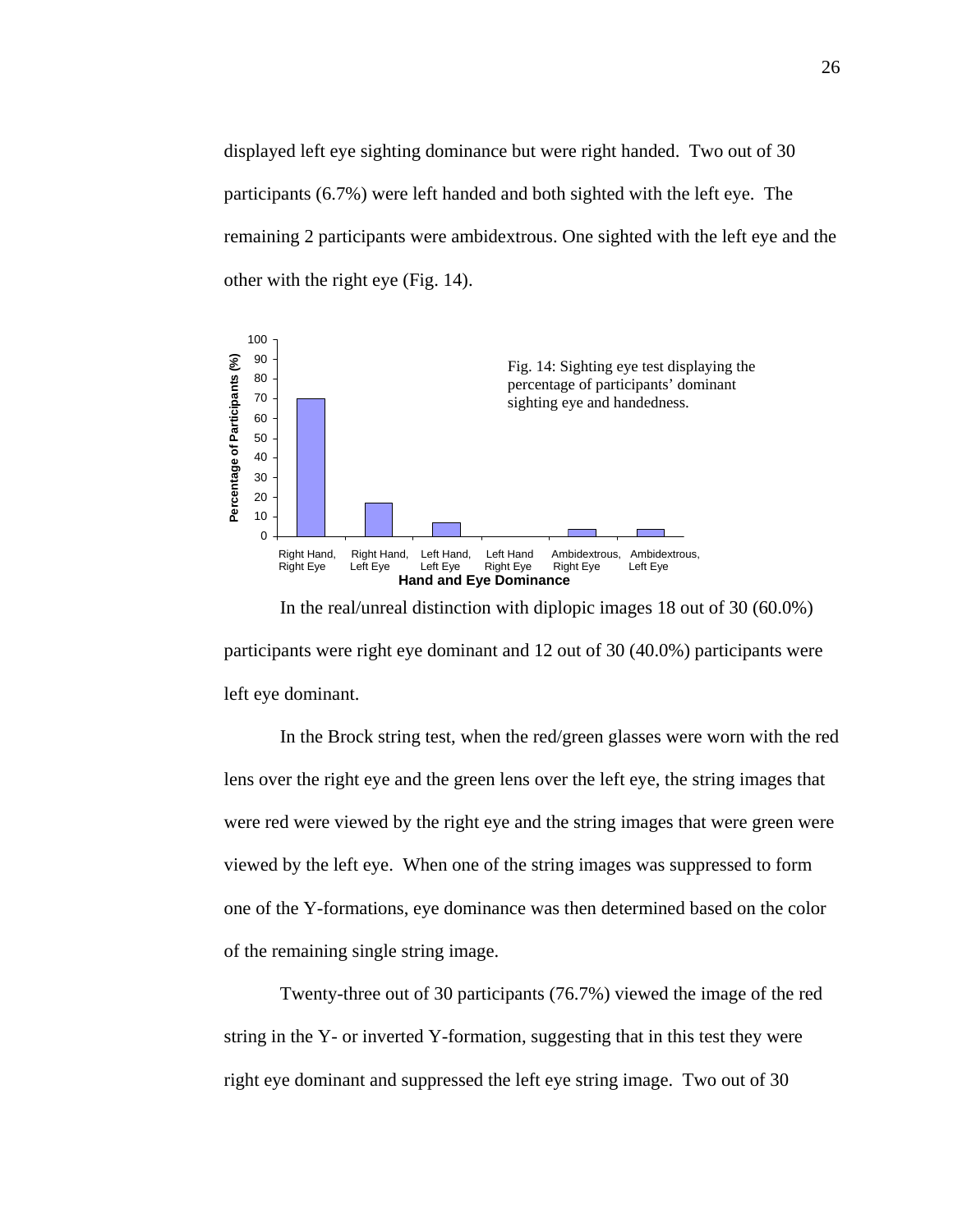displayed left eye sighting dominance but were right handed. Two out of 30 participants (6.7%) were left handed and both sighted with the left eye. The remaining 2 participants were ambidextrous. One sighted with the left eye and the other with the right eye (Fig. 14).

Fig. 14: Sighting eye test displaying the percentage of participants' dominant sighting eye and handedness.

In the real/unreal distinction with diplopic images 18 out of 30 (60.0%) participants were right eye dominant and 12 out of 30 (40.0%) participants were left eye dominant.

In the Brock string test, when the red/green glasses were worn with the red lens over the right eye and the green lens over the left eye, the string images that were red were viewed by the right eye and the string images that were green were viewed by the left eye. When one of the string images was suppressed to form one of the Y-formations, eye dominance was then determined based on the color of the remaining single string image.

Twenty-three out of 30 participants (76.7%) viewed the image of the red string in the Y- or inverted Y-formation, suggesting that in this test they were right eye dominant and suppressed the left eye string image. Two out of 30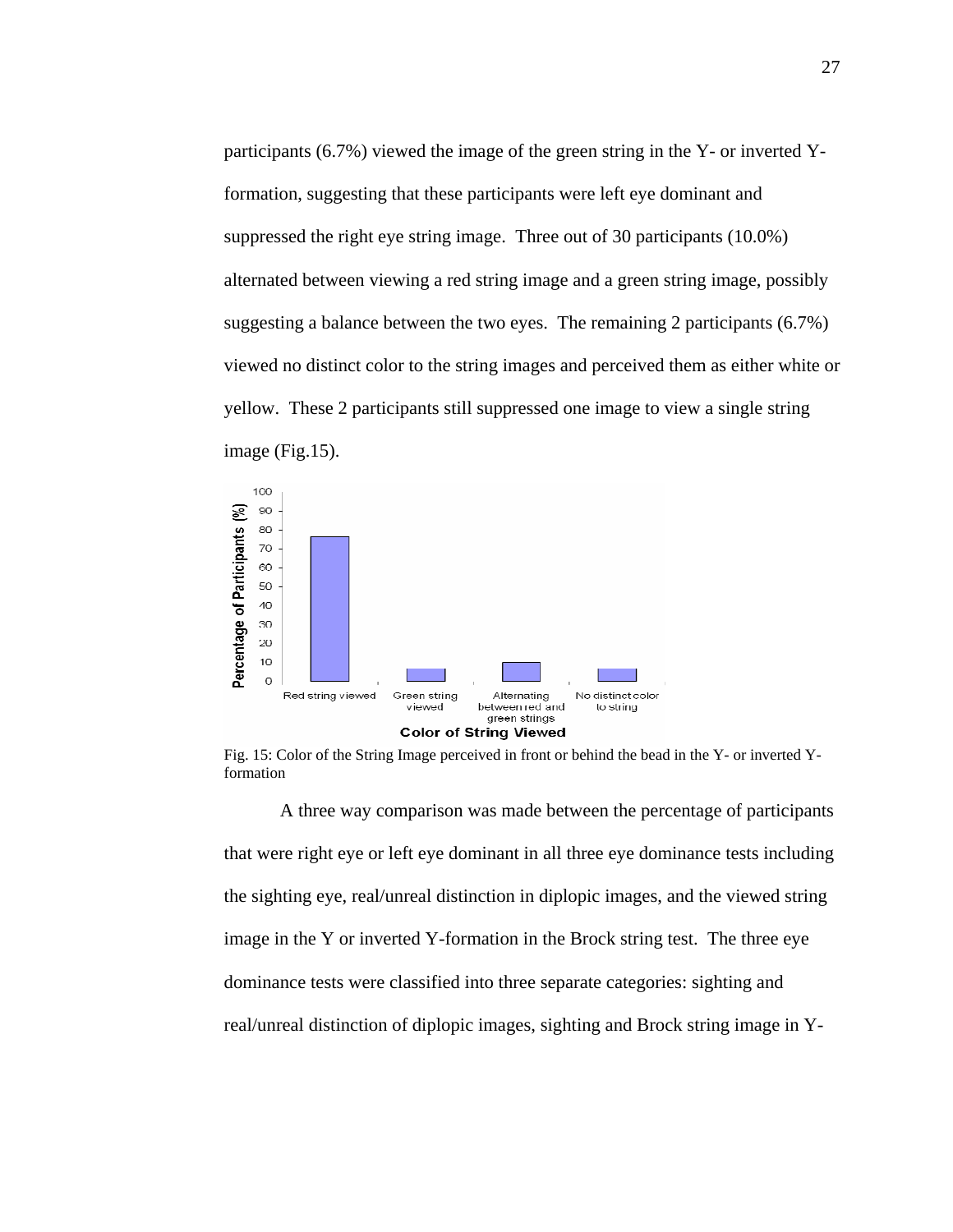participants (6.7%) viewed the image of the green string in the Y- or inverted Y-formation, suggesting that these participants were left eye dominant and suppressed the right eye string image. Three out of 30 participants (10.0%) alternated between viewing a red string image and a green string image, possibly suggesting a balance between the two eyes. The remaining 2 participants (6.7%) viewed no distinct color to the string images and perceived them as either white or yellow. These 2 participants still suppressed one image to view a single string image (Fig.15).

Fig. 15: Color of the String Image perceived in front or behind the bead in the Y- or inverted Y-formation

A three way comparison was made between the percentage of participants that were right eye or left eye dominant in all three eye dominance tests including the sighting eye, real/unreal distinction in diplopic images, and the viewed string image in the Y or inverted Y-formation in the Brock string test. The three eye dominance tests were classified into three separate categories: sighting and real/unreal distinction of diplopic images, sighting and Brock string image in Y-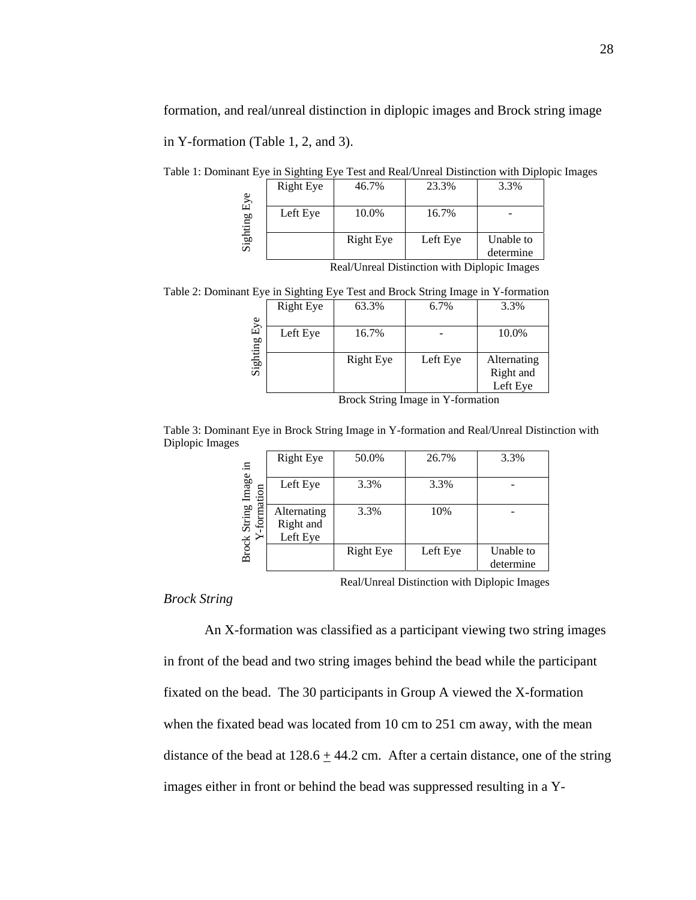formation, and real/unreal distinction in diplopic images and Brock string image in Y-formation (Table 1, 2, and 3).

Table 1: Dominant Eye in Sighting Eye Test and Real/Unreal Distinction with Diplopic Images

| Sighting Eye | Real/Unreal Distinction with Diplopic Images: Right Eye | Left Eye | Unable to determine |
|---|---|---|---|
| Right Eye | 46.7% | 23.3% | 3.3% |
| Left Eye | 10.0% | 16.7% | - |

Table 2: Dominant Eye in Sighting Eye Test and Brock String Image in Y-formation

| Sighting Eye | Brock String Image in Y-formation: Right Eye | Left Eye | Alternating Right and Left Eye |
|---|---|---|---|
| Right Eye | 63.3% | 6.7% | 3.3% |
| Left Eye | 16.7% | - | 10.0% |

Table 3: Dominant Eye in Brock String Image in Y-formation and Real/Unreal Distinction with Diplopic Images

| Brock String Image in Y-formation | Real/Unreal Distinction with Diplopic Images: Right Eye | Left Eye | Unable to determine |
|---|---|---|---|
| Right Eye | 50.0% | 26.7% | 3.3% |
| Left Eye | 3.3% | 3.3% | - |
| Alternating Right and Left Eye | 3.3% | 10% | - |

*Brock String*

An X-formation was classified as a participant viewing two string images in front of the bead and two string images behind the bead while the participant fixated on the bead. The 30 participants in Group A viewed the X-formation when the fixated bead was located from 10 cm to 251 cm away, with the mean distance of the bead at $128.6 \pm 44.2$ cm. After a certain distance, one of the string images either in front or behind the bead was suppressed resulting in a Y-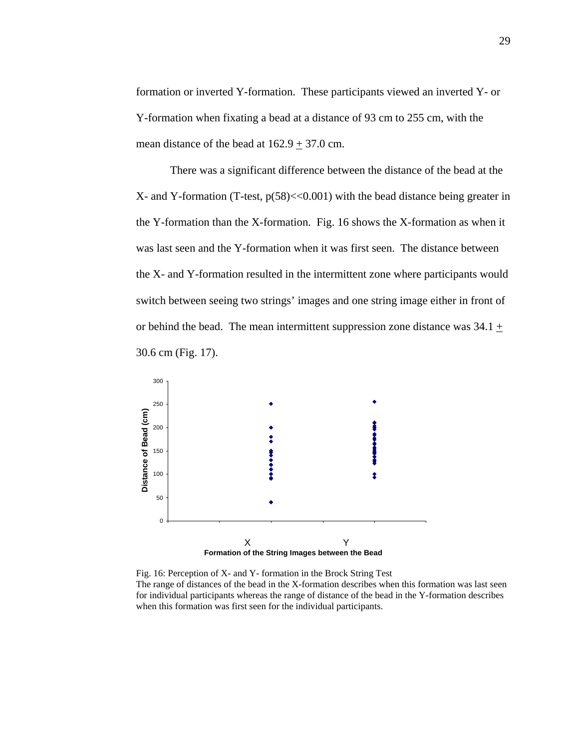formation or inverted Y-formation. These participants viewed an inverted Y- or Y-formation when fixating a bead at a distance of 93 cm to 255 cm, with the mean distance of the bead at 162.9 $\pm$ 37.0 cm.

There was a significant difference between the distance of the bead at the X- and Y-formation (T-test, $p(58) << 0.001$) with the bead distance being greater in the Y-formation than the X-formation. Fig. 16 shows the X-formation as when it was last seen and the Y-formation when it was first seen. The distance between the X- and Y-formation resulted in the intermittent zone where participants would switch between seeing two strings' images and one string image either in front of or behind the bead. The mean intermittent suppression zone distance was 34.1 $\pm$ 30.6 cm (Fig. 17).

Fig. 16: Perception of X- and Y- formation in the Brock String Test
The range of distances of the bead in the X-formation describes when this formation was last seen for individual participants whereas the range of distance of the bead in the Y-formation describes when this formation was first seen for the individual participants.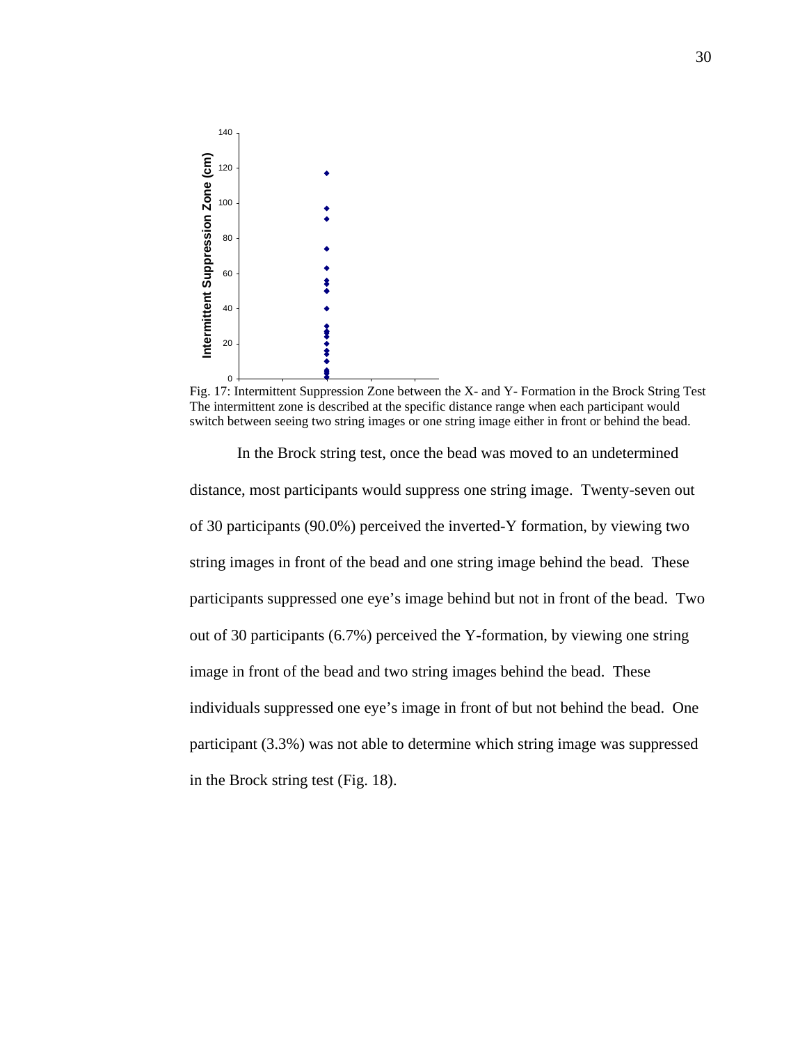Fig. 17: Intermittent Suppression Zone between the X- and Y- Formation in the Brock String Test
The intermittent zone is described at the specific distance range when each participant would switch between seeing two string images or one string image either in front or behind the bead.

In the Brock string test, once the bead was moved to an undetermined distance, most participants would suppress one string image. Twenty-seven out of 30 participants (90.0%) perceived the inverted-Y formation, by viewing two string images in front of the bead and one string image behind the bead. These participants suppressed one eye's image behind but not in front of the bead. Two out of 30 participants (6.7%) perceived the Y-formation, by viewing one string image in front of the bead and two string images behind the bead. These individuals suppressed one eye's image in front of but not behind the bead. One participant (3.3%) was not able to determine which string image was suppressed in the Brock string test (Fig. 18).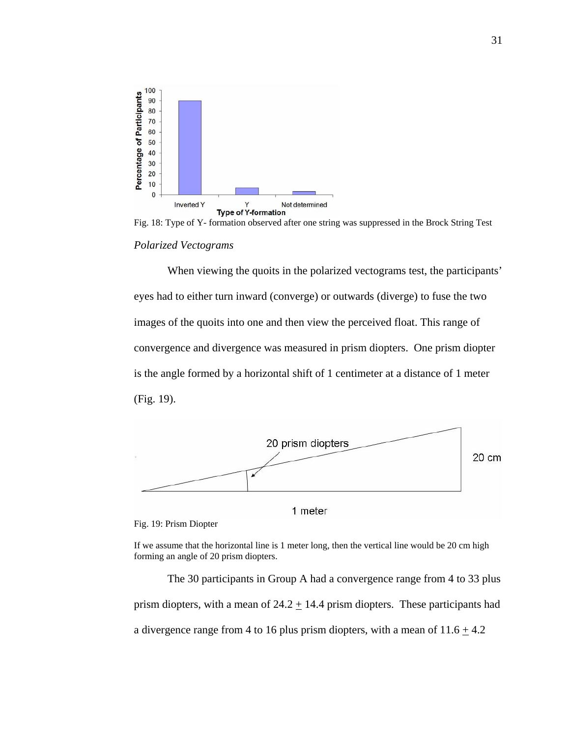Fig. 18: Type of Y- formation observed after one string was suppressed in the Brock String Test

*Polarized Vectograms*

When viewing the quoits in the polarized vectograms test, the participants' eyes had to either turn inward (converge) or outwards (diverge) to fuse the two images of the quoits into one and then view the perceived float. This range of convergence and divergence was measured in prism diopters. One prism diopter is the angle formed by a horizontal shift of 1 centimeter at a distance of 1 meter (Fig. 19).

Fig. 19: Prism Diopter

If we assume that the horizontal line is 1 meter long, then the vertical line would be 20 cm high forming an angle of 20 prism diopters.

The 30 participants in Group A had a convergence range from 4 to 33 plus prism diopters, with a mean of 24.2 $\pm$ 14.4 prism diopters. These participants had a divergence range from 4 to 16 plus prism diopters, with a mean of 11.6 $\pm$ 4.2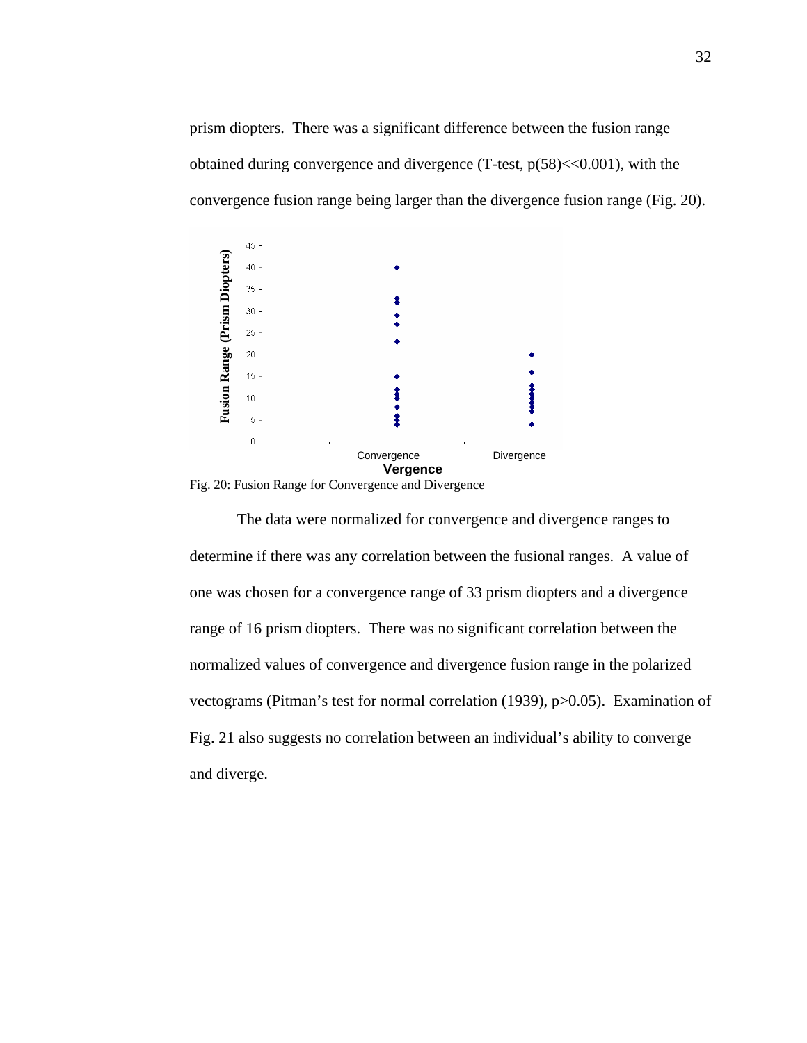prism diopters. There was a significant difference between the fusion range obtained during convergence and divergence (T-test, p(58)<<0.001), with the convergence fusion range being larger than the divergence fusion range (Fig. 20).

Fig. 20: Fusion Range for Convergence and Divergence

The data were normalized for convergence and divergence ranges to determine if there was any correlation between the fusional ranges. A value of one was chosen for a convergence range of 33 prism diopters and a divergence range of 16 prism diopters. There was no significant correlation between the normalized values of convergence and divergence fusion range in the polarized vectograms (Pitman's test for normal correlation (1939), p>0.05). Examination of Fig. 21 also suggests no correlation between an individual's ability to converge and diverge.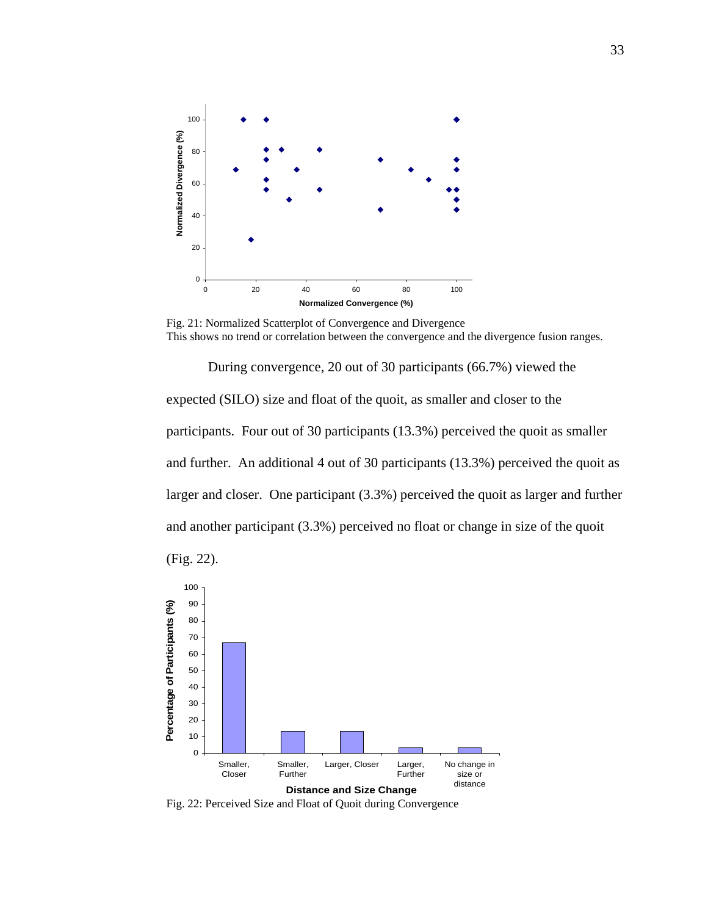Fig. 21: Normalized Scatterplot of Convergence and Divergence
This shows no trend or correlation between the convergence and the divergence fusion ranges.

During convergence, 20 out of 30 participants (66.7%) viewed the expected (SILO) size and float of the quoit, as smaller and closer to the participants. Four out of 30 participants (13.3%) perceived the quoit as smaller and further. An additional 4 out of 30 participants (13.3%) perceived the quoit as larger and closer. One participant (3.3%) perceived the quoit as larger and further and another participant (3.3%) perceived no float or change in size of the quoit (Fig. 22).

Fig. 22: Perceived Size and Float of Quoit during Convergence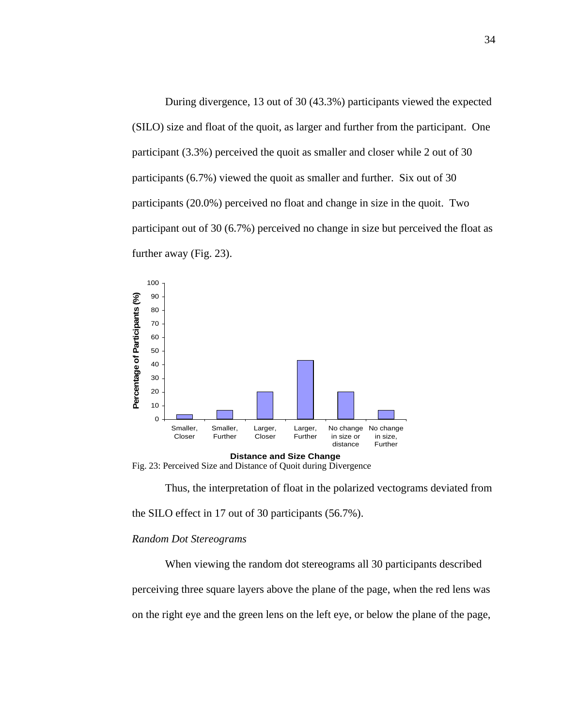During divergence, 13 out of 30 (43.3%) participants viewed the expected (SILO) size and float of the quoit, as larger and further from the participant. One participant (3.3%) perceived the quoit as smaller and closer while 2 out of 30 participants (6.7%) viewed the quoit as smaller and further. Six out of 30 participants (20.0%) perceived no float and change in size in the quoit. Two participant out of 30 (6.7%) perceived no change in size but perceived the float as further away (Fig. 23).

Fig. 23: Perceived Size and Distance of Quoit during Divergence

Thus, the interpretation of float in the polarized vectograms deviated from the SILO effect in 17 out of 30 participants (56.7%).

*Random Dot Stereograms*

When viewing the random dot stereograms all 30 participants described perceiving three square layers above the plane of the page, when the red lens was on the right eye and the green lens on the left eye, or below the plane of the page,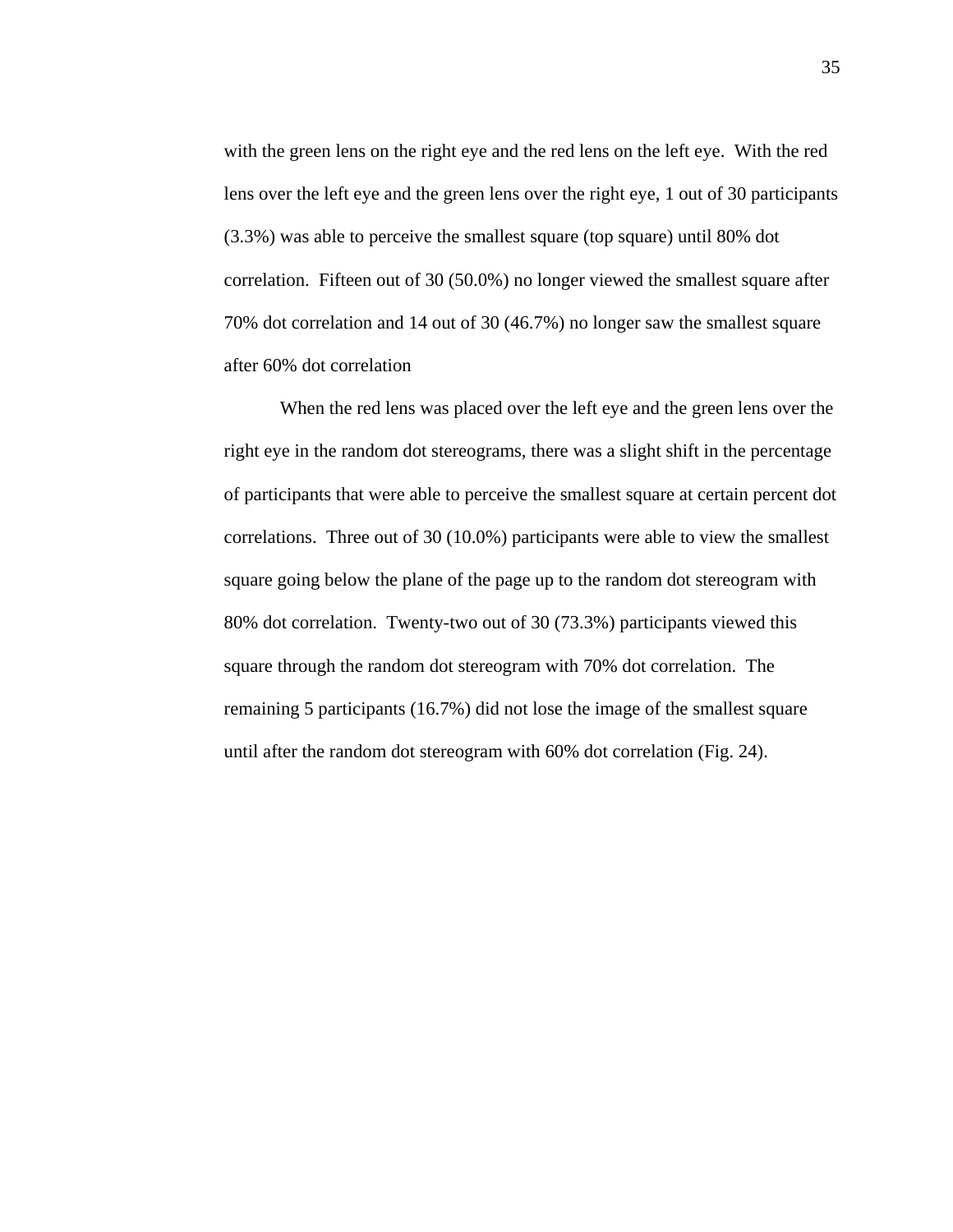with the green lens on the right eye and the red lens on the left eye. With the red lens over the left eye and the green lens over the right eye, 1 out of 30 participants (3.3%) was able to perceive the smallest square (top square) until 80% dot correlation. Fifteen out of 30 (50.0%) no longer viewed the smallest square after 70% dot correlation and 14 out of 30 (46.7%) no longer saw the smallest square after 60% dot correlation

When the red lens was placed over the left eye and the green lens over the right eye in the random dot stereograms, there was a slight shift in the percentage of participants that were able to perceive the smallest square at certain percent dot correlations. Three out of 30 (10.0%) participants were able to view the smallest square going below the plane of the page up to the random dot stereogram with 80% dot correlation. Twenty-two out of 30 (73.3%) participants viewed this square through the random dot stereogram with 70% dot correlation. The remaining 5 participants (16.7%) did not lose the image of the smallest square until after the random dot stereogram with 60% dot correlation (Fig. 24).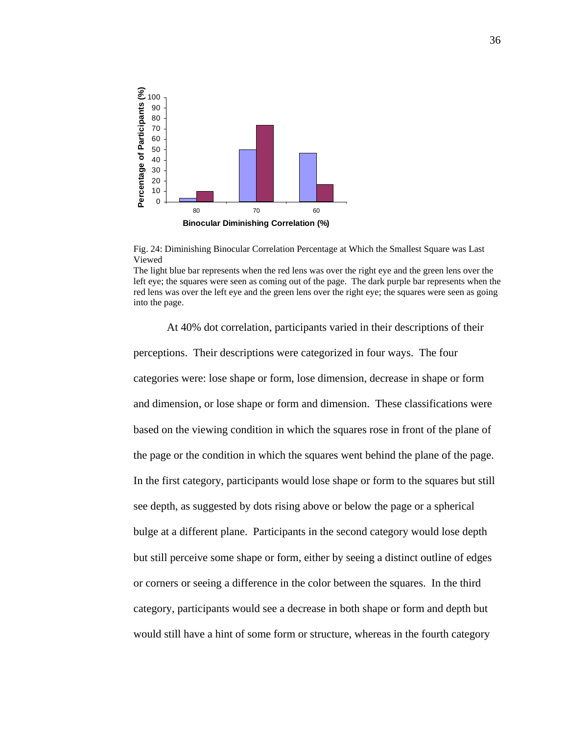Fig. 24: Diminishing Binocular Correlation Percentage at Which the Smallest Square was Last Viewed

The light blue bar represents when the red lens was over the right eye and the green lens over the left eye; the squares were seen as coming out of the page. The dark purple bar represents when the red lens was over the left eye and the green lens over the right eye; the squares were seen as going into the page.

At 40% dot correlation, participants varied in their descriptions of their perceptions. Their descriptions were categorized in four ways. The four categories were: lose shape or form, lose dimension, decrease in shape or form and dimension, or lose shape or form and dimension. These classifications were based on the viewing condition in which the squares rose in front of the plane of the page or the condition in which the squares went behind the plane of the page. In the first category, participants would lose shape or form to the squares but still see depth, as suggested by dots rising above or below the page or a spherical bulge at a different plane. Participants in the second category would lose depth but still perceive some shape or form, either by seeing a distinct outline of edges or corners or seeing a difference in the color between the squares. In the third category, participants would see a decrease in both shape or form and depth but would still have a hint of some form or structure, whereas in the fourth category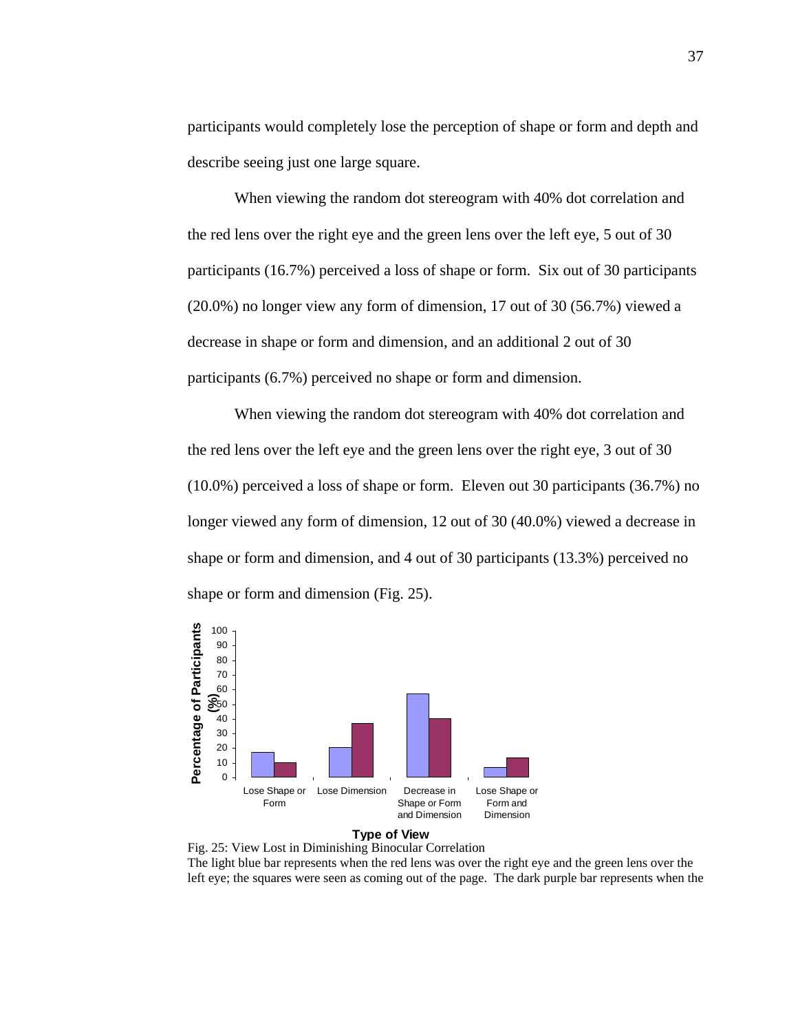participants would completely lose the perception of shape or form and depth and describe seeing just one large square.

When viewing the random dot stereogram with 40% dot correlation and the red lens over the right eye and the green lens over the left eye, 5 out of 30 participants (16.7%) perceived a loss of shape or form. Six out of 30 participants (20.0%) no longer view any form of dimension, 17 out of 30 (56.7%) viewed a decrease in shape or form and dimension, and an additional 2 out of 30 participants (6.7%) perceived no shape or form and dimension.

When viewing the random dot stereogram with 40% dot correlation and the red lens over the left eye and the green lens over the right eye, 3 out of 30 (10.0%) perceived a loss of shape or form. Eleven out 30 participants (36.7%) no longer viewed any form of dimension, 12 out of 30 (40.0%) viewed a decrease in shape or form and dimension, and 4 out of 30 participants (13.3%) perceived no shape or form and dimension (Fig. 25).

Fig. 25: View Lost in Diminishing Binocular Correlation
The light blue bar represents when the red lens was over the right eye and the green lens over the left eye; the squares were seen as coming out of the page. The dark purple bar represents when the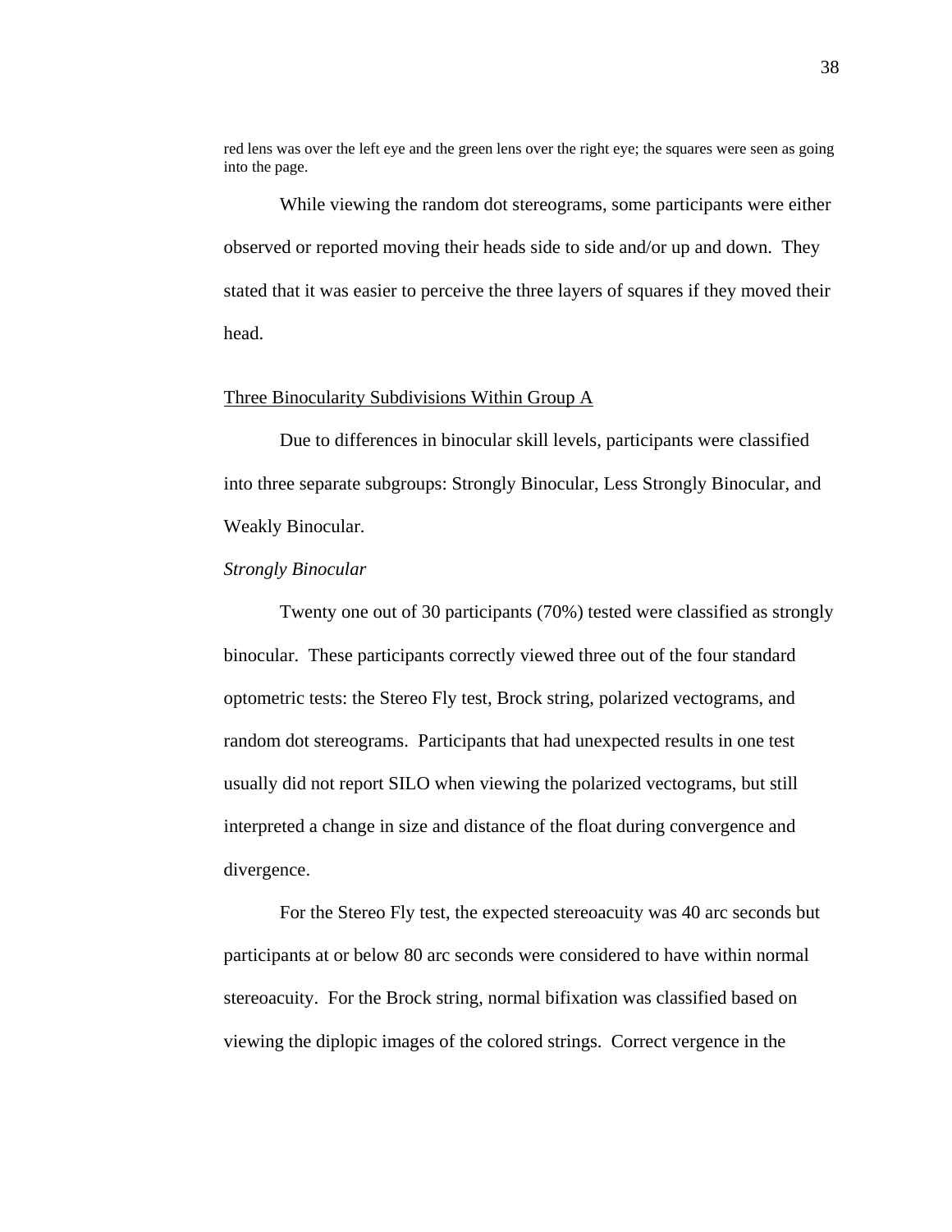red lens was over the left eye and the green lens over the right eye; the squares were seen as going into the page.

While viewing the random dot stereograms, some participants were either observed or reported moving their heads side to side and/or up and down. They stated that it was easier to perceive the three layers of squares if they moved their head.

## Three Binocularity Subdivisions Within Group A

Due to differences in binocular skill levels, participants were classified into three separate subgroups: Strongly Binocular, Less Strongly Binocular, and Weakly Binocular.

### *Strongly Binocular*

Twenty one out of 30 participants (70%) tested were classified as strongly binocular. These participants correctly viewed three out of the four standard optometric tests: the Stereo Fly test, Brock string, polarized vectograms, and random dot stereograms. Participants that had unexpected results in one test usually did not report SILO when viewing the polarized vectograms, but still interpreted a change in size and distance of the float during convergence and divergence.

For the Stereo Fly test, the expected stereoacuity was 40 arc seconds but participants at or below 80 arc seconds were considered to have within normal stereoacuity. For the Brock string, normal bifixation was classified based on viewing the diplopic images of the colored strings. Correct vergence in the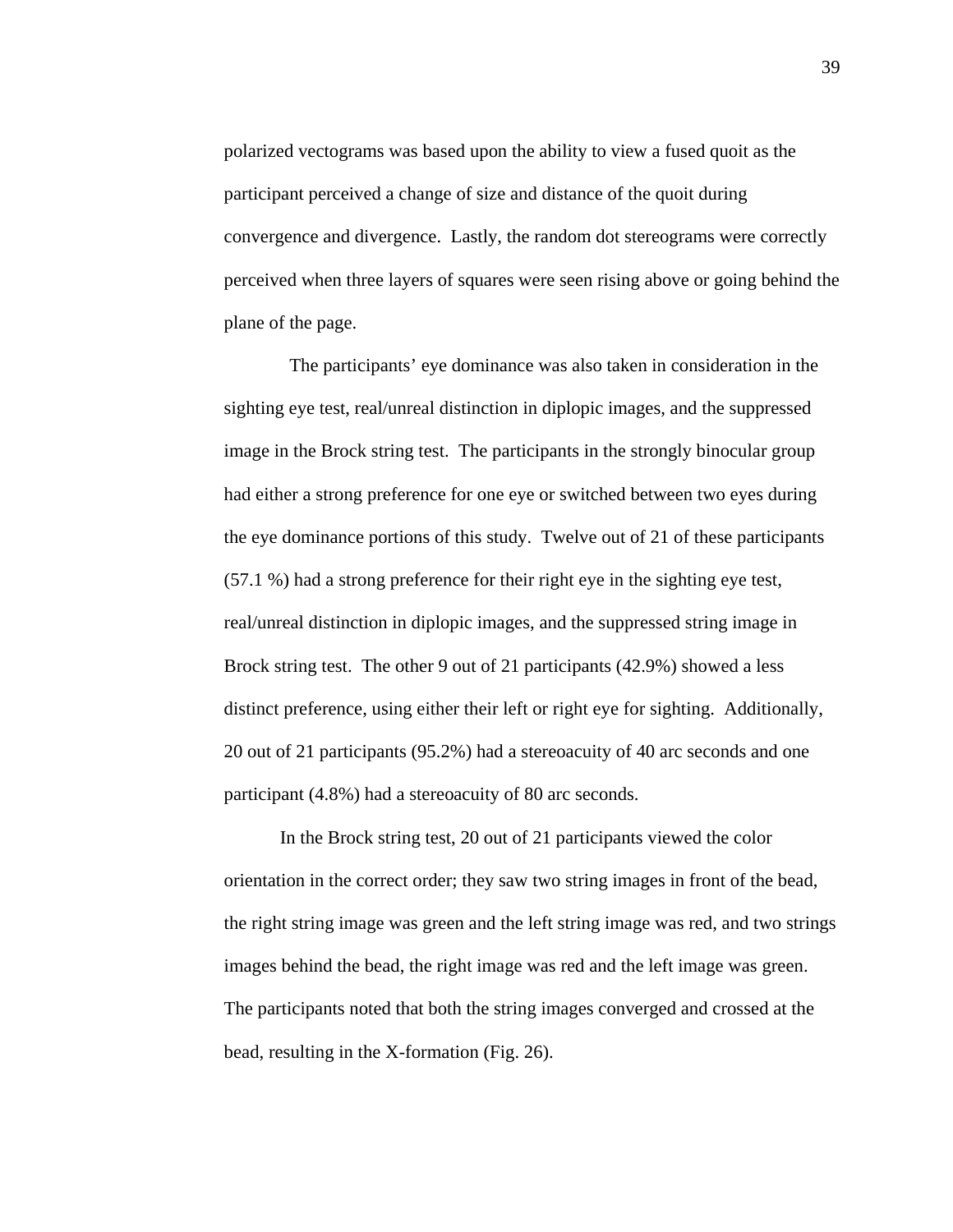polarized vectograms was based upon the ability to view a fused quoit as the participant perceived a change of size and distance of the quoit during convergence and divergence. Lastly, the random dot stereograms were correctly perceived when three layers of squares were seen rising above or going behind the plane of the page.

The participants' eye dominance was also taken in consideration in the sighting eye test, real/unreal distinction in diplopic images, and the suppressed image in the Brock string test. The participants in the strongly binocular group had either a strong preference for one eye or switched between two eyes during the eye dominance portions of this study. Twelve out of 21 of these participants (57.1 %) had a strong preference for their right eye in the sighting eye test, real/unreal distinction in diplopic images, and the suppressed string image in Brock string test. The other 9 out of 21 participants (42.9%) showed a less distinct preference, using either their left or right eye for sighting. Additionally, 20 out of 21 participants (95.2%) had a stereoacuity of 40 arc seconds and one participant (4.8%) had a stereoacuity of 80 arc seconds.

In the Brock string test, 20 out of 21 participants viewed the color orientation in the correct order; they saw two string images in front of the bead, the right string image was green and the left string image was red, and two strings images behind the bead, the right image was red and the left image was green. The participants noted that both the string images converged and crossed at the bead, resulting in the X-formation (Fig. 26).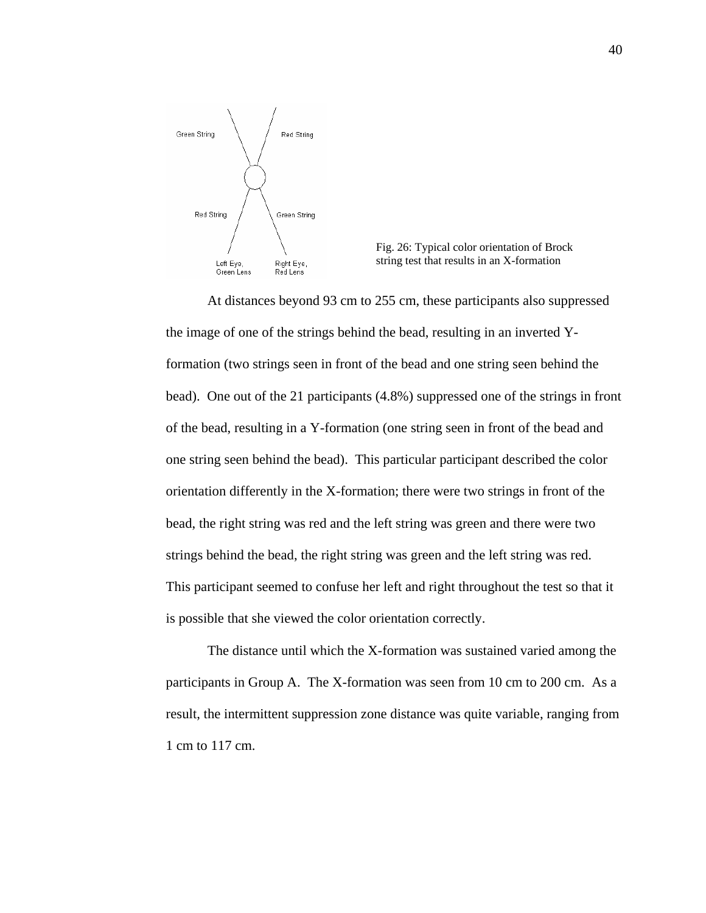Fig. 26: Typical color orientation of Brock string test that results in an X-formation

At distances beyond 93 cm to 255 cm, these participants also suppressed the image of one of the strings behind the bead, resulting in an inverted Y-formation (two strings seen in front of the bead and one string seen behind the bead). One out of the 21 participants (4.8%) suppressed one of the strings in front of the bead, resulting in a Y-formation (one string seen in front of the bead and one string seen behind the bead). This particular participant described the color orientation differently in the X-formation; there were two strings in front of the bead, the right string was red and the left string was green and there were two strings behind the bead, the right string was green and the left string was red. This participant seemed to confuse her left and right throughout the test so that it is possible that she viewed the color orientation correctly.

The distance until which the X-formation was sustained varied among the participants in Group A. The X-formation was seen from 10 cm to 200 cm. As a result, the intermittent suppression zone distance was quite variable, ranging from 1 cm to 117 cm.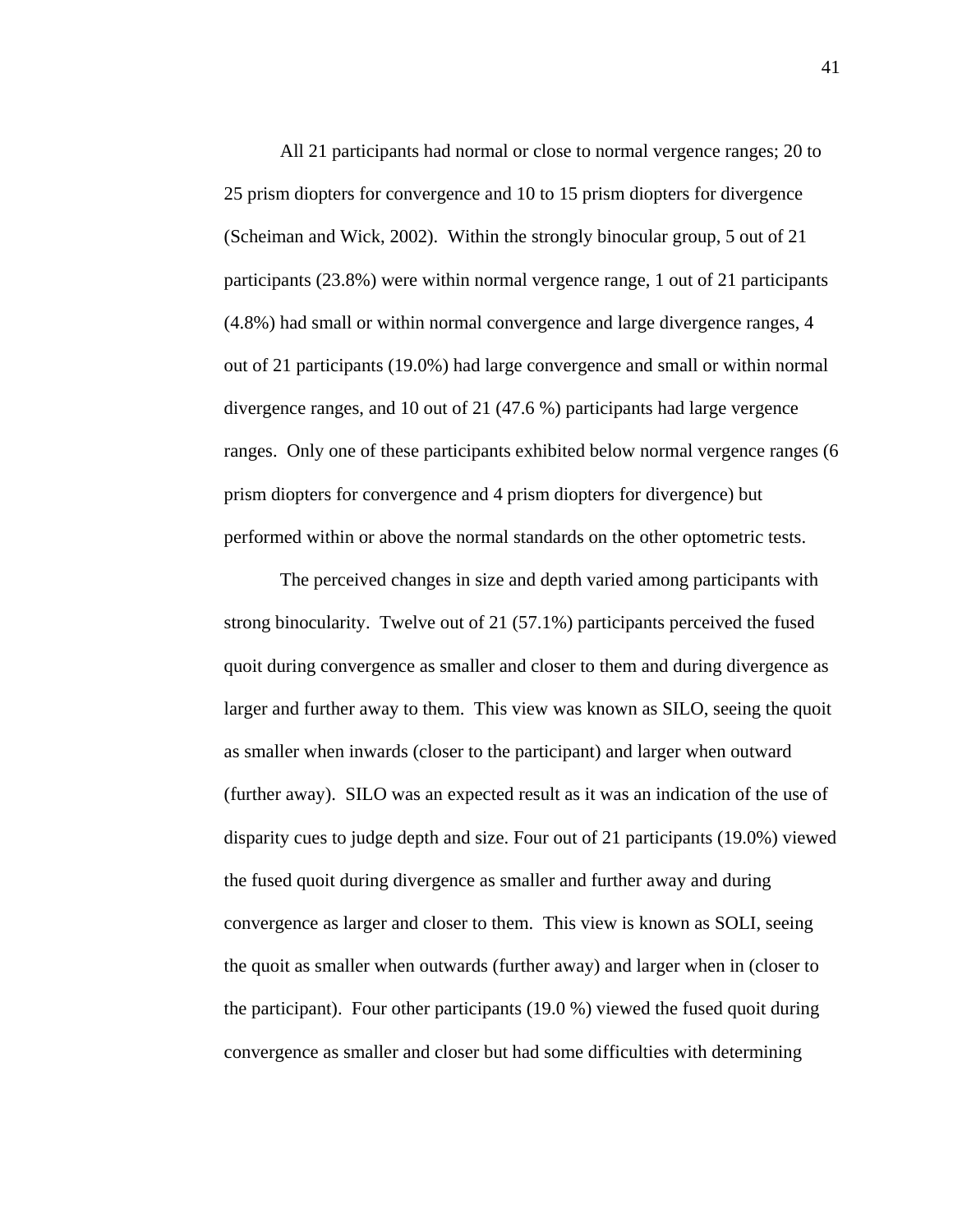All 21 participants had normal or close to normal vergence ranges; 20 to 25 prism diopters for convergence and 10 to 15 prism diopters for divergence (Scheiman and Wick, 2002). Within the strongly binocular group, 5 out of 21 participants (23.8%) were within normal vergence range, 1 out of 21 participants (4.8%) had small or within normal convergence and large divergence ranges, 4 out of 21 participants (19.0%) had large convergence and small or within normal divergence ranges, and 10 out of 21 (47.6 %) participants had large vergence ranges. Only one of these participants exhibited below normal vergence ranges (6 prism diopters for convergence and 4 prism diopters for divergence) but performed within or above the normal standards on the other optometric tests.

The perceived changes in size and depth varied among participants with strong binocularity. Twelve out of 21 (57.1%) participants perceived the fused quoit during convergence as smaller and closer to them and during divergence as larger and further away to them. This view was known as SILO, seeing the quoit as smaller when inwards (closer to the participant) and larger when outward (further away). SILO was an expected result as it was an indication of the use of disparity cues to judge depth and size. Four out of 21 participants (19.0%) viewed the fused quoit during divergence as smaller and further away and during convergence as larger and closer to them. This view is known as SOLI, seeing the quoit as smaller when outwards (further away) and larger when in (closer to the participant). Four other participants (19.0 %) viewed the fused quoit during convergence as smaller and closer but had some difficulties with determining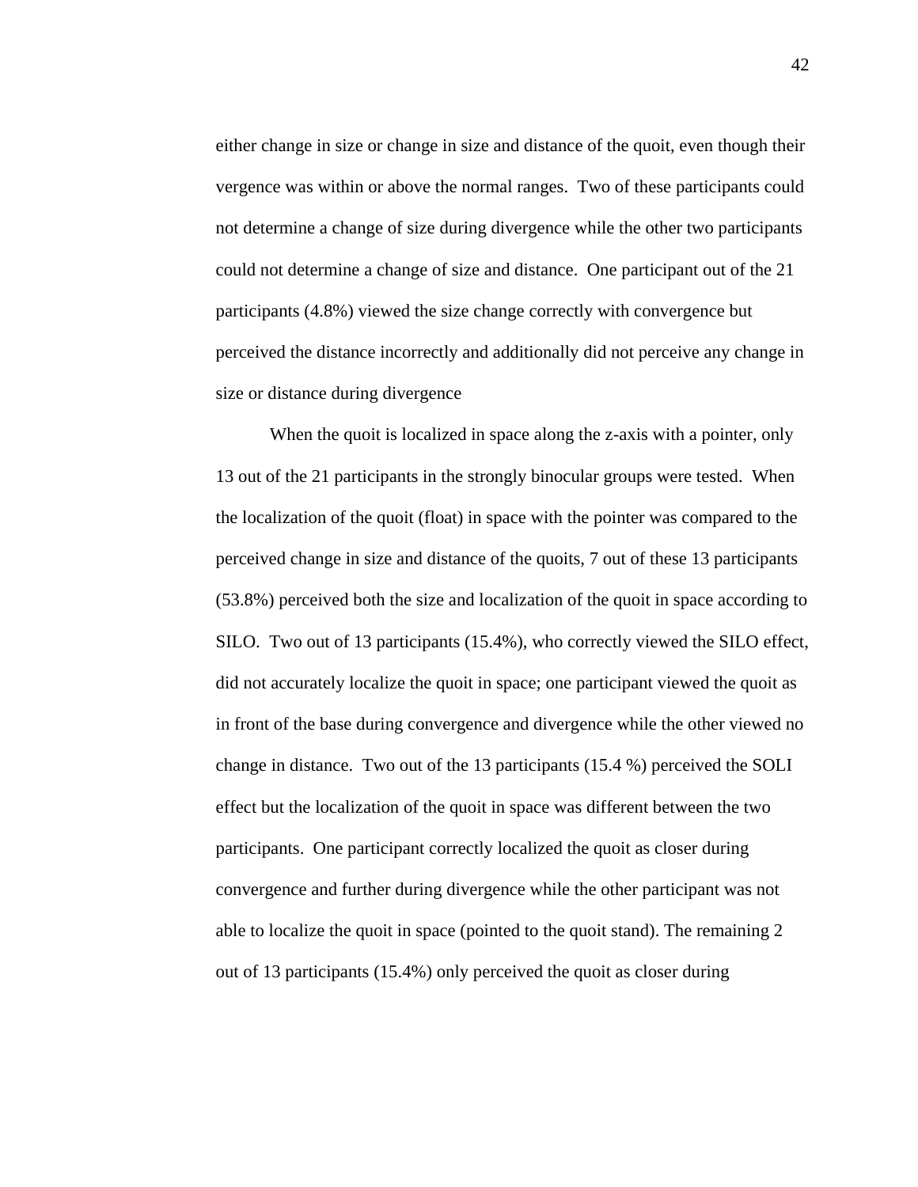either change in size or change in size and distance of the quoit, even though their vergence was within or above the normal ranges. Two of these participants could not determine a change of size during divergence while the other two participants could not determine a change of size and distance. One participant out of the 21 participants (4.8%) viewed the size change correctly with convergence but perceived the distance incorrectly and additionally did not perceive any change in size or distance during divergence

When the quoit is localized in space along the z-axis with a pointer, only 13 out of the 21 participants in the strongly binocular groups were tested. When the localization of the quoit (float) in space with the pointer was compared to the perceived change in size and distance of the quoits, 7 out of these 13 participants (53.8%) perceived both the size and localization of the quoit in space according to SILO. Two out of 13 participants (15.4%), who correctly viewed the SILO effect, did not accurately localize the quoit in space; one participant viewed the quoit as in front of the base during convergence and divergence while the other viewed no change in distance. Two out of the 13 participants (15.4 %) perceived the SOLI effect but the localization of the quoit in space was different between the two participants. One participant correctly localized the quoit as closer during convergence and further during divergence while the other participant was not able to localize the quoit in space (pointed to the quoit stand). The remaining 2 out of 13 participants (15.4%) only perceived the quoit as closer during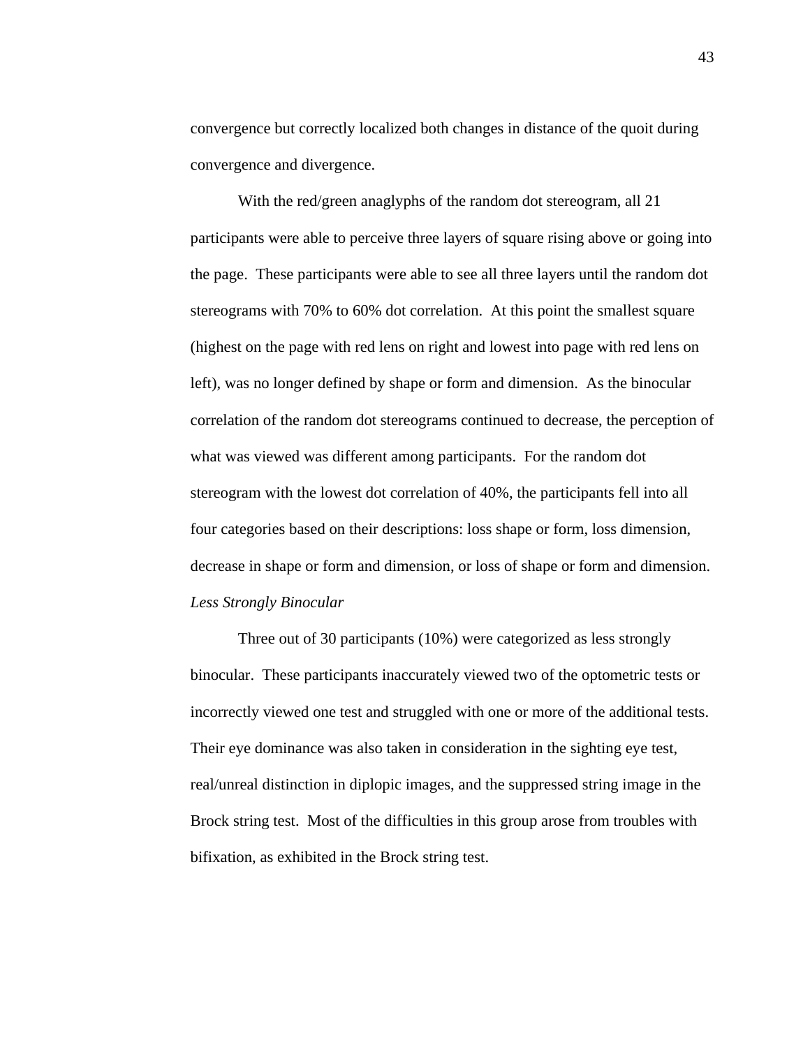convergence but correctly localized both changes in distance of the quoit during convergence and divergence.

With the red/green anaglyphs of the random dot stereogram, all 21 participants were able to perceive three layers of square rising above or going into the page. These participants were able to see all three layers until the random dot stereograms with 70% to 60% dot correlation. At this point the smallest square (highest on the page with red lens on right and lowest into page with red lens on left), was no longer defined by shape or form and dimension. As the binocular correlation of the random dot stereograms continued to decrease, the perception of what was viewed was different among participants. For the random dot stereogram with the lowest dot correlation of 40%, the participants fell into all four categories based on their descriptions: loss shape or form, loss dimension, decrease in shape or form and dimension, or loss of shape or form and dimension.

*Less Strongly Binocular*

Three out of 30 participants (10%) were categorized as less strongly binocular. These participants inaccurately viewed two of the optometric tests or incorrectly viewed one test and struggled with one or more of the additional tests. Their eye dominance was also taken in consideration in the sighting eye test, real/unreal distinction in diplopic images, and the suppressed string image in the Brock string test. Most of the difficulties in this group arose from troubles with bifixation, as exhibited in the Brock string test.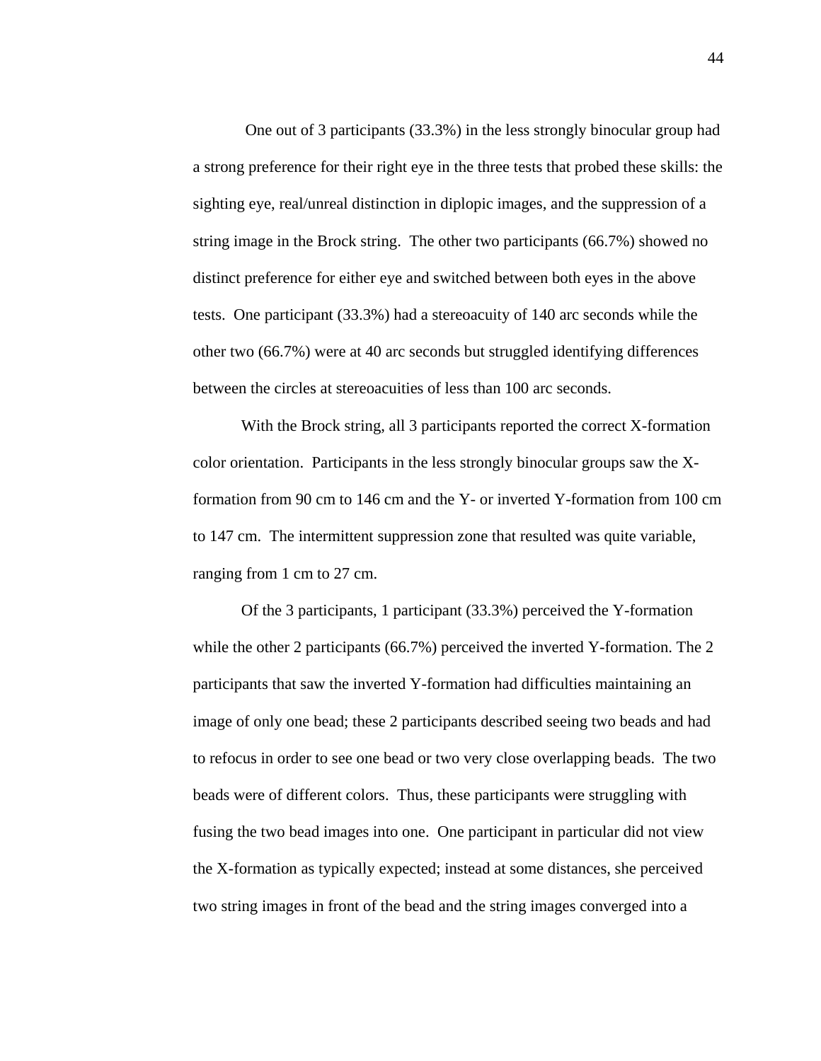One out of 3 participants (33.3%) in the less strongly binocular group had a strong preference for their right eye in the three tests that probed these skills: the sighting eye, real/unreal distinction in diplopic images, and the suppression of a string image in the Brock string. The other two participants (66.7%) showed no distinct preference for either eye and switched between both eyes in the above tests. One participant (33.3%) had a stereoacuity of 140 arc seconds while the other two (66.7%) were at 40 arc seconds but struggled identifying differences between the circles at stereoacuities of less than 100 arc seconds.

With the Brock string, all 3 participants reported the correct X-formation color orientation. Participants in the less strongly binocular groups saw the X-formation from 90 cm to 146 cm and the Y- or inverted Y-formation from 100 cm to 147 cm. The intermittent suppression zone that resulted was quite variable, ranging from 1 cm to 27 cm.

Of the 3 participants, 1 participant (33.3%) perceived the Y-formation while the other 2 participants (66.7%) perceived the inverted Y-formation. The 2 participants that saw the inverted Y-formation had difficulties maintaining an image of only one bead; these 2 participants described seeing two beads and had to refocus in order to see one bead or two very close overlapping beads. The two beads were of different colors. Thus, these participants were struggling with fusing the two bead images into one. One participant in particular did not view the X-formation as typically expected; instead at some distances, she perceived two string images in front of the bead and the string images converged into a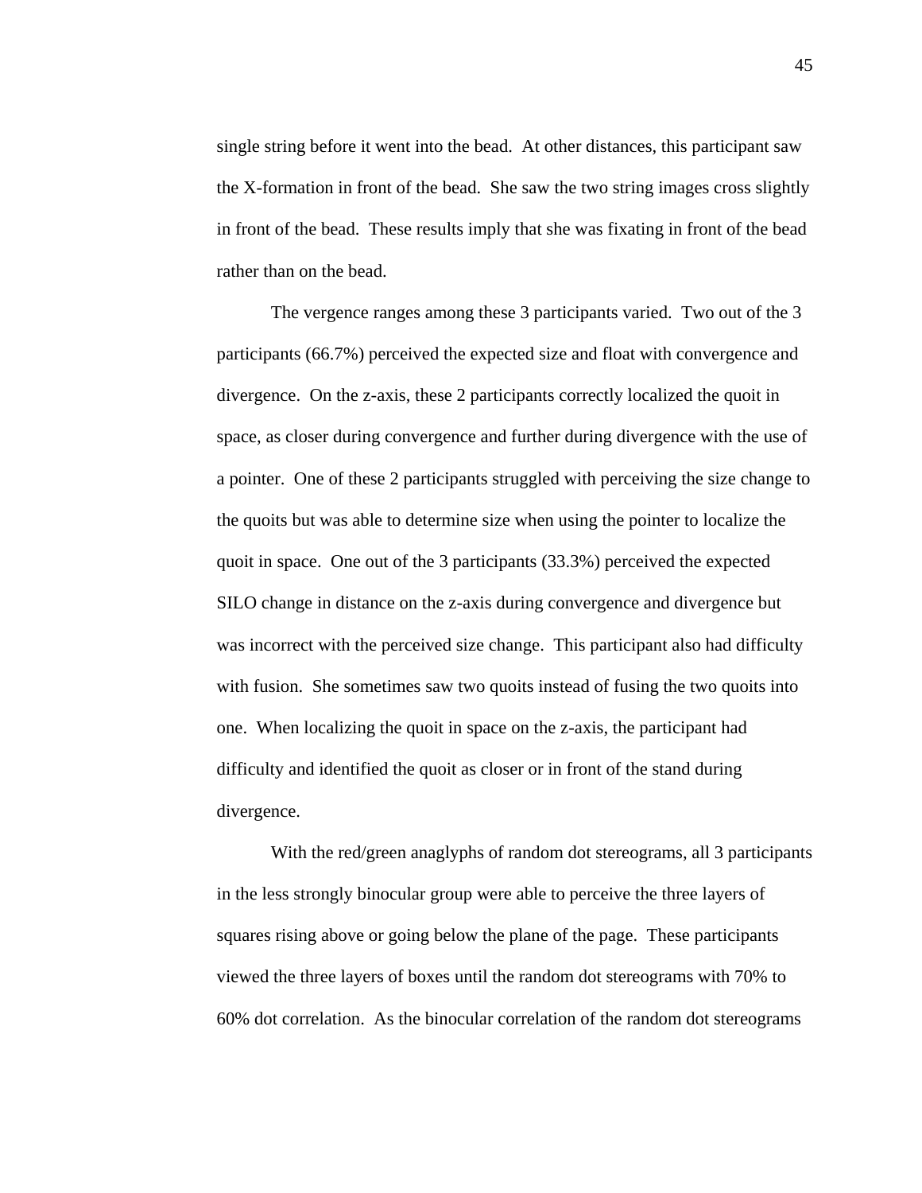single string before it went into the bead. At other distances, this participant saw the X-formation in front of the bead. She saw the two string images cross slightly in front of the bead. These results imply that she was fixating in front of the bead rather than on the bead.

The vergence ranges among these 3 participants varied. Two out of the 3 participants (66.7%) perceived the expected size and float with convergence and divergence. On the z-axis, these 2 participants correctly localized the quoit in space, as closer during convergence and further during divergence with the use of a pointer. One of these 2 participants struggled with perceiving the size change to the quoits but was able to determine size when using the pointer to localize the quoit in space. One out of the 3 participants (33.3%) perceived the expected SILO change in distance on the z-axis during convergence and divergence but was incorrect with the perceived size change. This participant also had difficulty with fusion. She sometimes saw two quoits instead of fusing the two quoits into one. When localizing the quoit in space on the z-axis, the participant had difficulty and identified the quoit as closer or in front of the stand during divergence.

With the red/green anaglyphs of random dot stereograms, all 3 participants in the less strongly binocular group were able to perceive the three layers of squares rising above or going below the plane of the page. These participants viewed the three layers of boxes until the random dot stereograms with 70% to 60% dot correlation. As the binocular correlation of the random dot stereograms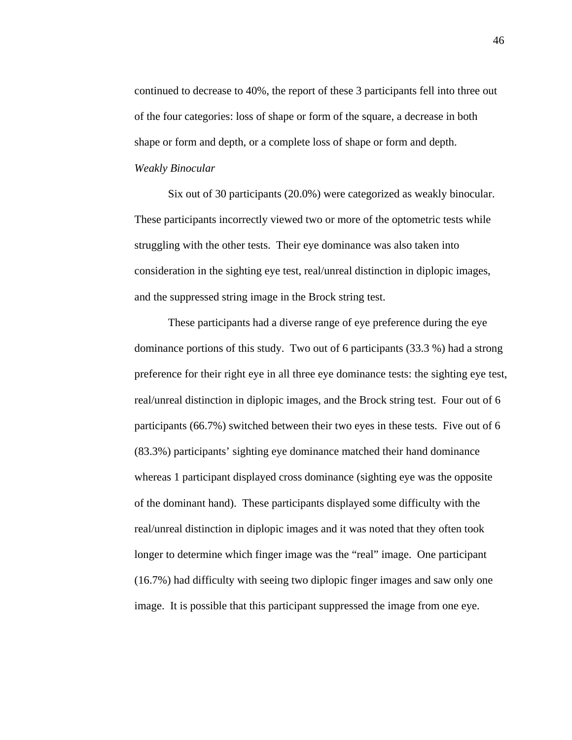continued to decrease to 40%, the report of these 3 participants fell into three out of the four categories: loss of shape or form of the square, a decrease in both shape or form and depth, or a complete loss of shape or form and depth.

*Weakly Binocular*

Six out of 30 participants (20.0%) were categorized as weakly binocular. These participants incorrectly viewed two or more of the optometric tests while struggling with the other tests. Their eye dominance was also taken into consideration in the sighting eye test, real/unreal distinction in diplopic images, and the suppressed string image in the Brock string test.

These participants had a diverse range of eye preference during the eye dominance portions of this study. Two out of 6 participants (33.3 %) had a strong preference for their right eye in all three eye dominance tests: the sighting eye test, real/unreal distinction in diplopic images, and the Brock string test. Four out of 6 participants (66.7%) switched between their two eyes in these tests. Five out of 6 (83.3%) participants' sighting eye dominance matched their hand dominance whereas 1 participant displayed cross dominance (sighting eye was the opposite of the dominant hand). These participants displayed some difficulty with the real/unreal distinction in diplopic images and it was noted that they often took longer to determine which finger image was the "real" image. One participant (16.7%) had difficulty with seeing two diplopic finger images and saw only one image. It is possible that this participant suppressed the image from one eye.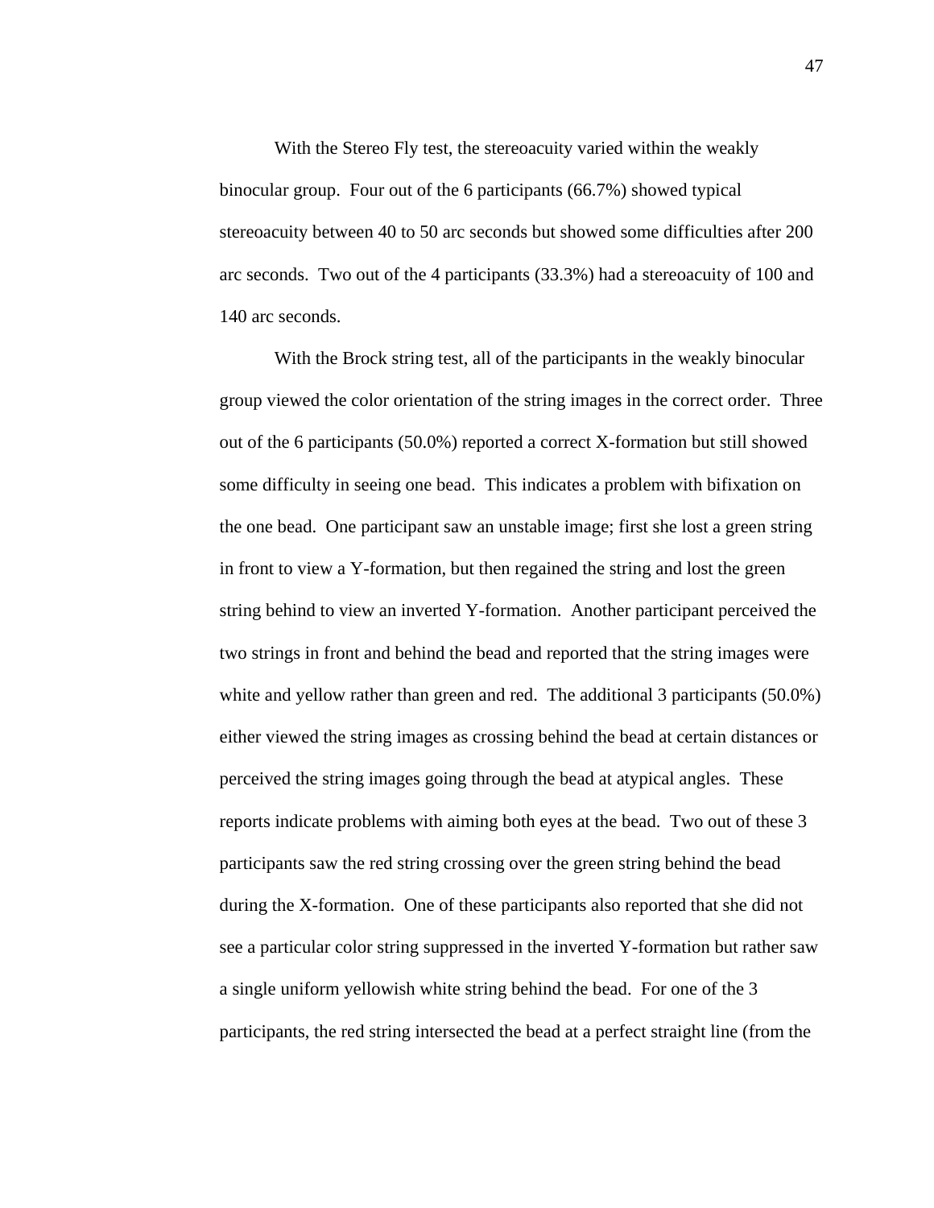With the Stereo Fly test, the stereoacuity varied within the weakly binocular group. Four out of the 6 participants (66.7%) showed typical stereoacuity between 40 to 50 arc seconds but showed some difficulties after 200 arc seconds. Two out of the 4 participants (33.3%) had a stereoacuity of 100 and 140 arc seconds.

With the Brock string test, all of the participants in the weakly binocular group viewed the color orientation of the string images in the correct order. Three out of the 6 participants (50.0%) reported a correct X-formation but still showed some difficulty in seeing one bead. This indicates a problem with bifixation on the one bead. One participant saw an unstable image; first she lost a green string in front to view a Y-formation, but then regained the string and lost the green string behind to view an inverted Y-formation. Another participant perceived the two strings in front and behind the bead and reported that the string images were white and yellow rather than green and red. The additional 3 participants (50.0%) either viewed the string images as crossing behind the bead at certain distances or perceived the string images going through the bead at atypical angles. These reports indicate problems with aiming both eyes at the bead. Two out of these 3 participants saw the red string crossing over the green string behind the bead during the X-formation. One of these participants also reported that she did not see a particular color string suppressed in the inverted Y-formation but rather saw a single uniform yellowish white string behind the bead. For one of the 3 participants, the red string intersected the bead at a perfect straight line (from the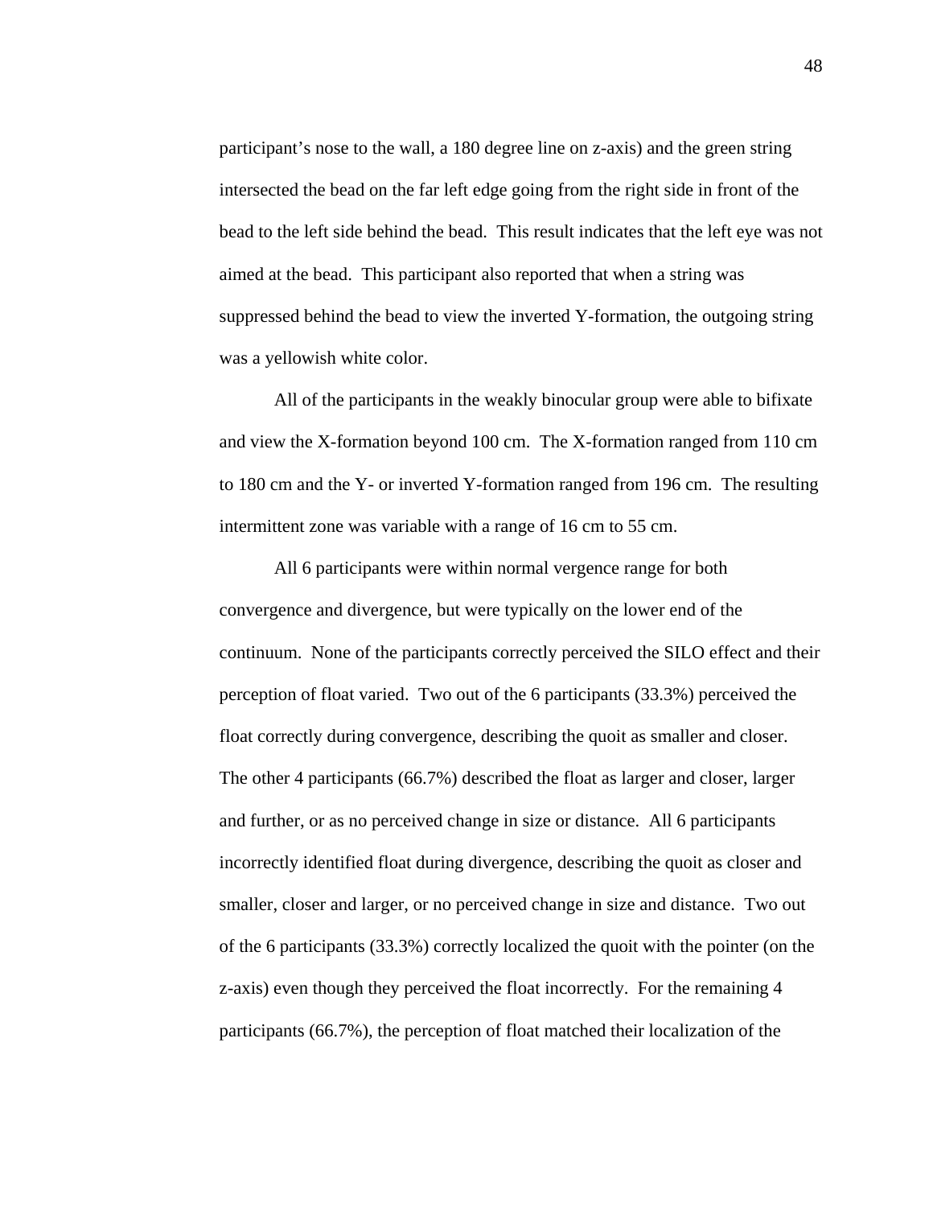participant's nose to the wall, a 180 degree line on z-axis) and the green string intersected the bead on the far left edge going from the right side in front of the bead to the left side behind the bead. This result indicates that the left eye was not aimed at the bead. This participant also reported that when a string was suppressed behind the bead to view the inverted Y-formation, the outgoing string was a yellowish white color.

All of the participants in the weakly binocular group were able to bifixate and view the X-formation beyond 100 cm. The X-formation ranged from 110 cm to 180 cm and the Y- or inverted Y-formation ranged from 196 cm. The resulting intermittent zone was variable with a range of 16 cm to 55 cm.

All 6 participants were within normal vergence range for both convergence and divergence, but were typically on the lower end of the continuum. None of the participants correctly perceived the SILO effect and their perception of float varied. Two out of the 6 participants (33.3%) perceived the float correctly during convergence, describing the quoit as smaller and closer. The other 4 participants (66.7%) described the float as larger and closer, larger and further, or as no perceived change in size or distance. All 6 participants incorrectly identified float during divergence, describing the quoit as closer and smaller, closer and larger, or no perceived change in size and distance. Two out of the 6 participants (33.3%) correctly localized the quoit with the pointer (on the z-axis) even though they perceived the float incorrectly. For the remaining 4 participants (66.7%), the perception of float matched their localization of the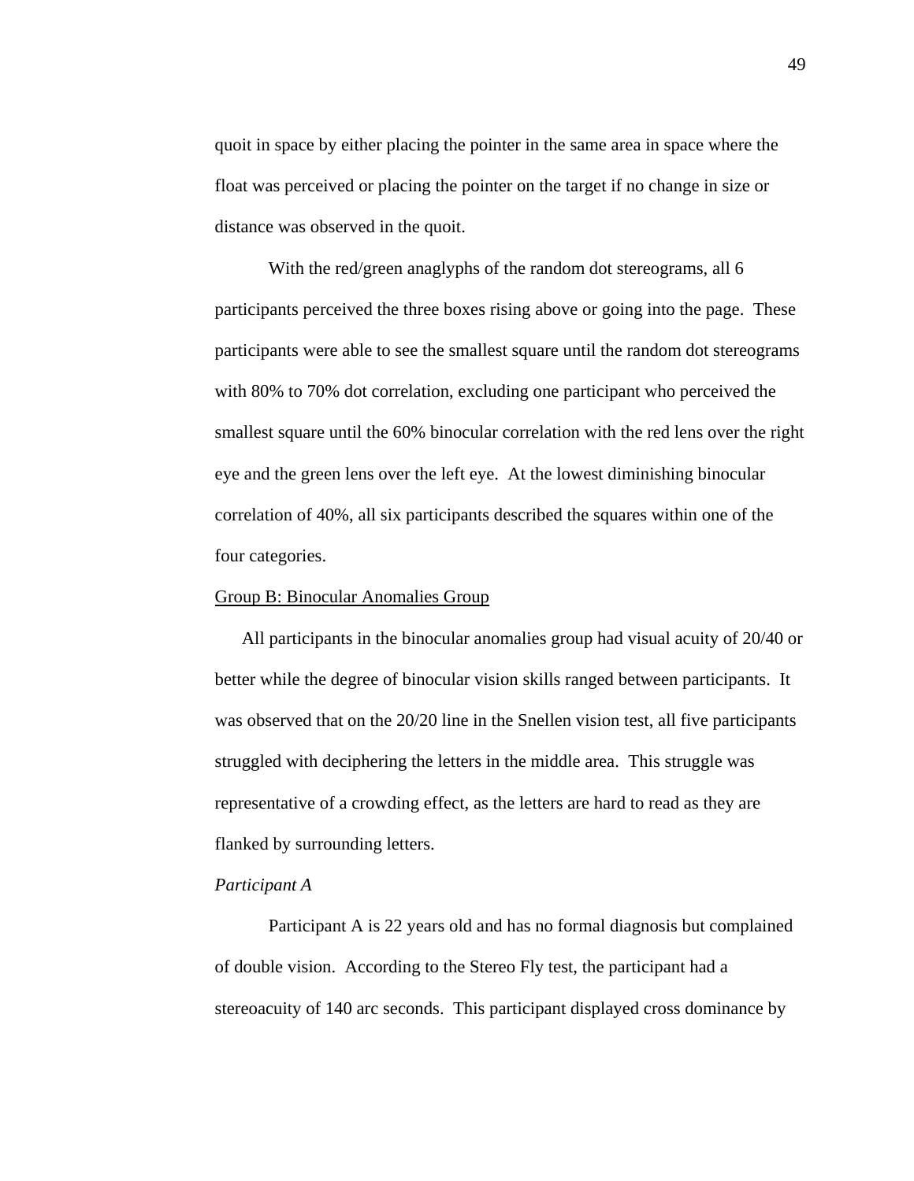quoit in space by either placing the pointer in the same area in space where the float was perceived or placing the pointer on the target if no change in size or distance was observed in the quoit.

With the red/green anaglyphs of the random dot stereograms, all 6 participants perceived the three boxes rising above or going into the page. These participants were able to see the smallest square until the random dot stereograms with 80% to 70% dot correlation, excluding one participant who perceived the smallest square until the 60% binocular correlation with the red lens over the right eye and the green lens over the left eye. At the lowest diminishing binocular correlation of 40%, all six participants described the squares within one of the four categories.

Group B: Binocular Anomalies Group

All participants in the binocular anomalies group had visual acuity of 20/40 or better while the degree of binocular vision skills ranged between participants. It was observed that on the 20/20 line in the Snellen vision test, all five participants struggled with deciphering the letters in the middle area. This struggle was representative of a crowding effect, as the letters are hard to read as they are flanked by surrounding letters.

*Participant A*

Participant A is 22 years old and has no formal diagnosis but complained of double vision. According to the Stereo Fly test, the participant had a stereoacuity of 140 arc seconds. This participant displayed cross dominance by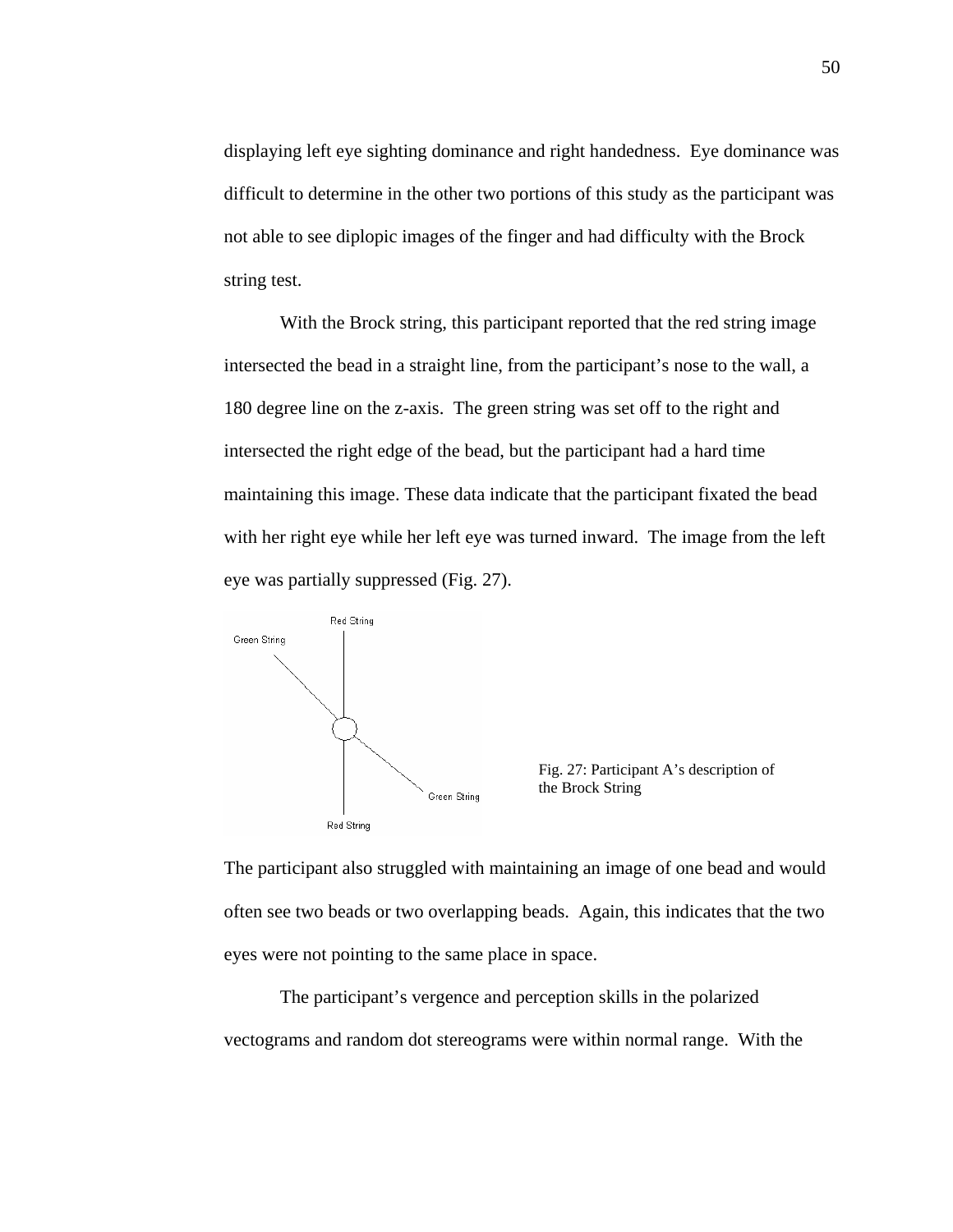displaying left eye sighting dominance and right handedness. Eye dominance was difficult to determine in the other two portions of this study as the participant was not able to see diplopic images of the finger and had difficulty with the Brock string test.

With the Brock string, this participant reported that the red string image intersected the bead in a straight line, from the participant's nose to the wall, a 180 degree line on the z-axis. The green string was set off to the right and intersected the right edge of the bead, but the participant had a hard time maintaining this image. These data indicate that the participant fixated the bead with her right eye while her left eye was turned inward. The image from the left eye was partially suppressed (Fig. 27).

Fig. 27: Participant A's description of the Brock String

The participant also struggled with maintaining an image of one bead and would often see two beads or two overlapping beads. Again, this indicates that the two eyes were not pointing to the same place in space.

The participant's vergence and perception skills in the polarized vectograms and random dot stereograms were within normal range. With the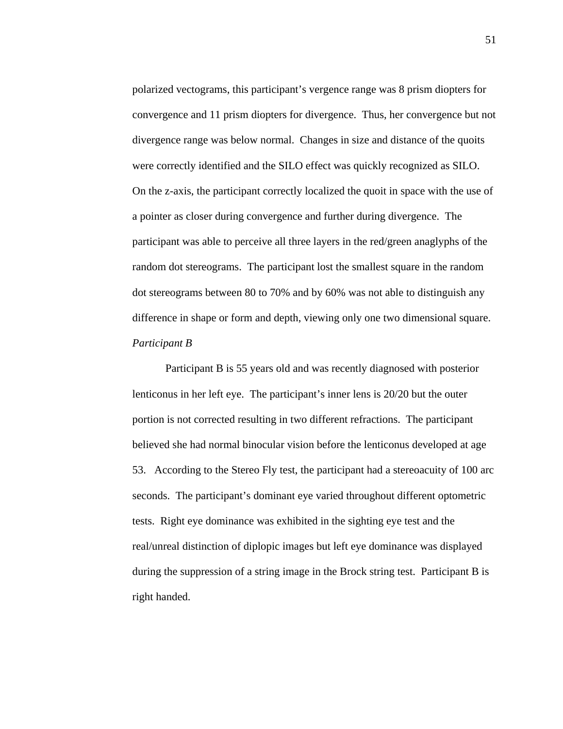polarized vectograms, this participant's vergence range was 8 prism diopters for convergence and 11 prism diopters for divergence. Thus, her convergence but not divergence range was below normal. Changes in size and distance of the quoits were correctly identified and the SILO effect was quickly recognized as SILO. On the z-axis, the participant correctly localized the quoit in space with the use of a pointer as closer during convergence and further during divergence. The participant was able to perceive all three layers in the red/green anaglyphs of the random dot stereograms. The participant lost the smallest square in the random dot stereograms between 80 to 70% and by 60% was not able to distinguish any difference in shape or form and depth, viewing only one two dimensional square.

*Participant B*

Participant B is 55 years old and was recently diagnosed with posterior lenticonus in her left eye. The participant's inner lens is 20/20 but the outer portion is not corrected resulting in two different refractions. The participant believed she had normal binocular vision before the lenticonus developed at age 53. According to the Stereo Fly test, the participant had a stereoacuity of 100 arc seconds. The participant's dominant eye varied throughout different optometric tests. Right eye dominance was exhibited in the sighting eye test and the real/unreal distinction of diplopic images but left eye dominance was displayed during the suppression of a string image in the Brock string test. Participant B is right handed.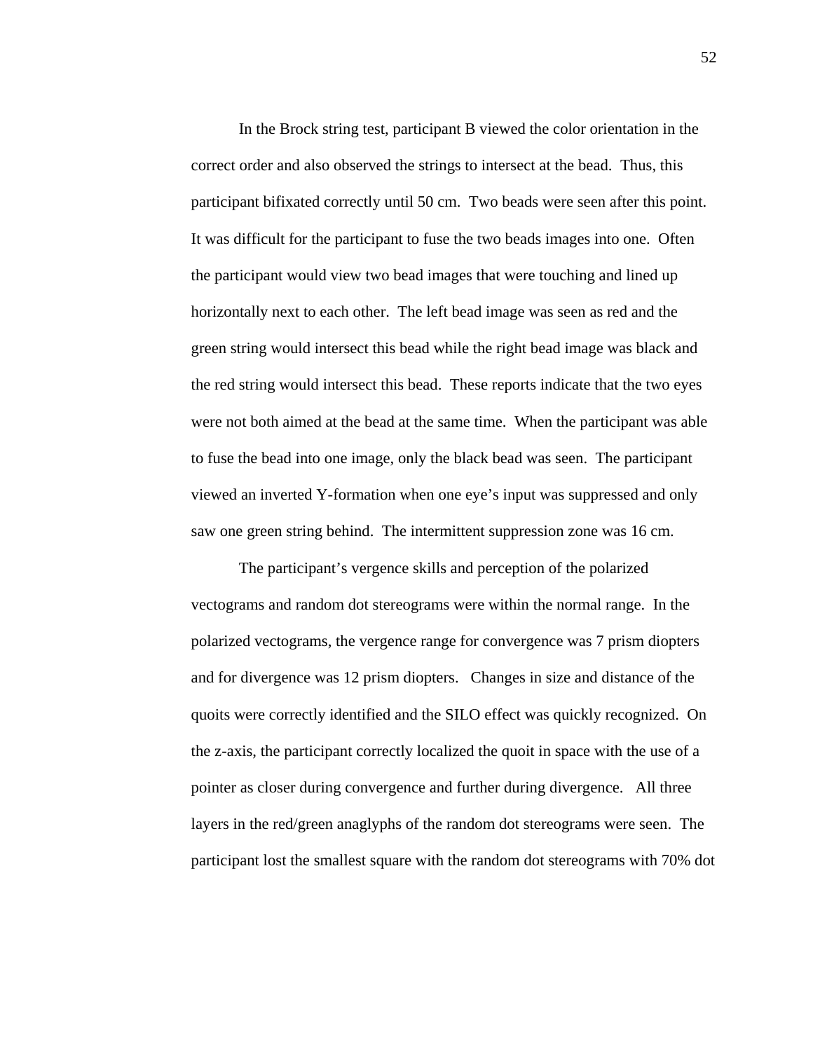In the Brock string test, participant B viewed the color orientation in the correct order and also observed the strings to intersect at the bead. Thus, this participant bifixated correctly until 50 cm. Two beads were seen after this point. It was difficult for the participant to fuse the two beads images into one. Often the participant would view two bead images that were touching and lined up horizontally next to each other. The left bead image was seen as red and the green string would intersect this bead while the right bead image was black and the red string would intersect this bead. These reports indicate that the two eyes were not both aimed at the bead at the same time. When the participant was able to fuse the bead into one image, only the black bead was seen. The participant viewed an inverted Y-formation when one eye's input was suppressed and only saw one green string behind. The intermittent suppression zone was 16 cm.

The participant's vergence skills and perception of the polarized vectograms and random dot stereograms were within the normal range. In the polarized vectograms, the vergence range for convergence was 7 prism diopters and for divergence was 12 prism diopters. Changes in size and distance of the quoits were correctly identified and the SILO effect was quickly recognized. On the z-axis, the participant correctly localized the quoit in space with the use of a pointer as closer during convergence and further during divergence. All three layers in the red/green anaglyphs of the random dot stereograms were seen. The participant lost the smallest square with the random dot stereograms with 70% dot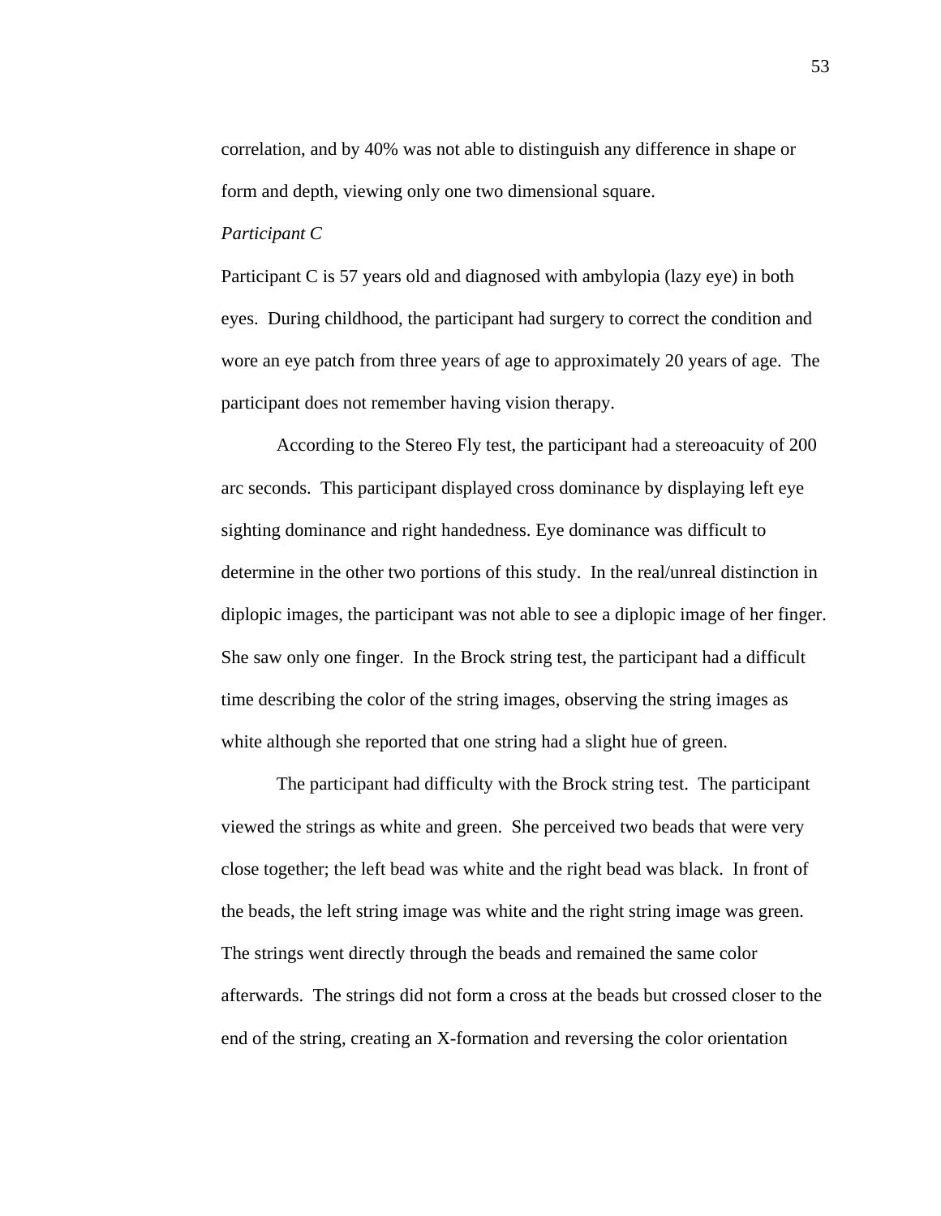correlation, and by 40% was not able to distinguish any difference in shape or form and depth, viewing only one two dimensional square.

*Participant C*

Participant C is 57 years old and diagnosed with ambylopia (lazy eye) in both eyes. During childhood, the participant had surgery to correct the condition and wore an eye patch from three years of age to approximately 20 years of age. The participant does not remember having vision therapy.

According to the Stereo Fly test, the participant had a stereoacuity of 200 arc seconds. This participant displayed cross dominance by displaying left eye sighting dominance and right handedness. Eye dominance was difficult to determine in the other two portions of this study. In the real/unreal distinction in diplopic images, the participant was not able to see a diplopic image of her finger. She saw only one finger. In the Brock string test, the participant had a difficult time describing the color of the string images, observing the string images as white although she reported that one string had a slight hue of green.

The participant had difficulty with the Brock string test. The participant viewed the strings as white and green. She perceived two beads that were very close together; the left bead was white and the right bead was black. In front of the beads, the left string image was white and the right string image was green. The strings went directly through the beads and remained the same color afterwards. The strings did not form a cross at the beads but crossed closer to the end of the string, creating an X-formation and reversing the color orientation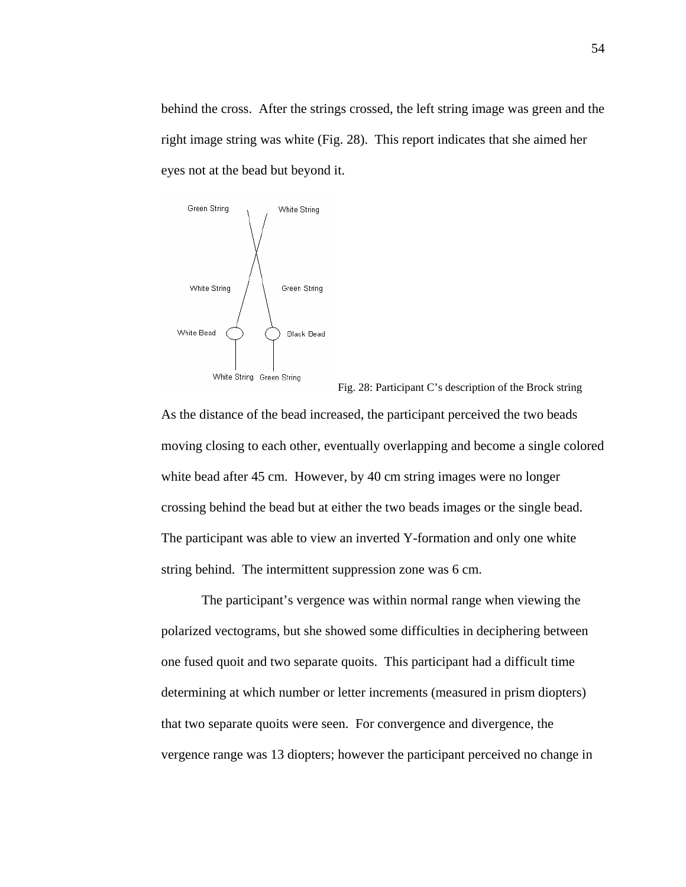behind the cross. After the strings crossed, the left string image was green and the right image string was white (Fig. 28). This report indicates that she aimed her eyes not at the bead but beyond it.

Green String White String

White String Green String

White Bead Black Bead

White String Green String

Fig. 28: Participant C's description of the Brock string

As the distance of the bead increased, the participant perceived the two beads moving closing to each other, eventually overlapping and become a single colored white bead after 45 cm. However, by 40 cm string images were no longer crossing behind the bead but at either the two beads images or the single bead. The participant was able to view an inverted Y-formation and only one white string behind. The intermittent suppression zone was 6 cm.

The participant's vergence was within normal range when viewing the polarized vectograms, but she showed some difficulties in deciphering between one fused quoit and two separate quoits. This participant had a difficult time determining at which number or letter increments (measured in prism diopters) that two separate quoits were seen. For convergence and divergence, the vergence range was 13 diopters; however the participant perceived no change in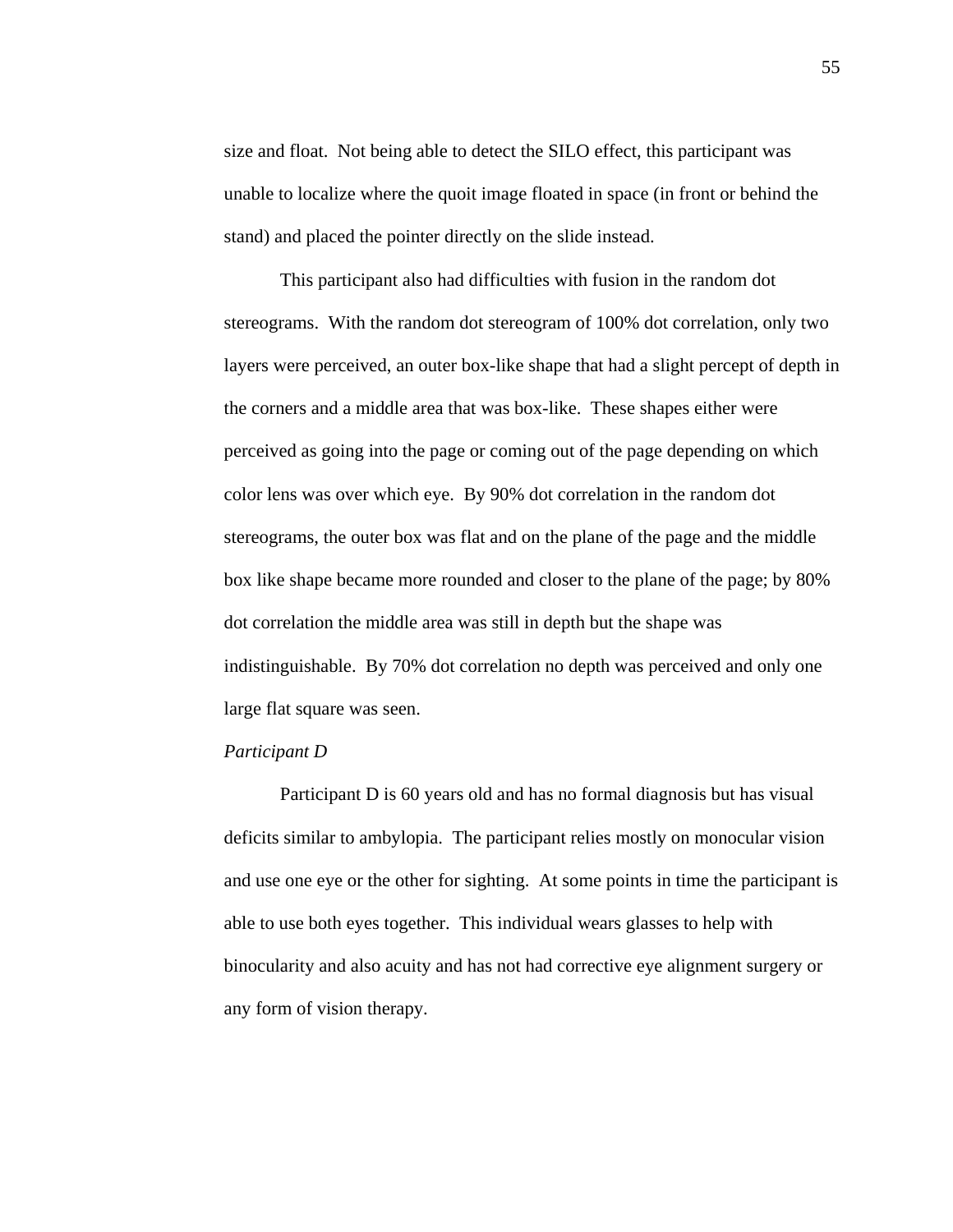size and float. Not being able to detect the SILO effect, this participant was unable to localize where the quoit image floated in space (in front or behind the stand) and placed the pointer directly on the slide instead.

This participant also had difficulties with fusion in the random dot stereograms. With the random dot stereogram of 100% dot correlation, only two layers were perceived, an outer box-like shape that had a slight percept of depth in the corners and a middle area that was box-like. These shapes either were perceived as going into the page or coming out of the page depending on which color lens was over which eye. By 90% dot correlation in the random dot stereograms, the outer box was flat and on the plane of the page and the middle box like shape became more rounded and closer to the plane of the page; by 80% dot correlation the middle area was still in depth but the shape was indistinguishable. By 70% dot correlation no depth was perceived and only one large flat square was seen.

*Participant D*

Participant D is 60 years old and has no formal diagnosis but has visual deficits similar to ambylopia. The participant relies mostly on monocular vision and use one eye or the other for sighting. At some points in time the participant is able to use both eyes together. This individual wears glasses to help with binocularity and also acuity and has not had corrective eye alignment surgery or any form of vision therapy.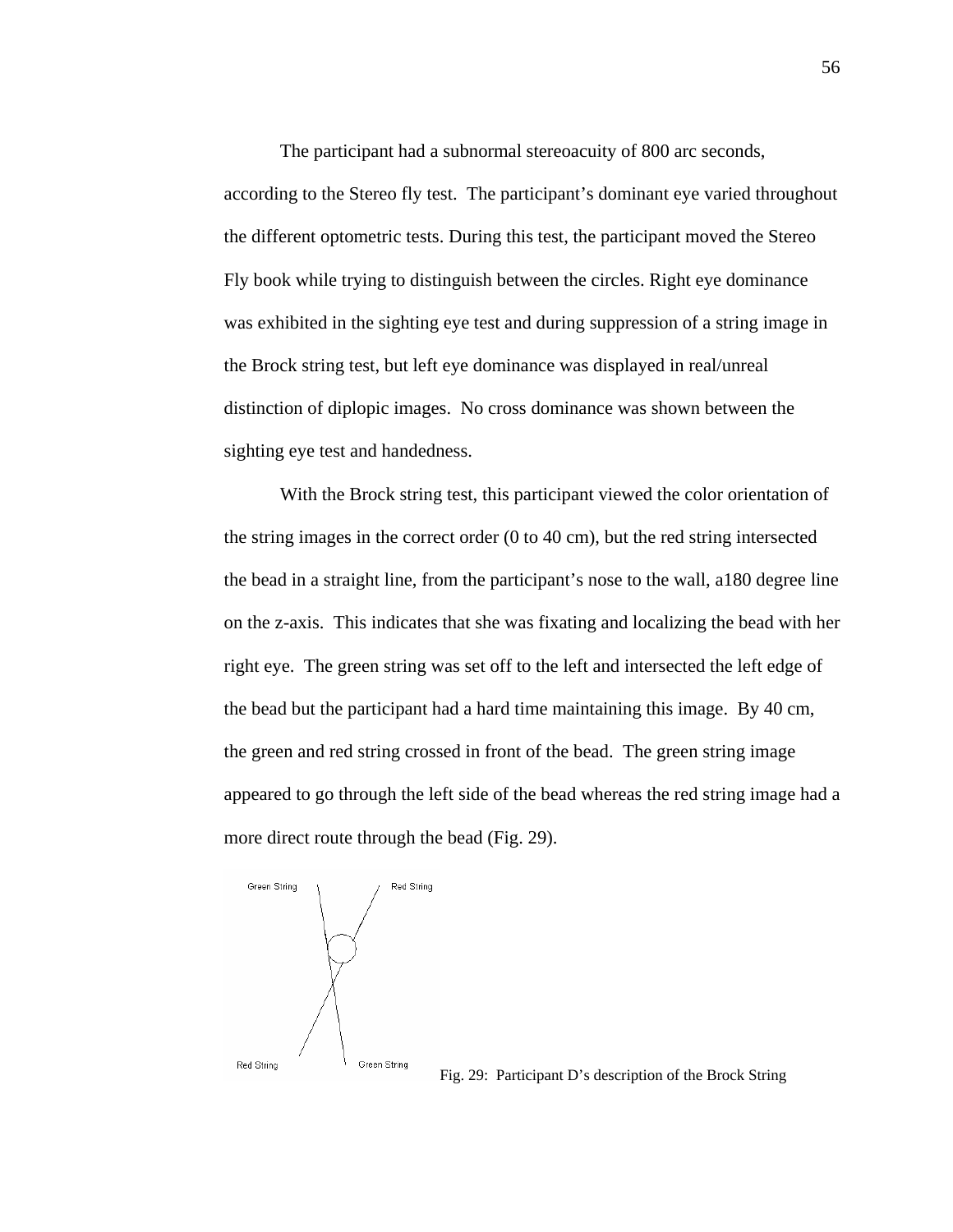The participant had a subnormal stereoacuity of 800 arc seconds, according to the Stereo fly test. The participant's dominant eye varied throughout the different optometric tests. During this test, the participant moved the Stereo Fly book while trying to distinguish between the circles. Right eye dominance was exhibited in the sighting eye test and during suppression of a string image in the Brock string test, but left eye dominance was displayed in real/unreal distinction of diplopic images. No cross dominance was shown between the sighting eye test and handedness.

With the Brock string test, this participant viewed the color orientation of the string images in the correct order (0 to 40 cm), but the red string intersected the bead in a straight line, from the participant's nose to the wall, a180 degree line on the z-axis. This indicates that she was fixating and localizing the bead with her right eye. The green string was set off to the left and intersected the left edge of the bead but the participant had a hard time maintaining this image. By 40 cm, the green and red string crossed in front of the bead. The green string image appeared to go through the left side of the bead whereas the red string image had a more direct route through the bead (Fig. 29).

Fig. 29: Participant D's description of the Brock String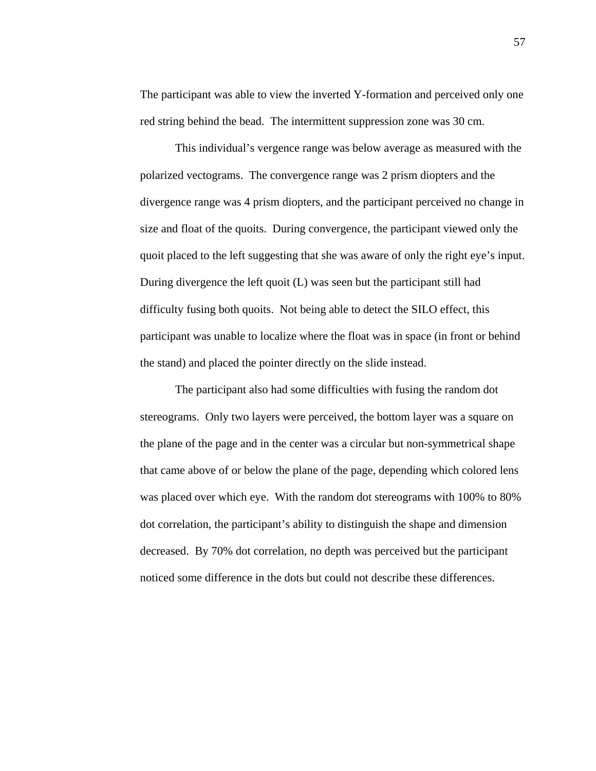The participant was able to view the inverted Y-formation and perceived only one red string behind the bead. The intermittent suppression zone was 30 cm.

This individual's vergence range was below average as measured with the polarized vectograms. The convergence range was 2 prism diopters and the divergence range was 4 prism diopters, and the participant perceived no change in size and float of the quoits. During convergence, the participant viewed only the quoit placed to the left suggesting that she was aware of only the right eye's input. During divergence the left quoit (L) was seen but the participant still had difficulty fusing both quoits. Not being able to detect the SILO effect, this participant was unable to localize where the float was in space (in front or behind the stand) and placed the pointer directly on the slide instead.

The participant also had some difficulties with fusing the random dot stereograms. Only two layers were perceived, the bottom layer was a square on the plane of the page and in the center was a circular but non-symmetrical shape that came above of or below the plane of the page, depending which colored lens was placed over which eye. With the random dot stereograms with 100% to 80% dot correlation, the participant's ability to distinguish the shape and dimension decreased. By 70% dot correlation, no depth was perceived but the participant noticed some difference in the dots but could not describe these differences.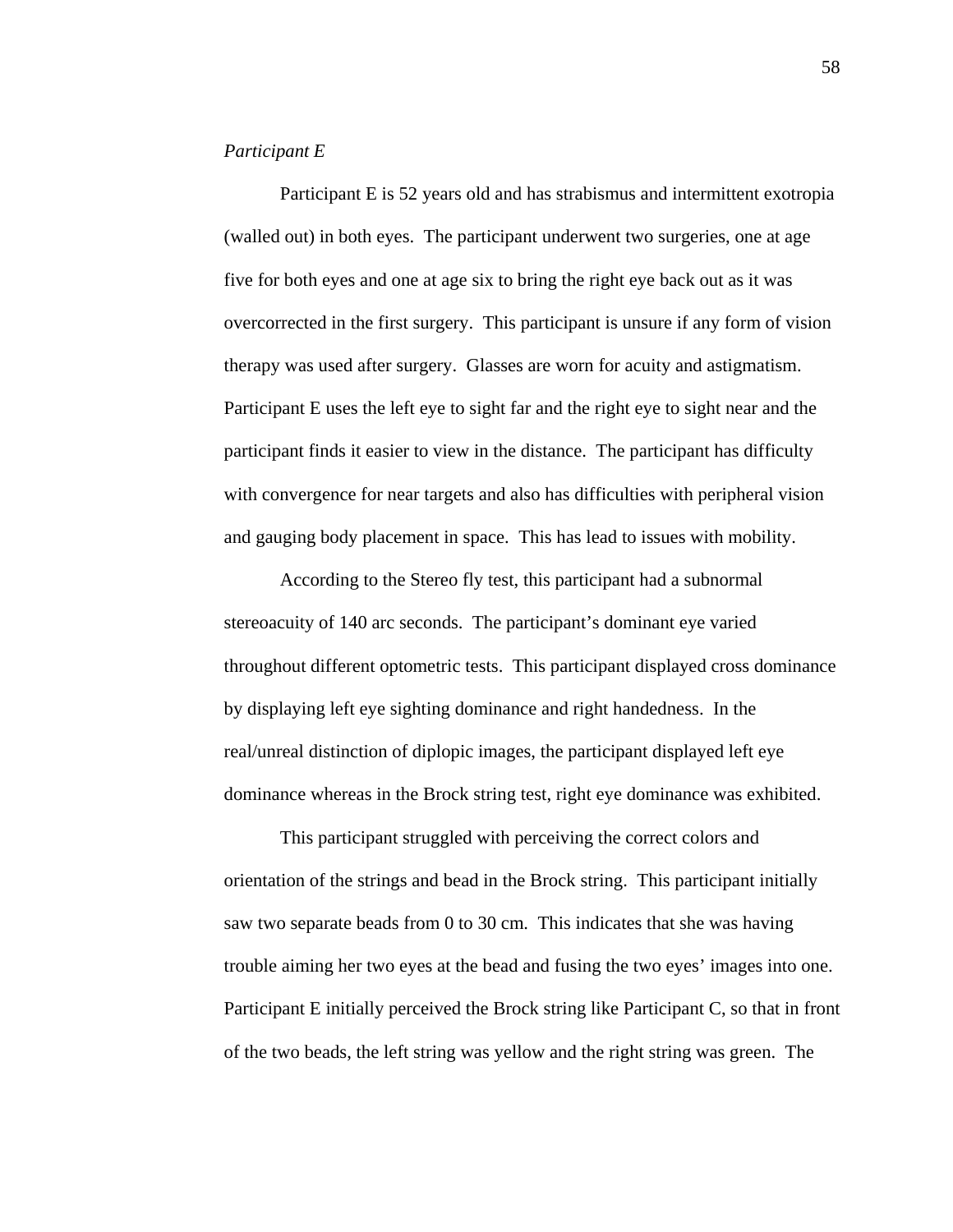*Participant E*

Participant E is 52 years old and has strabismus and intermittent exotropia (walled out) in both eyes. The participant underwent two surgeries, one at age five for both eyes and one at age six to bring the right eye back out as it was overcorrected in the first surgery. This participant is unsure if any form of vision therapy was used after surgery. Glasses are worn for acuity and astigmatism. Participant E uses the left eye to sight far and the right eye to sight near and the participant finds it easier to view in the distance. The participant has difficulty with convergence for near targets and also has difficulties with peripheral vision and gauging body placement in space. This has lead to issues with mobility.

According to the Stereo fly test, this participant had a subnormal stereoacuity of 140 arc seconds. The participant's dominant eye varied throughout different optometric tests. This participant displayed cross dominance by displaying left eye sighting dominance and right handedness. In the real/unreal distinction of diplopic images, the participant displayed left eye dominance whereas in the Brock string test, right eye dominance was exhibited.

This participant struggled with perceiving the correct colors and orientation of the strings and bead in the Brock string. This participant initially saw two separate beads from 0 to 30 cm. This indicates that she was having trouble aiming her two eyes at the bead and fusing the two eyes' images into one. Participant E initially perceived the Brock string like Participant C, so that in front of the two beads, the left string was yellow and the right string was green. The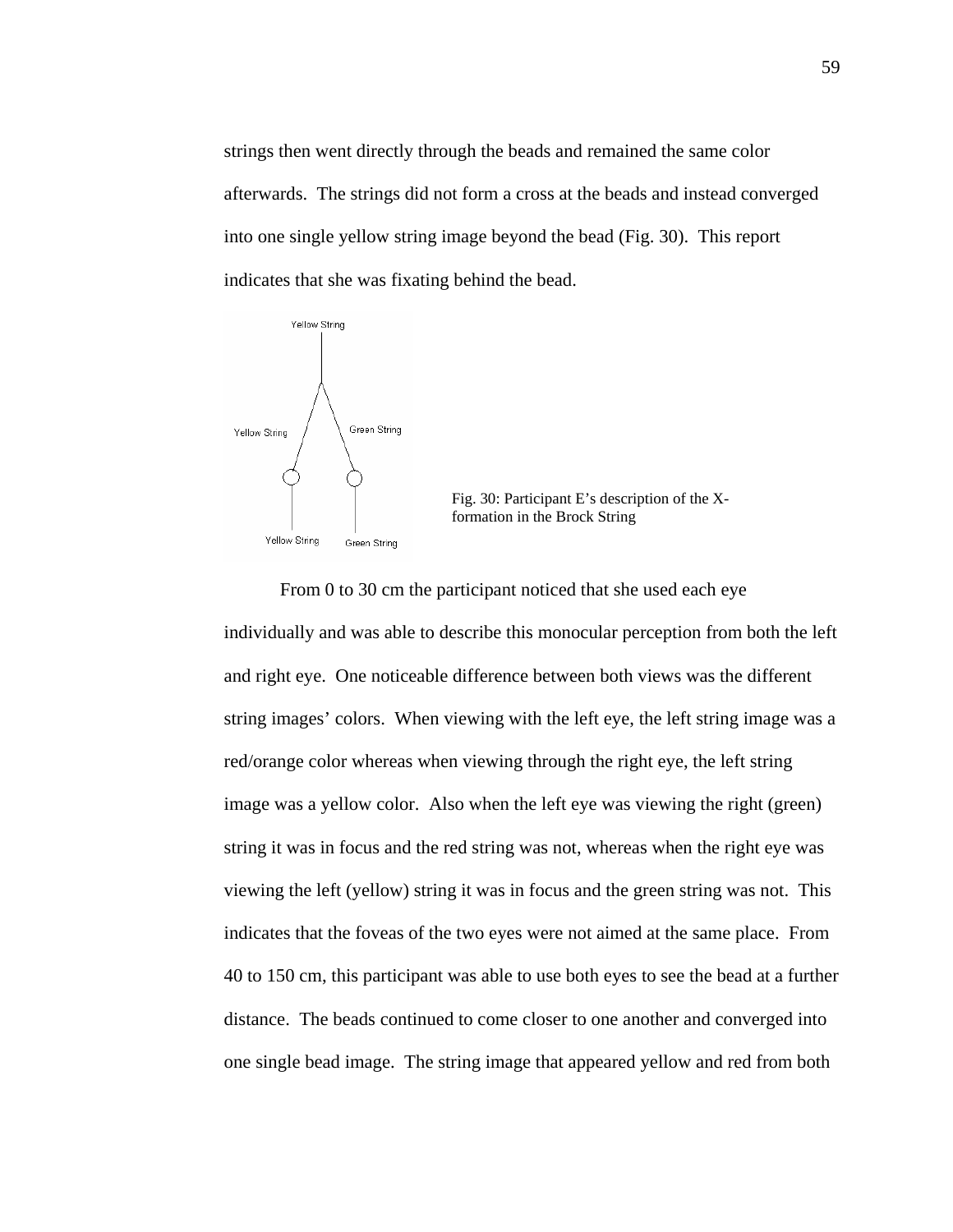strings then went directly through the beads and remained the same color afterwards. The strings did not form a cross at the beads and instead converged into one single yellow string image beyond the bead (Fig. 30). This report indicates that she was fixating behind the bead.

Fig. 30: Participant E's description of the X-formation in the Brock String

From 0 to 30 cm the participant noticed that she used each eye individually and was able to describe this monocular perception from both the left and right eye. One noticeable difference between both views was the different string images' colors. When viewing with the left eye, the left string image was a red/orange color whereas when viewing through the right eye, the left string image was a yellow color. Also when the left eye was viewing the right (green) string it was in focus and the red string was not, whereas when the right eye was viewing the left (yellow) string it was in focus and the green string was not. This indicates that the foveas of the two eyes were not aimed at the same place. From 40 to 150 cm, this participant was able to use both eyes to see the bead at a further distance. The beads continued to come closer to one another and converged into one single bead image. The string image that appeared yellow and red from both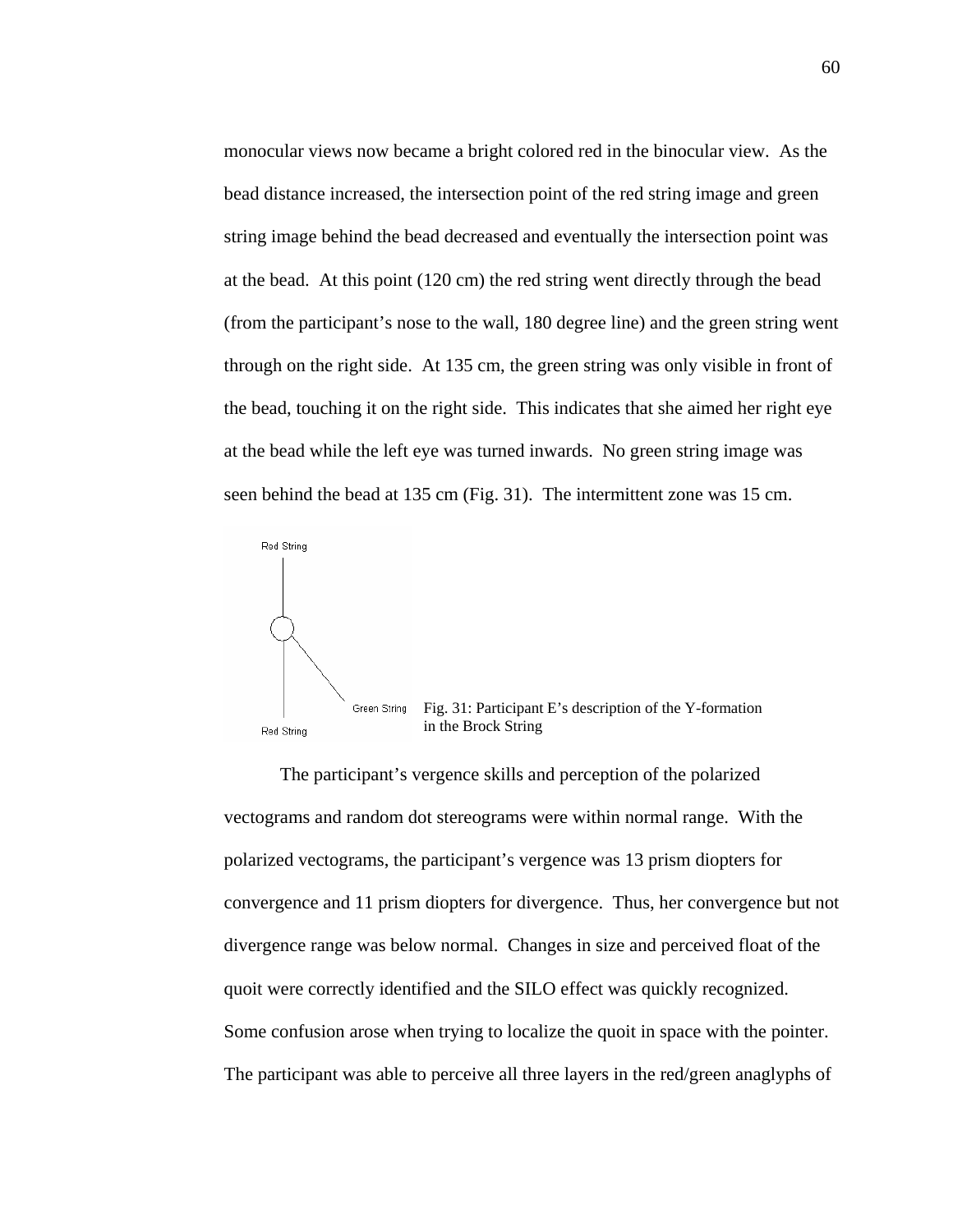monocular views now became a bright colored red in the binocular view. As the bead distance increased, the intersection point of the red string image and green string image behind the bead decreased and eventually the intersection point was at the bead. At this point (120 cm) the red string went directly through the bead (from the participant's nose to the wall, 180 degree line) and the green string went through on the right side. At 135 cm, the green string was only visible in front of the bead, touching it on the right side. This indicates that she aimed her right eye at the bead while the left eye was turned inwards. No green string image was seen behind the bead at 135 cm (Fig. 31). The intermittent zone was 15 cm.

Red String

Green String

Red String

Fig. 31: Participant E's description of the Y-formation in the Brock String

The participant's vergence skills and perception of the polarized vectograms and random dot stereograms were within normal range. With the polarized vectograms, the participant's vergence was 13 prism diopters for convergence and 11 prism diopters for divergence. Thus, her convergence but not divergence range was below normal. Changes in size and perceived float of the quoit were correctly identified and the SILO effect was quickly recognized. Some confusion arose when trying to localize the quoit in space with the pointer. The participant was able to perceive all three layers in the red/green anaglyphs of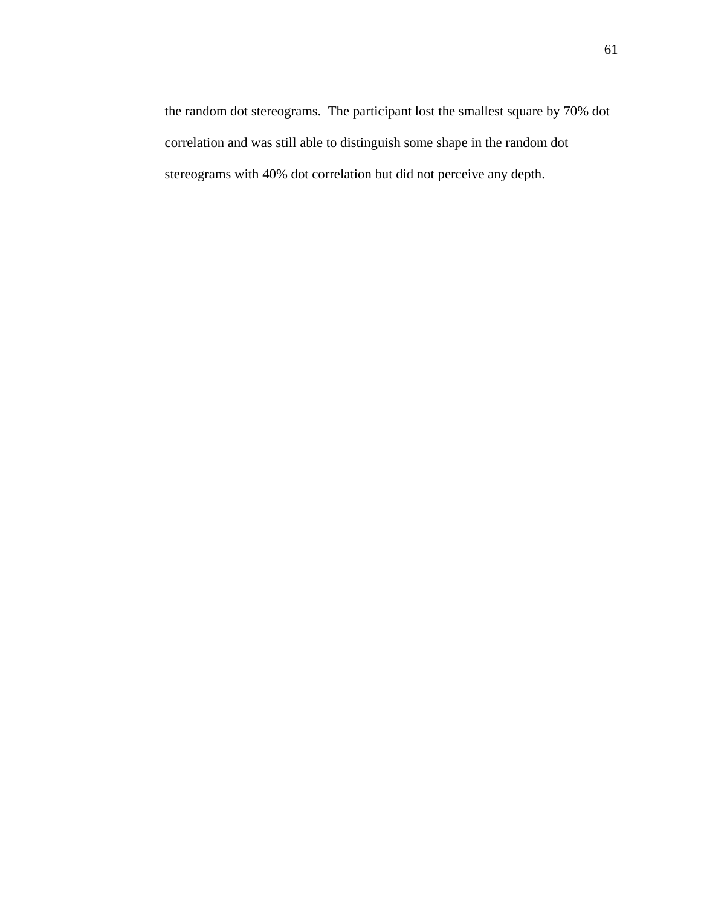the random dot stereograms.  The participant lost the smallest square by 70% dot correlation and was still able to distinguish some shape in the random dot stereograms with 40% dot correlation but did not perceive any depth.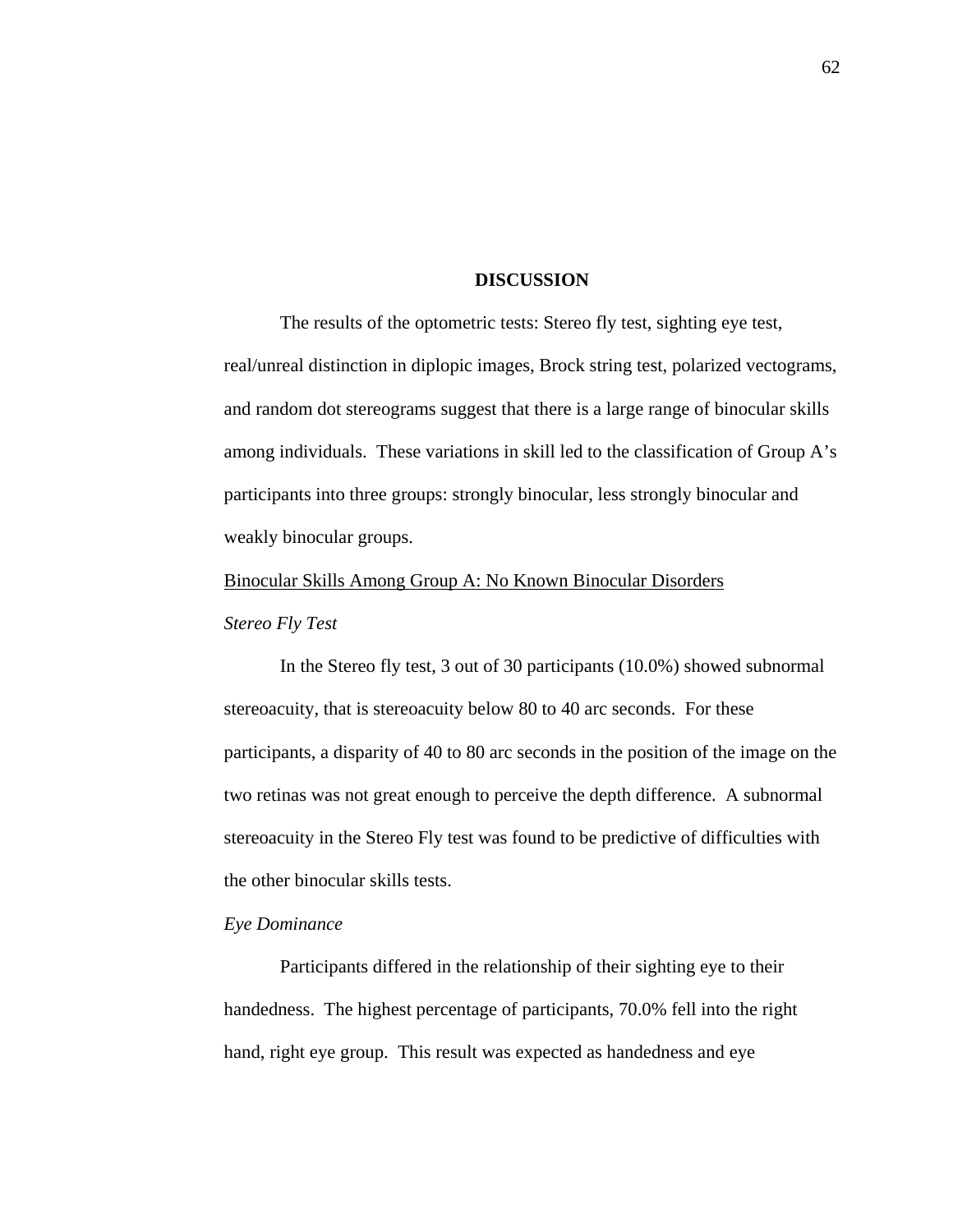# DISCUSSION

The results of the optometric tests: Stereo fly test, sighting eye test, real/unreal distinction in diplopic images, Brock string test, polarized vectograms, and random dot stereograms suggest that there is a large range of binocular skills among individuals. These variations in skill led to the classification of Group A's participants into three groups: strongly binocular, less strongly binocular and weakly binocular groups.

## Binocular Skills Among Group A: No Known Binocular Disorders

### *Stereo Fly Test*

In the Stereo fly test, 3 out of 30 participants (10.0%) showed subnormal stereoacuity, that is stereoacuity below 80 to 40 arc seconds. For these participants, a disparity of 40 to 80 arc seconds in the position of the image on the two retinas was not great enough to perceive the depth difference. A subnormal stereoacuity in the Stereo Fly test was found to be predictive of difficulties with the other binocular skills tests.

### *Eye Dominance*

Participants differed in the relationship of their sighting eye to their handedness. The highest percentage of participants, 70.0% fell into the right hand, right eye group. This result was expected as handedness and eye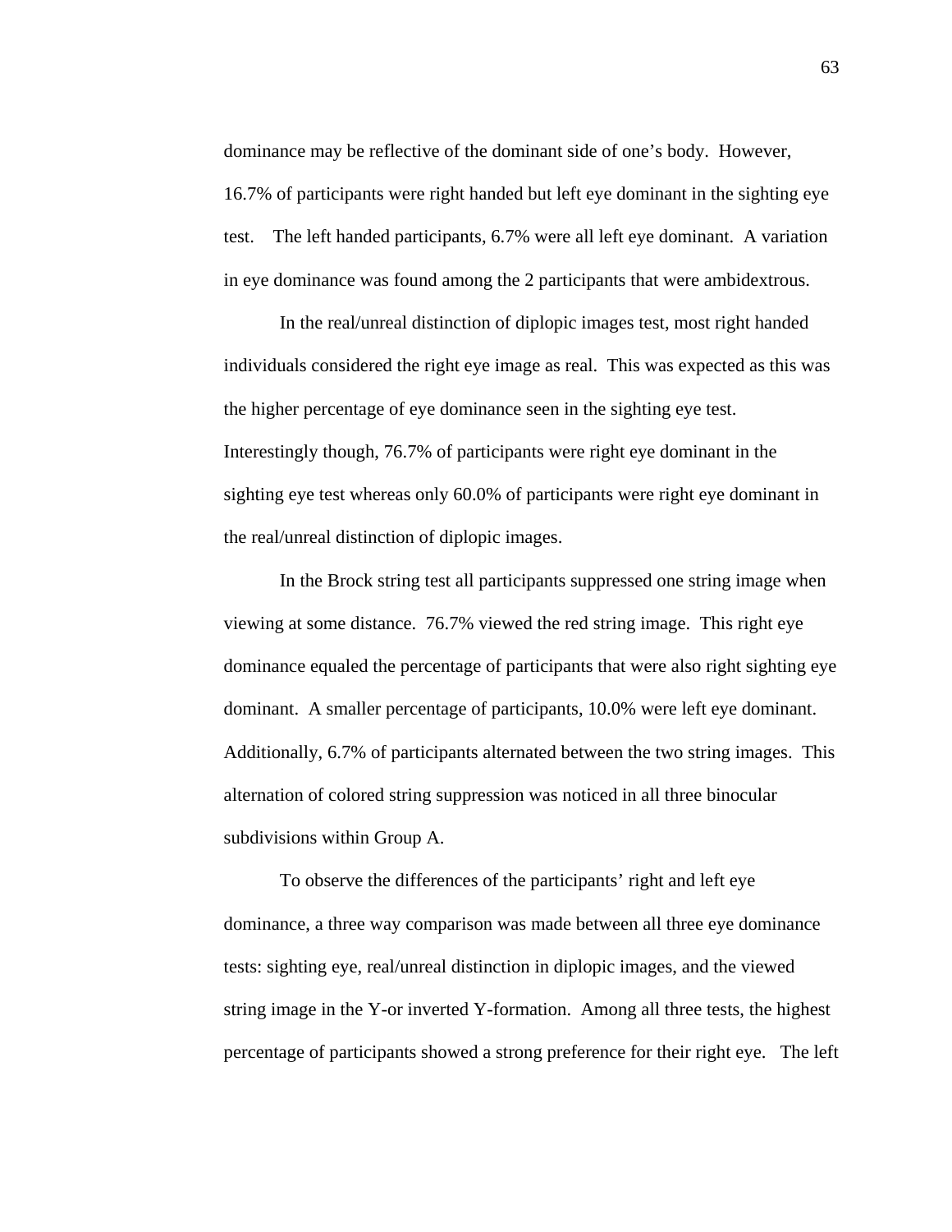dominance may be reflective of the dominant side of one's body. However, 16.7% of participants were right handed but left eye dominant in the sighting eye test. The left handed participants, 6.7% were all left eye dominant. A variation in eye dominance was found among the 2 participants that were ambidextrous.

In the real/unreal distinction of diplopic images test, most right handed individuals considered the right eye image as real. This was expected as this was the higher percentage of eye dominance seen in the sighting eye test. Interestingly though, 76.7% of participants were right eye dominant in the sighting eye test whereas only 60.0% of participants were right eye dominant in the real/unreal distinction of diplopic images.

In the Brock string test all participants suppressed one string image when viewing at some distance. 76.7% viewed the red string image. This right eye dominance equaled the percentage of participants that were also right sighting eye dominant. A smaller percentage of participants, 10.0% were left eye dominant. Additionally, 6.7% of participants alternated between the two string images. This alternation of colored string suppression was noticed in all three binocular subdivisions within Group A.

To observe the differences of the participants' right and left eye dominance, a three way comparison was made between all three eye dominance tests: sighting eye, real/unreal distinction in diplopic images, and the viewed string image in the Y-or inverted Y-formation. Among all three tests, the highest percentage of participants showed a strong preference for their right eye. The left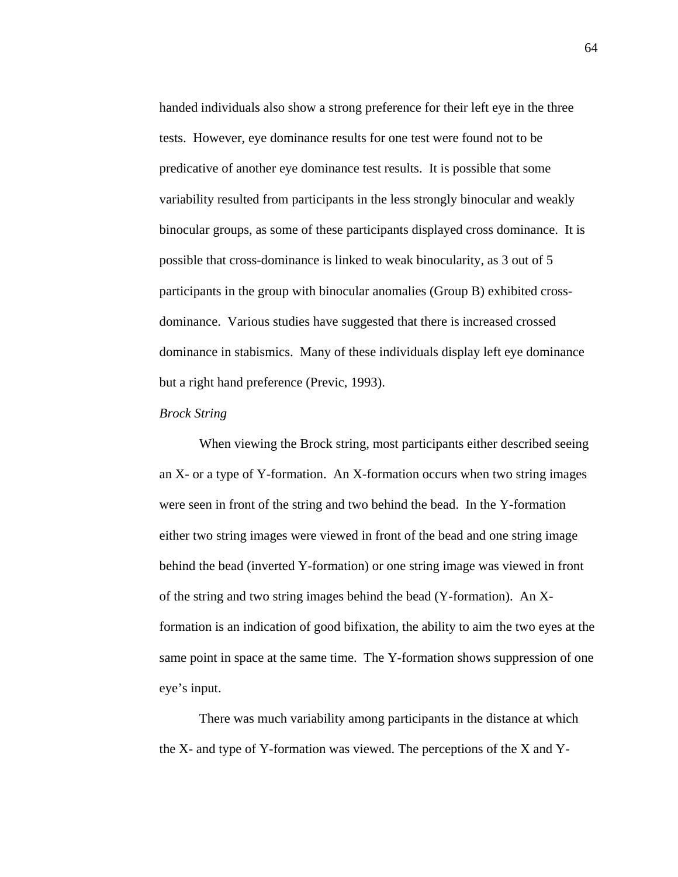handed individuals also show a strong preference for their left eye in the three tests. However, eye dominance results for one test were found not to be predicative of another eye dominance test results. It is possible that some variability resulted from participants in the less strongly binocular and weakly binocular groups, as some of these participants displayed cross dominance. It is possible that cross-dominance is linked to weak binocularity, as 3 out of 5 participants in the group with binocular anomalies (Group B) exhibited cross-dominance. Various studies have suggested that there is increased crossed dominance in stabismics. Many of these individuals display left eye dominance but a right hand preference (Previc, 1993).

*Brock String*

When viewing the Brock string, most participants either described seeing an X- or a type of Y-formation. An X-formation occurs when two string images were seen in front of the string and two behind the bead. In the Y-formation either two string images were viewed in front of the bead and one string image behind the bead (inverted Y-formation) or one string image was viewed in front of the string and two string images behind the bead (Y-formation). An X-formation is an indication of good bifixation, the ability to aim the two eyes at the same point in space at the same time. The Y-formation shows suppression of one eye's input.

There was much variability among participants in the distance at which the X- and type of Y-formation was viewed. The perceptions of the X and Y-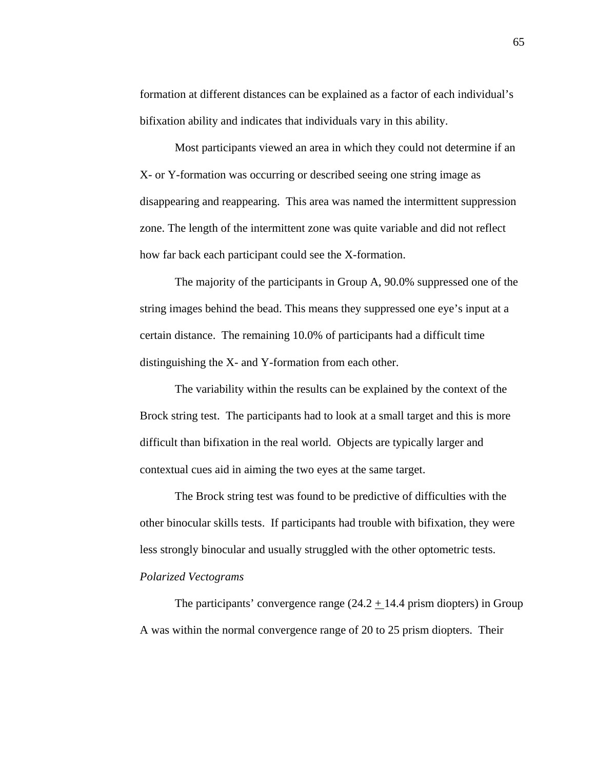formation at different distances can be explained as a factor of each individual's bifixation ability and indicates that individuals vary in this ability.

Most participants viewed an area in which they could not determine if an X- or Y-formation was occurring or described seeing one string image as disappearing and reappearing. This area was named the intermittent suppression zone. The length of the intermittent zone was quite variable and did not reflect how far back each participant could see the X-formation.

The majority of the participants in Group A, 90.0% suppressed one of the string images behind the bead. This means they suppressed one eye's input at a certain distance. The remaining 10.0% of participants had a difficult time distinguishing the X- and Y-formation from each other.

The variability within the results can be explained by the context of the Brock string test. The participants had to look at a small target and this is more difficult than bifixation in the real world. Objects are typically larger and contextual cues aid in aiming the two eyes at the same target.

The Brock string test was found to be predictive of difficulties with the other binocular skills tests. If participants had trouble with bifixation, they were less strongly binocular and usually struggled with the other optometric tests.

*Polarized Vectograms*

The participants' convergence range (24.2 $\pm$ 14.4 prism diopters) in Group A was within the normal convergence range of 20 to 25 prism diopters. Their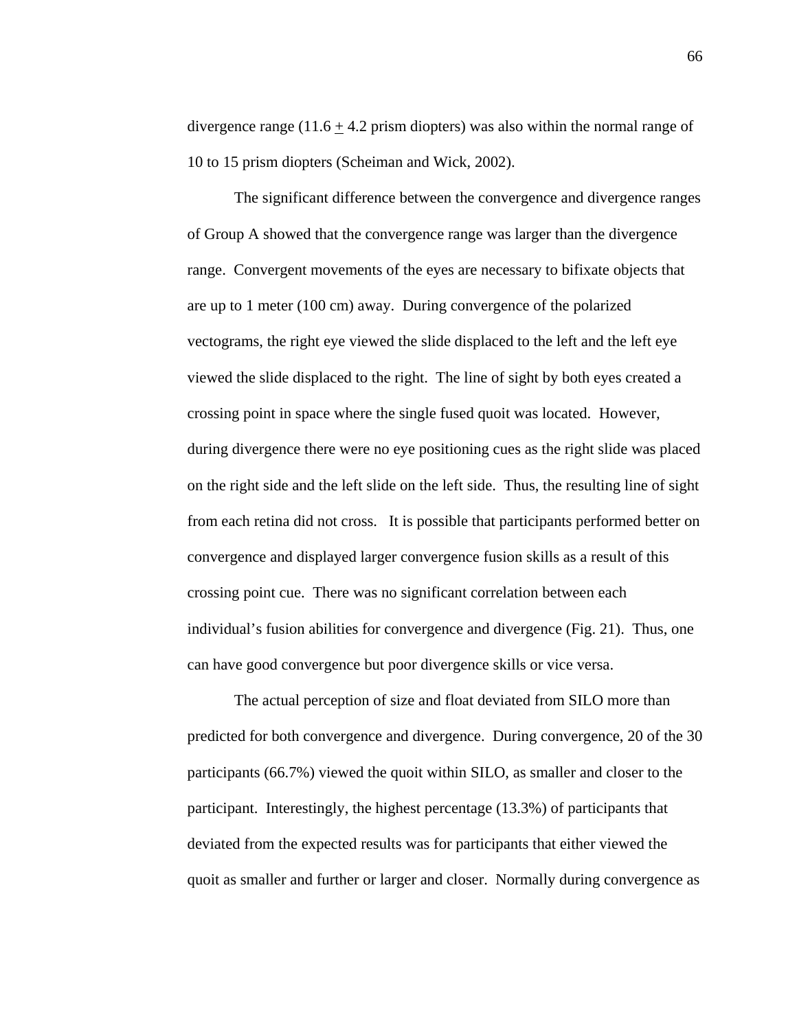divergence range (11.6 $\pm$ 4.2 prism diopters) was also within the normal range of 10 to 15 prism diopters (Scheiman and Wick, 2002).

The significant difference between the convergence and divergence ranges of Group A showed that the convergence range was larger than the divergence range. Convergent movements of the eyes are necessary to bifixate objects that are up to 1 meter (100 cm) away. During convergence of the polarized vectograms, the right eye viewed the slide displaced to the left and the left eye viewed the slide displaced to the right. The line of sight by both eyes created a crossing point in space where the single fused quoit was located. However, during divergence there were no eye positioning cues as the right slide was placed on the right side and the left slide on the left side. Thus, the resulting line of sight from each retina did not cross. It is possible that participants performed better on convergence and displayed larger convergence fusion skills as a result of this crossing point cue. There was no significant correlation between each individual's fusion abilities for convergence and divergence (Fig. 21). Thus, one can have good convergence but poor divergence skills or vice versa.

The actual perception of size and float deviated from SILO more than predicted for both convergence and divergence. During convergence, 20 of the 30 participants (66.7%) viewed the quoit within SILO, as smaller and closer to the participant. Interestingly, the highest percentage (13.3%) of participants that deviated from the expected results was for participants that either viewed the quoit as smaller and further or larger and closer. Normally during convergence as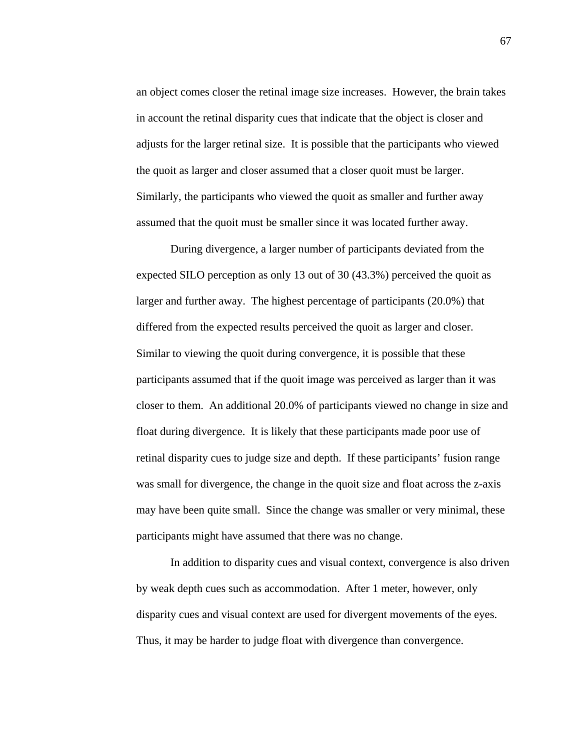an object comes closer the retinal image size increases. However, the brain takes in account the retinal disparity cues that indicate that the object is closer and adjusts for the larger retinal size. It is possible that the participants who viewed the quoit as larger and closer assumed that a closer quoit must be larger. Similarly, the participants who viewed the quoit as smaller and further away assumed that the quoit must be smaller since it was located further away.

During divergence, a larger number of participants deviated from the expected SILO perception as only 13 out of 30 (43.3%) perceived the quoit as larger and further away. The highest percentage of participants (20.0%) that differed from the expected results perceived the quoit as larger and closer. Similar to viewing the quoit during convergence, it is possible that these participants assumed that if the quoit image was perceived as larger than it was closer to them. An additional 20.0% of participants viewed no change in size and float during divergence. It is likely that these participants made poor use of retinal disparity cues to judge size and depth. If these participants' fusion range was small for divergence, the change in the quoit size and float across the z-axis may have been quite small. Since the change was smaller or very minimal, these participants might have assumed that there was no change.

In addition to disparity cues and visual context, convergence is also driven by weak depth cues such as accommodation. After 1 meter, however, only disparity cues and visual context are used for divergent movements of the eyes. Thus, it may be harder to judge float with divergence than convergence.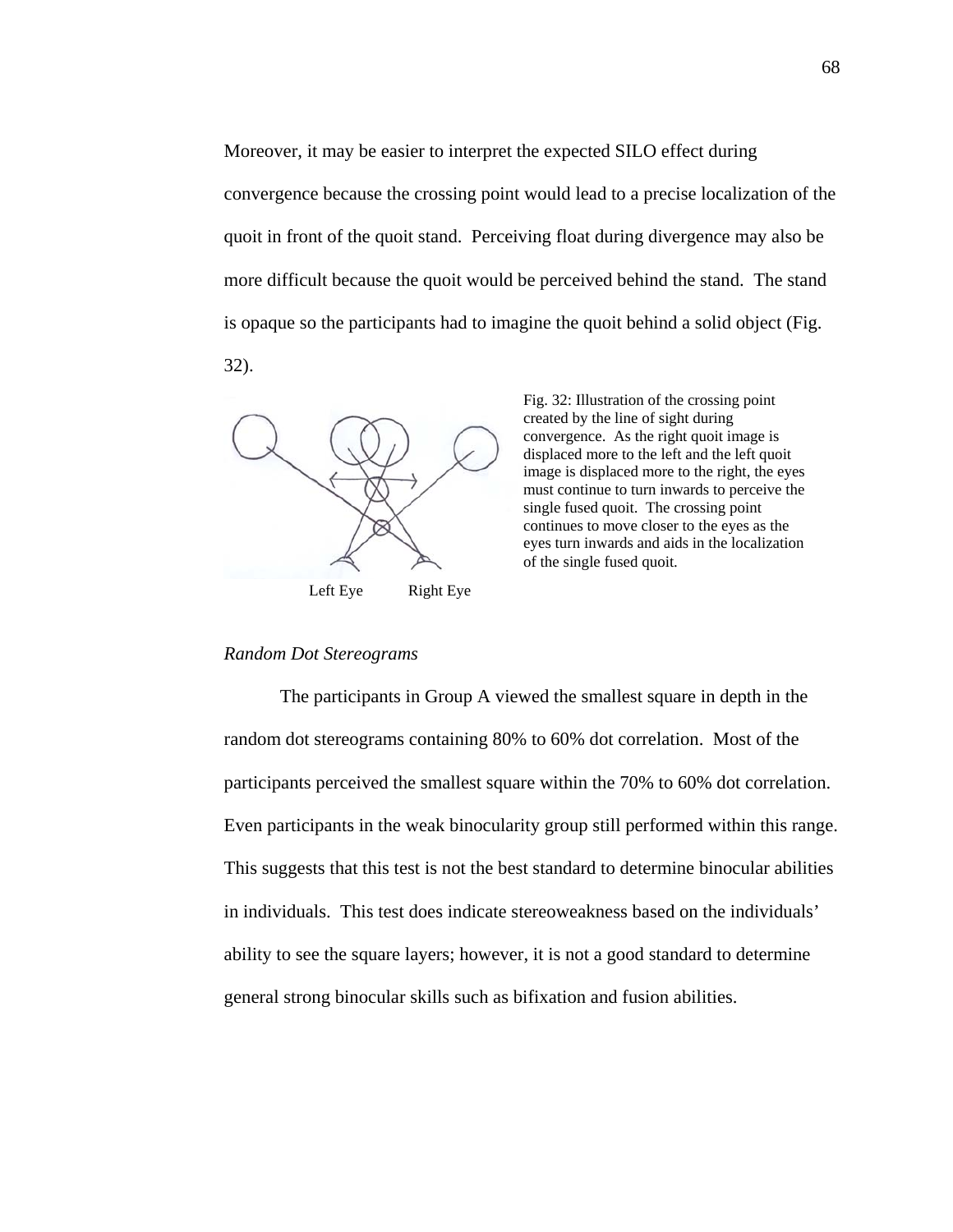Moreover, it may be easier to interpret the expected SILO effect during convergence because the crossing point would lead to a precise localization of the quoit in front of the quoit stand. Perceiving float during divergence may also be more difficult because the quoit would be perceived behind the stand. The stand is opaque so the participants had to imagine the quoit behind a solid object (Fig. 32).

Left Eye Right Eye

Fig. 32: Illustration of the crossing point created by the line of sight during convergence. As the right quoit image is displaced more to the left and the left quoit image is displaced more to the right, the eyes must continue to turn inwards to perceive the single fused quoit. The crossing point continues to move closer to the eyes as the eyes turn inwards and aids in the localization of the single fused quoit.

*Random Dot Stereograms*

The participants in Group A viewed the smallest square in depth in the random dot stereograms containing 80% to 60% dot correlation. Most of the participants perceived the smallest square within the 70% to 60% dot correlation. Even participants in the weak binocularity group still performed within this range. This suggests that this test is not the best standard to determine binocular abilities in individuals. This test does indicate stereoweakness based on the individuals' ability to see the square layers; however, it is not a good standard to determine general strong binocular skills such as bifixation and fusion abilities.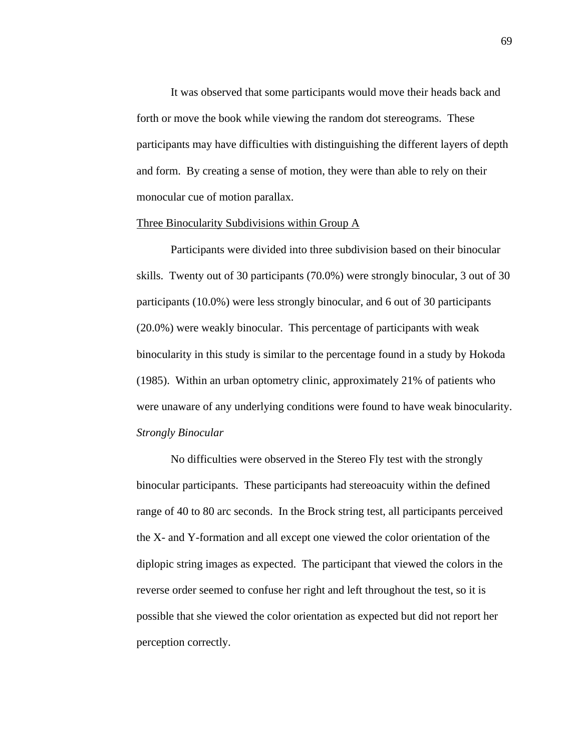It was observed that some participants would move their heads back and forth or move the book while viewing the random dot stereograms. These participants may have difficulties with distinguishing the different layers of depth and form. By creating a sense of motion, they were than able to rely on their monocular cue of motion parallax.

<u>Three Binocularity Subdivisions within Group A</u>

Participants were divided into three subdivision based on their binocular skills. Twenty out of 30 participants (70.0%) were strongly binocular, 3 out of 30 participants (10.0%) were less strongly binocular, and 6 out of 30 participants (20.0%) were weakly binocular. This percentage of participants with weak binocularity in this study is similar to the percentage found in a study by Hokoda (1985). Within an urban optometry clinic, approximately 21% of patients who were unaware of any underlying conditions were found to have weak binocularity.

*Strongly Binocular*

No difficulties were observed in the Stereo Fly test with the strongly binocular participants. These participants had stereoacuity within the defined range of 40 to 80 arc seconds. In the Brock string test, all participants perceived the X- and Y-formation and all except one viewed the color orientation of the diplopic string images as expected. The participant that viewed the colors in the reverse order seemed to confuse her right and left throughout the test, so it is possible that she viewed the color orientation as expected but did not report her perception correctly.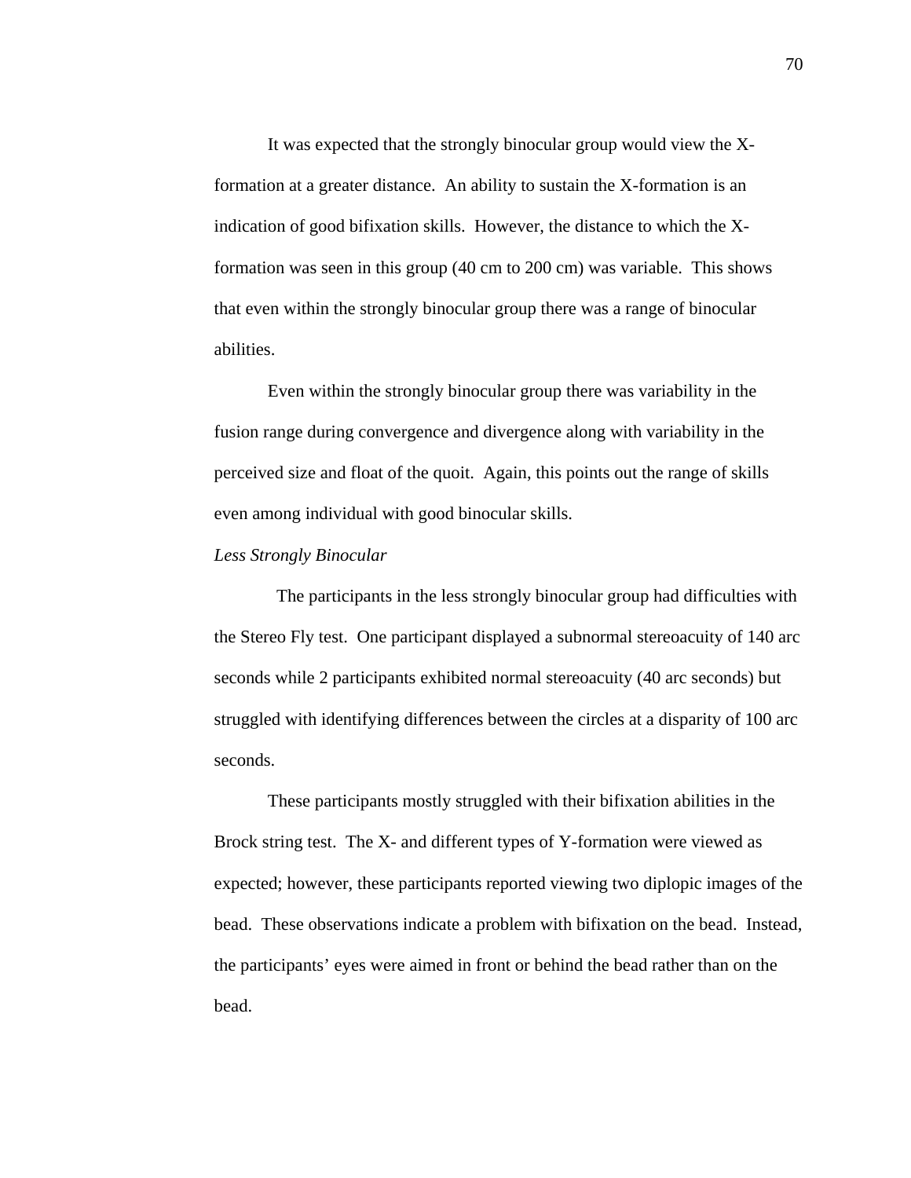It was expected that the strongly binocular group would view the X-formation at a greater distance. An ability to sustain the X-formation is an indication of good bifixation skills. However, the distance to which the X-formation was seen in this group (40 cm to 200 cm) was variable. This shows that even within the strongly binocular group there was a range of binocular abilities.

Even within the strongly binocular group there was variability in the fusion range during convergence and divergence along with variability in the perceived size and float of the quoit. Again, this points out the range of skills even among individual with good binocular skills.

*Less Strongly Binocular*

The participants in the less strongly binocular group had difficulties with the Stereo Fly test. One participant displayed a subnormal stereoacuity of 140 arc seconds while 2 participants exhibited normal stereoacuity (40 arc seconds) but struggled with identifying differences between the circles at a disparity of 100 arc seconds.

These participants mostly struggled with their bifixation abilities in the Brock string test. The X- and different types of Y-formation were viewed as expected; however, these participants reported viewing two diplopic images of the bead. These observations indicate a problem with bifixation on the bead. Instead, the participants' eyes were aimed in front or behind the bead rather than on the bead.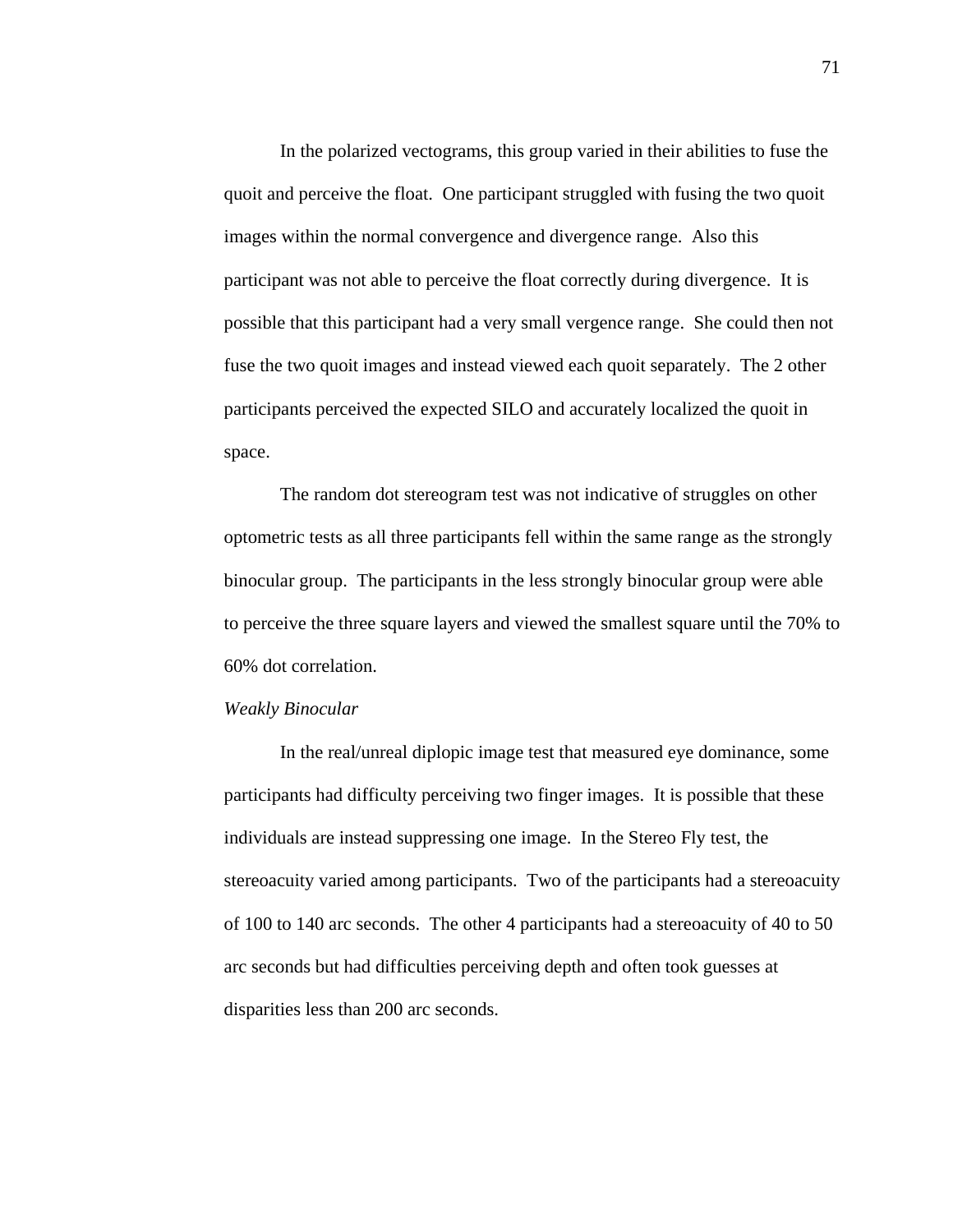In the polarized vectograms, this group varied in their abilities to fuse the quoit and perceive the float. One participant struggled with fusing the two quoit images within the normal convergence and divergence range. Also this participant was not able to perceive the float correctly during divergence. It is possible that this participant had a very small vergence range. She could then not fuse the two quoit images and instead viewed each quoit separately. The 2 other participants perceived the expected SILO and accurately localized the quoit in space.

The random dot stereogram test was not indicative of struggles on other optometric tests as all three participants fell within the same range as the strongly binocular group. The participants in the less strongly binocular group were able to perceive the three square layers and viewed the smallest square until the 70% to 60% dot correlation.

*Weakly Binocular*

In the real/unreal diplopic image test that measured eye dominance, some participants had difficulty perceiving two finger images. It is possible that these individuals are instead suppressing one image. In the Stereo Fly test, the stereoacuity varied among participants. Two of the participants had a stereoacuity of 100 to 140 arc seconds. The other 4 participants had a stereoacuity of 40 to 50 arc seconds but had difficulties perceiving depth and often took guesses at disparities less than 200 arc seconds.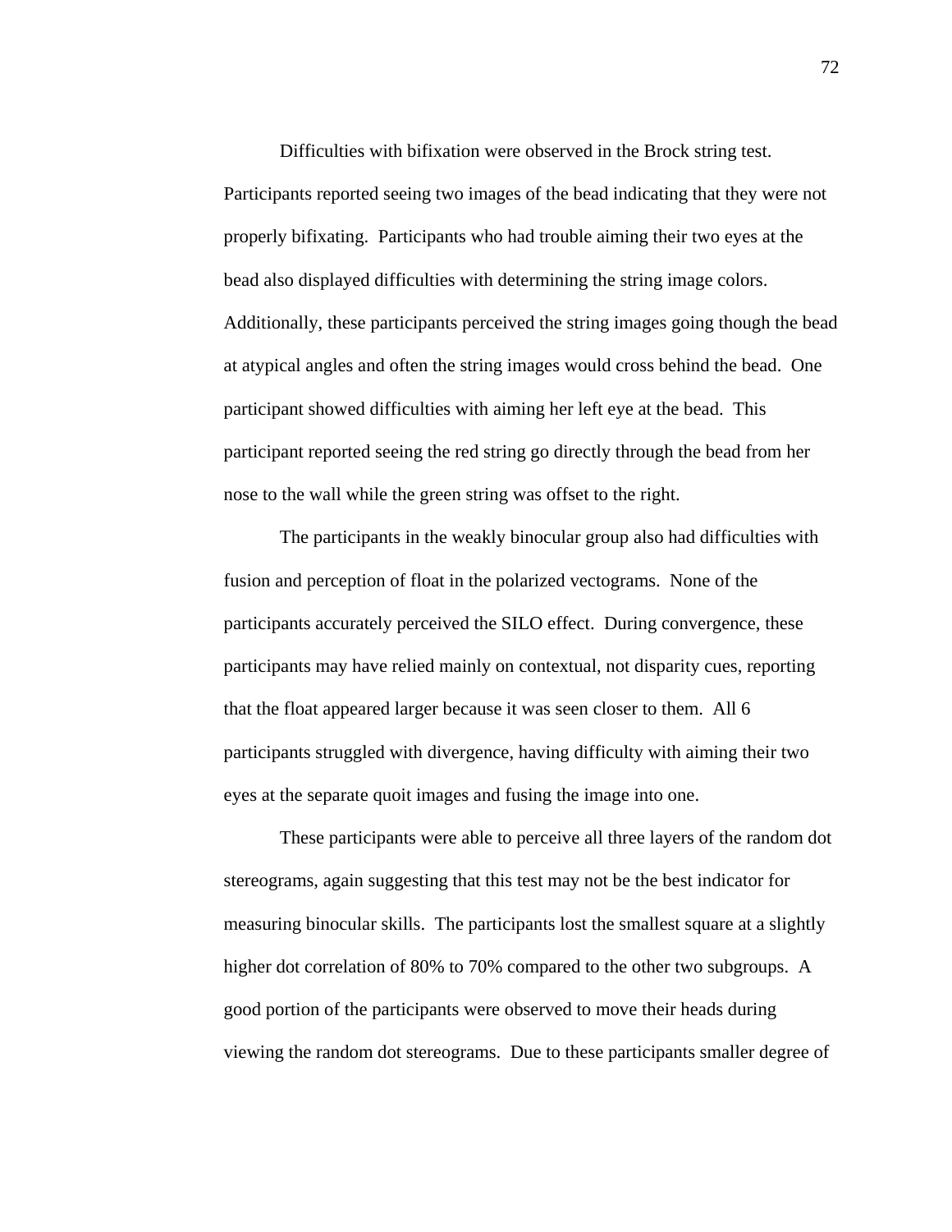Difficulties with bifixation were observed in the Brock string test. Participants reported seeing two images of the bead indicating that they were not properly bifixating. Participants who had trouble aiming their two eyes at the bead also displayed difficulties with determining the string image colors. Additionally, these participants perceived the string images going though the bead at atypical angles and often the string images would cross behind the bead. One participant showed difficulties with aiming her left eye at the bead. This participant reported seeing the red string go directly through the bead from her nose to the wall while the green string was offset to the right.

The participants in the weakly binocular group also had difficulties with fusion and perception of float in the polarized vectograms. None of the participants accurately perceived the SILO effect. During convergence, these participants may have relied mainly on contextual, not disparity cues, reporting that the float appeared larger because it was seen closer to them. All 6 participants struggled with divergence, having difficulty with aiming their two eyes at the separate quoit images and fusing the image into one.

These participants were able to perceive all three layers of the random dot stereograms, again suggesting that this test may not be the best indicator for measuring binocular skills. The participants lost the smallest square at a slightly higher dot correlation of 80% to 70% compared to the other two subgroups. A good portion of the participants were observed to move their heads during viewing the random dot stereograms. Due to these participants smaller degree of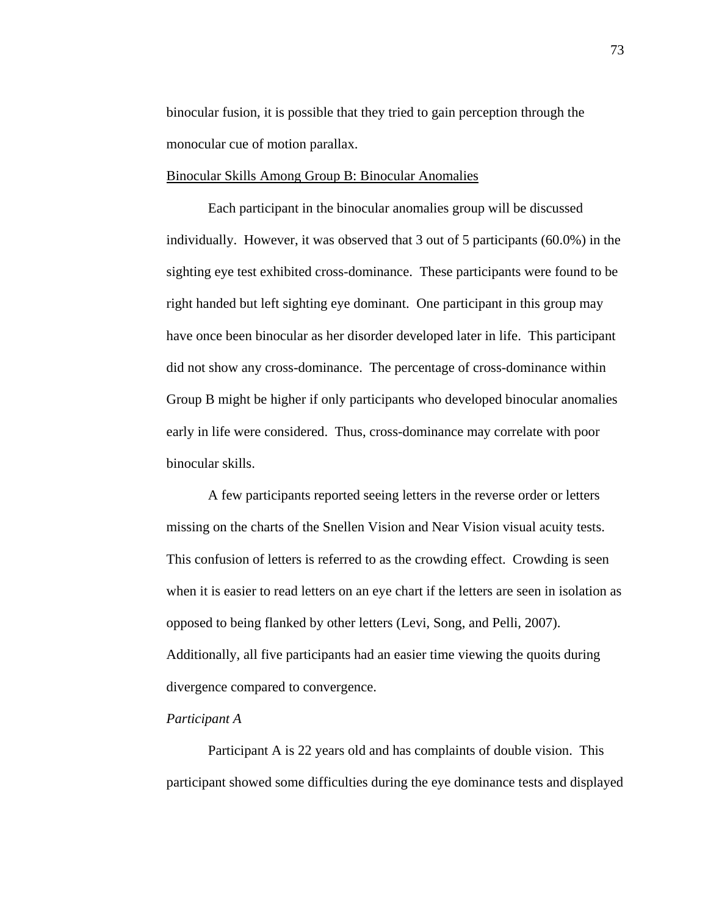binocular fusion, it is possible that they tried to gain perception through the monocular cue of motion parallax.

<u>Binocular Skills Among Group B: Binocular Anomalies</u>

Each participant in the binocular anomalies group will be discussed individually. However, it was observed that 3 out of 5 participants (60.0%) in the sighting eye test exhibited cross-dominance. These participants were found to be right handed but left sighting eye dominant. One participant in this group may have once been binocular as her disorder developed later in life. This participant did not show any cross-dominance. The percentage of cross-dominance within Group B might be higher if only participants who developed binocular anomalies early in life were considered. Thus, cross-dominance may correlate with poor binocular skills.

A few participants reported seeing letters in the reverse order or letters missing on the charts of the Snellen Vision and Near Vision visual acuity tests. This confusion of letters is referred to as the crowding effect. Crowding is seen when it is easier to read letters on an eye chart if the letters are seen in isolation as opposed to being flanked by other letters (Levi, Song, and Pelli, 2007). Additionally, all five participants had an easier time viewing the quoits during divergence compared to convergence.

*Participant A*

Participant A is 22 years old and has complaints of double vision. This participant showed some difficulties during the eye dominance tests and displayed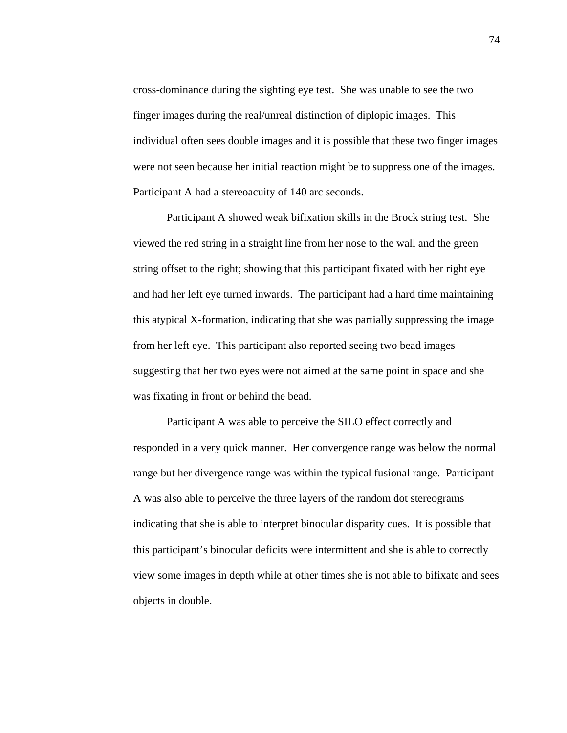cross-dominance during the sighting eye test. She was unable to see the two finger images during the real/unreal distinction of diplopic images. This individual often sees double images and it is possible that these two finger images were not seen because her initial reaction might be to suppress one of the images. Participant A had a stereoacuity of 140 arc seconds.

Participant A showed weak bifixation skills in the Brock string test. She viewed the red string in a straight line from her nose to the wall and the green string offset to the right; showing that this participant fixated with her right eye and had her left eye turned inwards. The participant had a hard time maintaining this atypical X-formation, indicating that she was partially suppressing the image from her left eye. This participant also reported seeing two bead images suggesting that her two eyes were not aimed at the same point in space and she was fixating in front or behind the bead.

Participant A was able to perceive the SILO effect correctly and responded in a very quick manner. Her convergence range was below the normal range but her divergence range was within the typical fusional range. Participant A was also able to perceive the three layers of the random dot stereograms indicating that she is able to interpret binocular disparity cues. It is possible that this participant's binocular deficits were intermittent and she is able to correctly view some images in depth while at other times she is not able to bifixate and sees objects in double.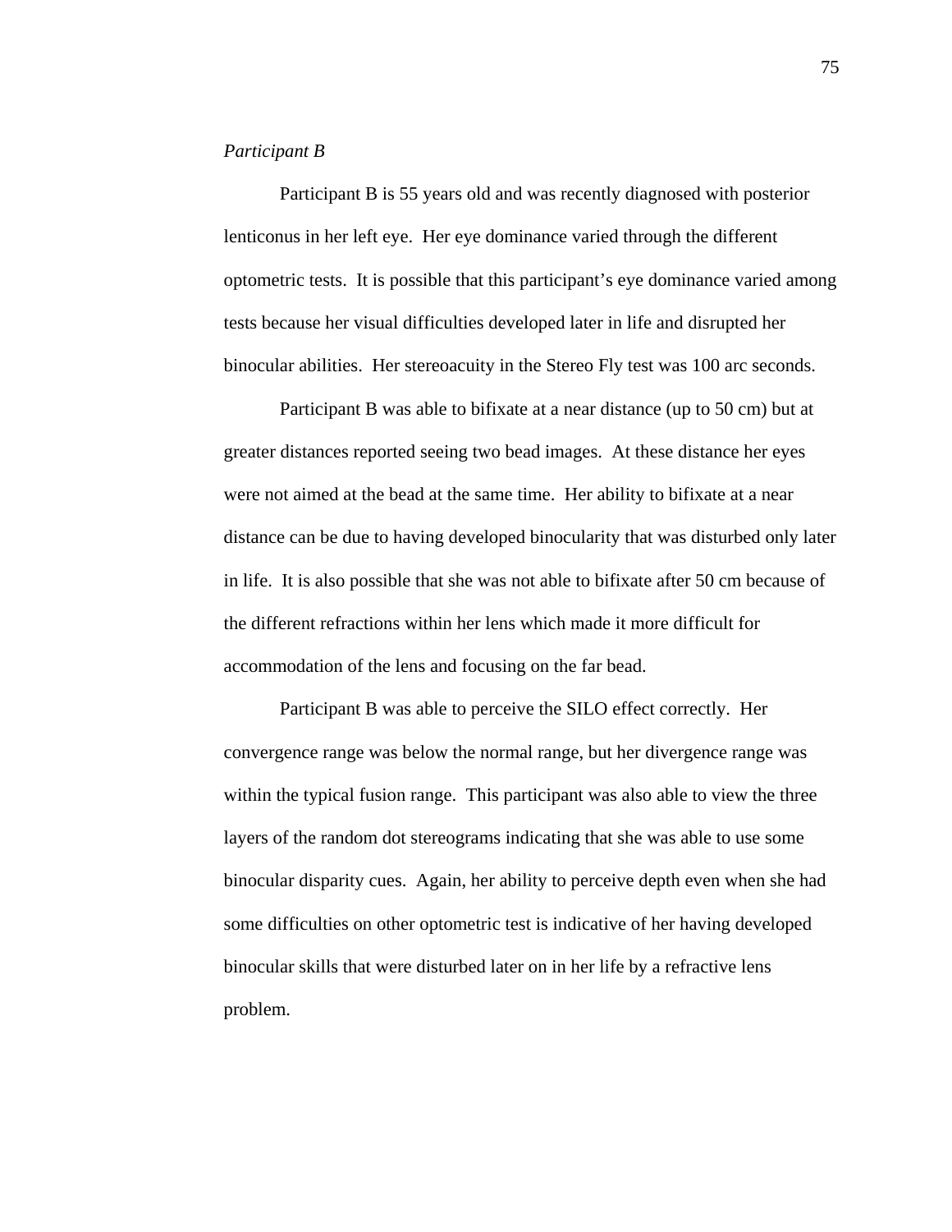*Participant B*

Participant B is 55 years old and was recently diagnosed with posterior lenticonus in her left eye. Her eye dominance varied through the different optometric tests. It is possible that this participant's eye dominance varied among tests because her visual difficulties developed later in life and disrupted her binocular abilities. Her stereoacuity in the Stereo Fly test was 100 arc seconds.

Participant B was able to bifixate at a near distance (up to 50 cm) but at greater distances reported seeing two bead images. At these distance her eyes were not aimed at the bead at the same time. Her ability to bifixate at a near distance can be due to having developed binocularity that was disturbed only later in life. It is also possible that she was not able to bifixate after 50 cm because of the different refractions within her lens which made it more difficult for accommodation of the lens and focusing on the far bead.

Participant B was able to perceive the SILO effect correctly. Her convergence range was below the normal range, but her divergence range was within the typical fusion range. This participant was also able to view the three layers of the random dot stereograms indicating that she was able to use some binocular disparity cues. Again, her ability to perceive depth even when she had some difficulties on other optometric test is indicative of her having developed binocular skills that were disturbed later on in her life by a refractive lens problem.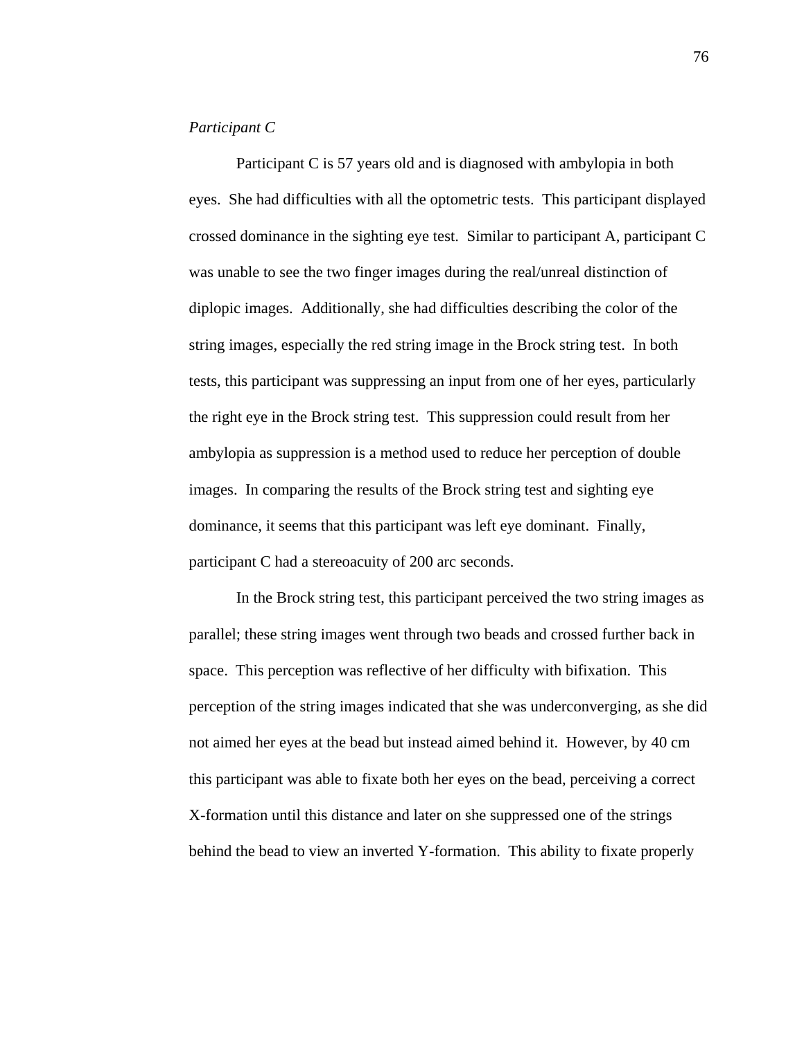*Participant C*

Participant C is 57 years old and is diagnosed with ambylopia in both eyes. She had difficulties with all the optometric tests. This participant displayed crossed dominance in the sighting eye test. Similar to participant A, participant C was unable to see the two finger images during the real/unreal distinction of diplopic images. Additionally, she had difficulties describing the color of the string images, especially the red string image in the Brock string test. In both tests, this participant was suppressing an input from one of her eyes, particularly the right eye in the Brock string test. This suppression could result from her ambylopia as suppression is a method used to reduce her perception of double images. In comparing the results of the Brock string test and sighting eye dominance, it seems that this participant was left eye dominant. Finally, participant C had a stereoacuity of 200 arc seconds.

In the Brock string test, this participant perceived the two string images as parallel; these string images went through two beads and crossed further back in space. This perception was reflective of her difficulty with bifixation. This perception of the string images indicated that she was underconverging, as she did not aimed her eyes at the bead but instead aimed behind it. However, by 40 cm this participant was able to fixate both her eyes on the bead, perceiving a correct X-formation until this distance and later on she suppressed one of the strings behind the bead to view an inverted Y-formation. This ability to fixate properly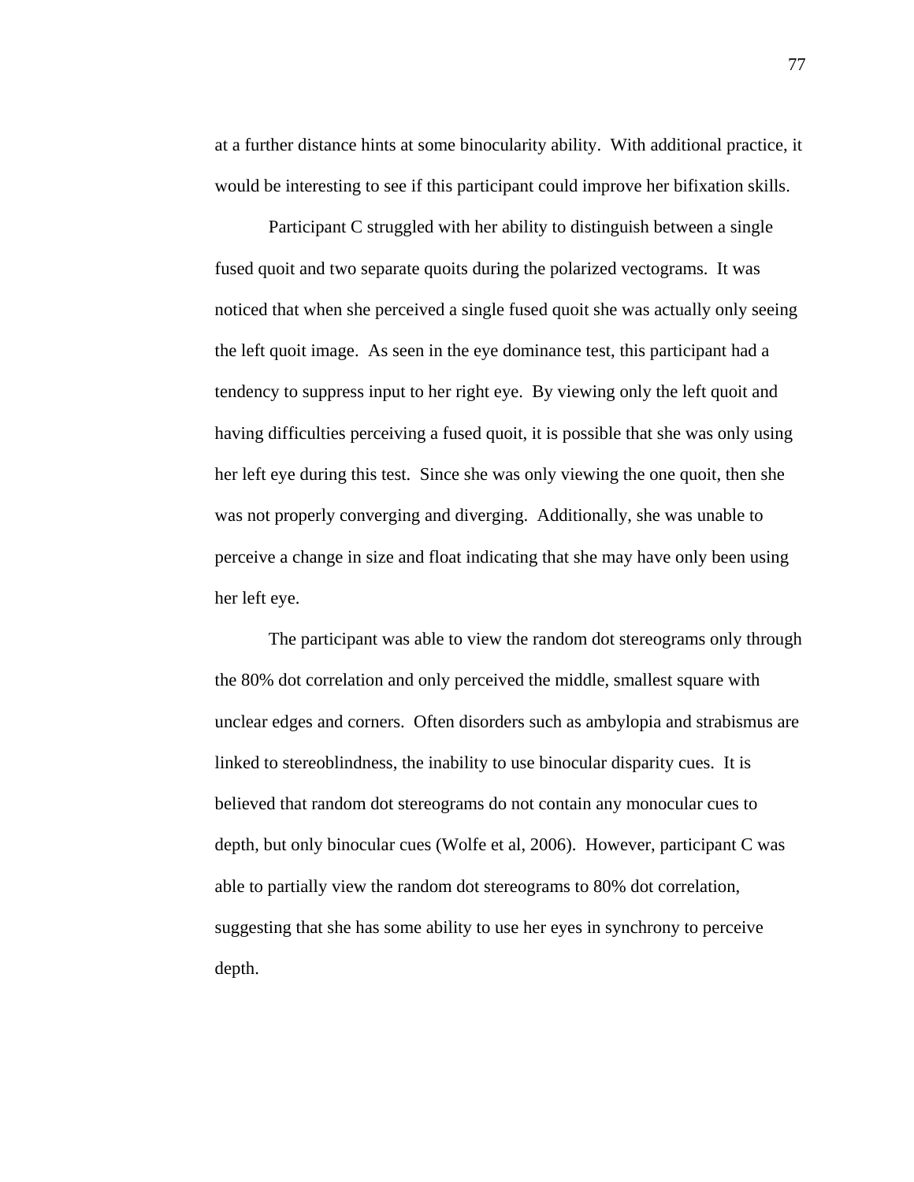at a further distance hints at some binocularity ability. With additional practice, it would be interesting to see if this participant could improve her bifixation skills.

Participant C struggled with her ability to distinguish between a single fused quoit and two separate quoits during the polarized vectograms. It was noticed that when she perceived a single fused quoit she was actually only seeing the left quoit image. As seen in the eye dominance test, this participant had a tendency to suppress input to her right eye. By viewing only the left quoit and having difficulties perceiving a fused quoit, it is possible that she was only using her left eye during this test. Since she was only viewing the one quoit, then she was not properly converging and diverging. Additionally, she was unable to perceive a change in size and float indicating that she may have only been using her left eye.

The participant was able to view the random dot stereograms only through the 80% dot correlation and only perceived the middle, smallest square with unclear edges and corners. Often disorders such as ambylopia and strabismus are linked to stereoblindness, the inability to use binocular disparity cues. It is believed that random dot stereograms do not contain any monocular cues to depth, but only binocular cues (Wolfe et al, 2006). However, participant C was able to partially view the random dot stereograms to 80% dot correlation, suggesting that she has some ability to use her eyes in synchrony to perceive depth.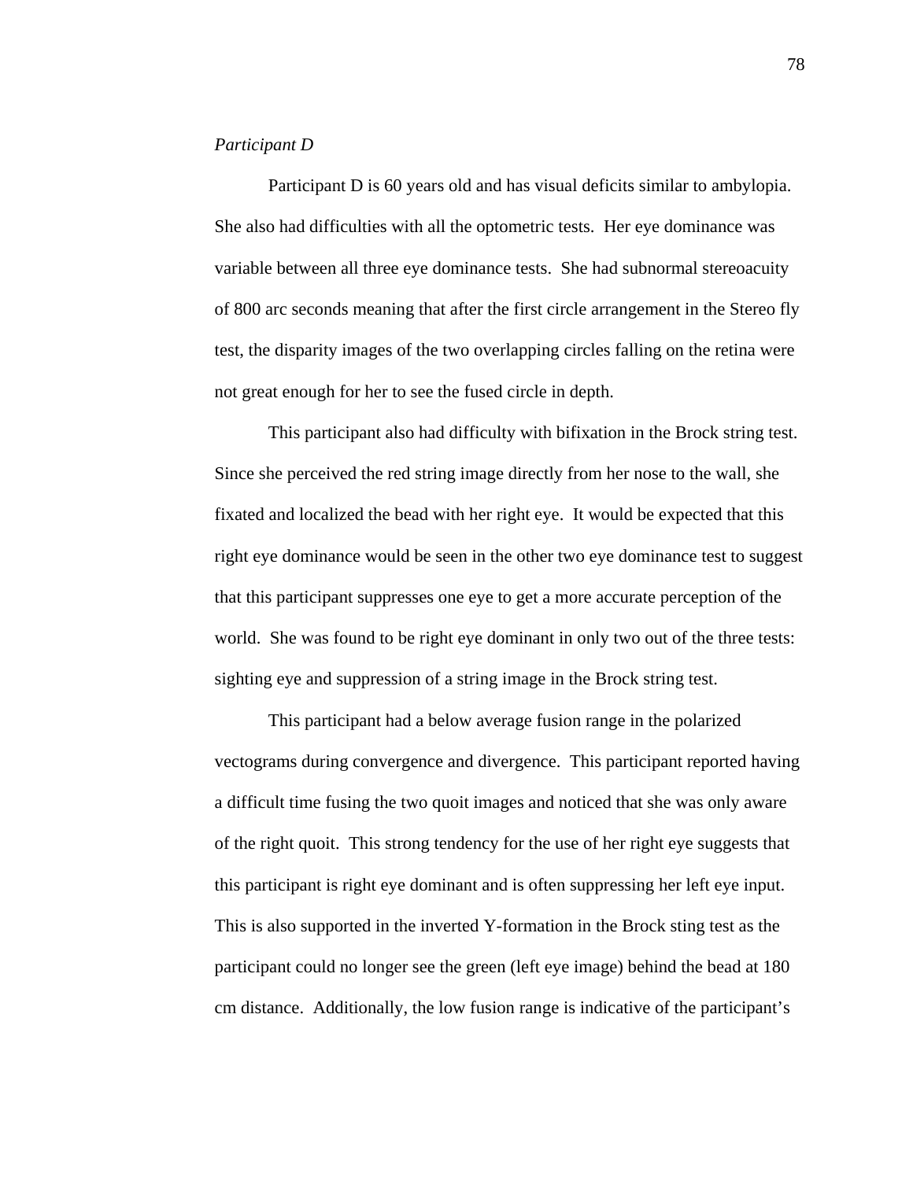*Participant D*

Participant D is 60 years old and has visual deficits similar to ambylopia. She also had difficulties with all the optometric tests. Her eye dominance was variable between all three eye dominance tests. She had subnormal stereoacuity of 800 arc seconds meaning that after the first circle arrangement in the Stereo fly test, the disparity images of the two overlapping circles falling on the retina were not great enough for her to see the fused circle in depth.

This participant also had difficulty with bifixation in the Brock string test. Since she perceived the red string image directly from her nose to the wall, she fixated and localized the bead with her right eye. It would be expected that this right eye dominance would be seen in the other two eye dominance test to suggest that this participant suppresses one eye to get a more accurate perception of the world. She was found to be right eye dominant in only two out of the three tests: sighting eye and suppression of a string image in the Brock string test.

This participant had a below average fusion range in the polarized vectograms during convergence and divergence. This participant reported having a difficult time fusing the two quoit images and noticed that she was only aware of the right quoit. This strong tendency for the use of her right eye suggests that this participant is right eye dominant and is often suppressing her left eye input. This is also supported in the inverted Y-formation in the Brock sting test as the participant could no longer see the green (left eye image) behind the bead at 180 cm distance. Additionally, the low fusion range is indicative of the participant's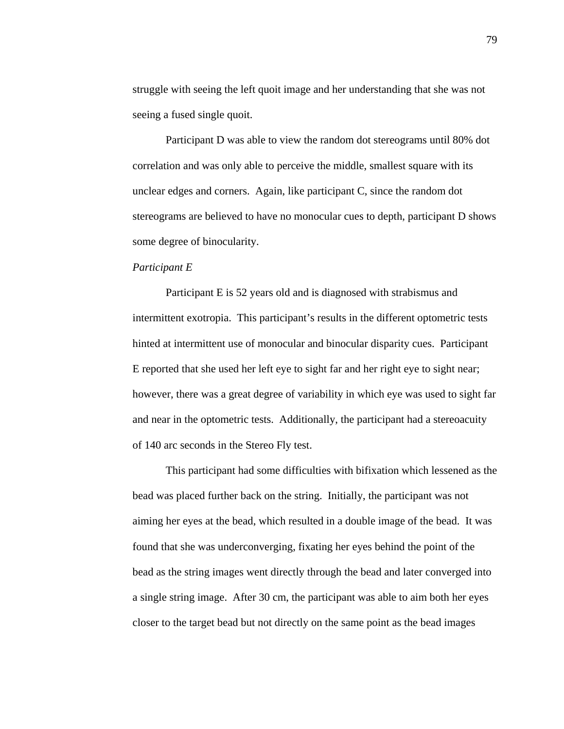struggle with seeing the left quoit image and her understanding that she was not seeing a fused single quoit.

Participant D was able to view the random dot stereograms until 80% dot correlation and was only able to perceive the middle, smallest square with its unclear edges and corners. Again, like participant C, since the random dot stereograms are believed to have no monocular cues to depth, participant D shows some degree of binocularity.

*Participant E*

Participant E is 52 years old and is diagnosed with strabismus and intermittent exotropia. This participant's results in the different optometric tests hinted at intermittent use of monocular and binocular disparity cues. Participant E reported that she used her left eye to sight far and her right eye to sight near; however, there was a great degree of variability in which eye was used to sight far and near in the optometric tests. Additionally, the participant had a stereoacuity of 140 arc seconds in the Stereo Fly test.

This participant had some difficulties with bifixation which lessened as the bead was placed further back on the string. Initially, the participant was not aiming her eyes at the bead, which resulted in a double image of the bead. It was found that she was underconverging, fixating her eyes behind the point of the bead as the string images went directly through the bead and later converged into a single string image. After 30 cm, the participant was able to aim both her eyes closer to the target bead but not directly on the same point as the bead images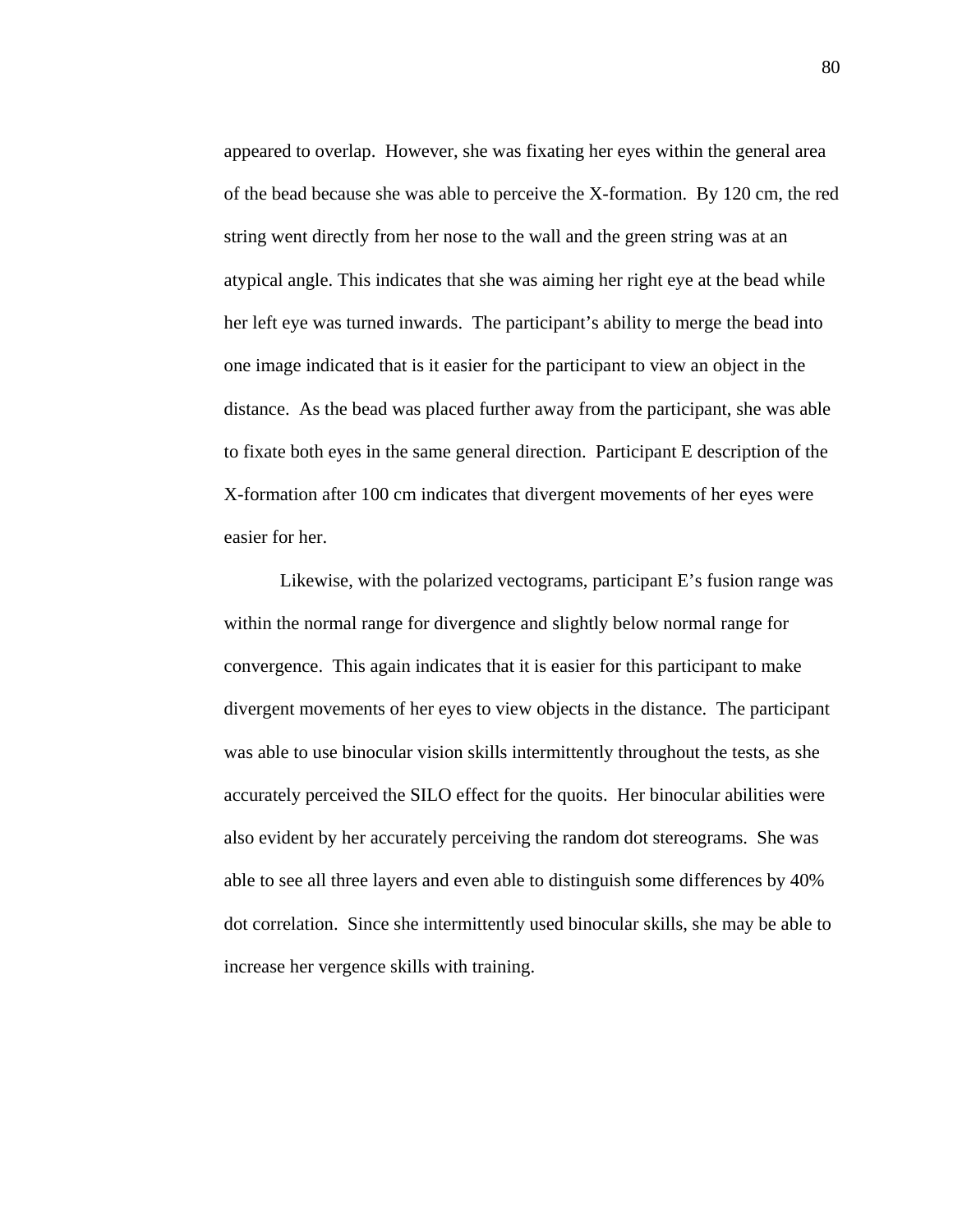appeared to overlap. However, she was fixating her eyes within the general area of the bead because she was able to perceive the X-formation. By 120 cm, the red string went directly from her nose to the wall and the green string was at an atypical angle. This indicates that she was aiming her right eye at the bead while her left eye was turned inwards. The participant's ability to merge the bead into one image indicated that is it easier for the participant to view an object in the distance. As the bead was placed further away from the participant, she was able to fixate both eyes in the same general direction. Participant E description of the X-formation after 100 cm indicates that divergent movements of her eyes were easier for her.

Likewise, with the polarized vectograms, participant E's fusion range was within the normal range for divergence and slightly below normal range for convergence. This again indicates that it is easier for this participant to make divergent movements of her eyes to view objects in the distance. The participant was able to use binocular vision skills intermittently throughout the tests, as she accurately perceived the SILO effect for the quoits. Her binocular abilities were also evident by her accurately perceiving the random dot stereograms. She was able to see all three layers and even able to distinguish some differences by 40% dot correlation. Since she intermittently used binocular skills, she may be able to increase her vergence skills with training.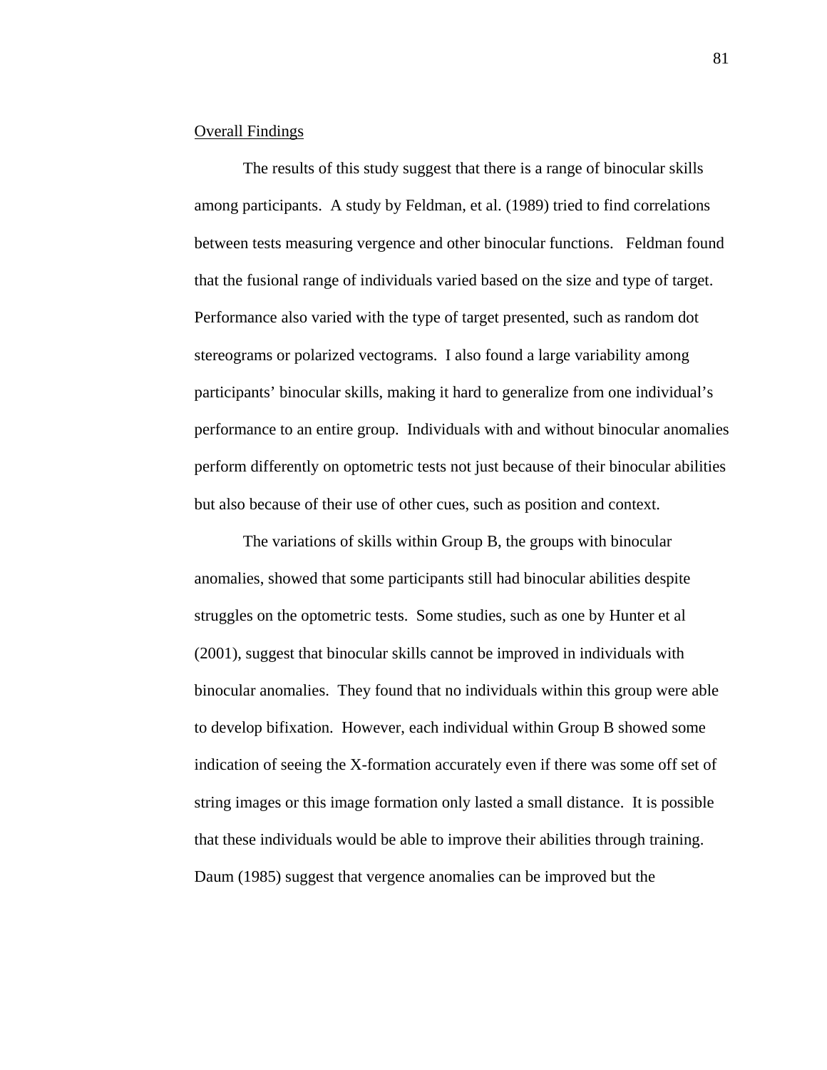<u>Overall Findings</u>

The results of this study suggest that there is a range of binocular skills among participants. A study by Feldman, et al. (1989) tried to find correlations between tests measuring vergence and other binocular functions. Feldman found that the fusional range of individuals varied based on the size and type of target. Performance also varied with the type of target presented, such as random dot stereograms or polarized vectograms. I also found a large variability among participants' binocular skills, making it hard to generalize from one individual's performance to an entire group. Individuals with and without binocular anomalies perform differently on optometric tests not just because of their binocular abilities but also because of their use of other cues, such as position and context.

The variations of skills within Group B, the groups with binocular anomalies, showed that some participants still had binocular abilities despite struggles on the optometric tests. Some studies, such as one by Hunter et al (2001), suggest that binocular skills cannot be improved in individuals with binocular anomalies. They found that no individuals within this group were able to develop bifixation. However, each individual within Group B showed some indication of seeing the X-formation accurately even if there was some off set of string images or this image formation only lasted a small distance. It is possible that these individuals would be able to improve their abilities through training. Daum (1985) suggest that vergence anomalies can be improved but the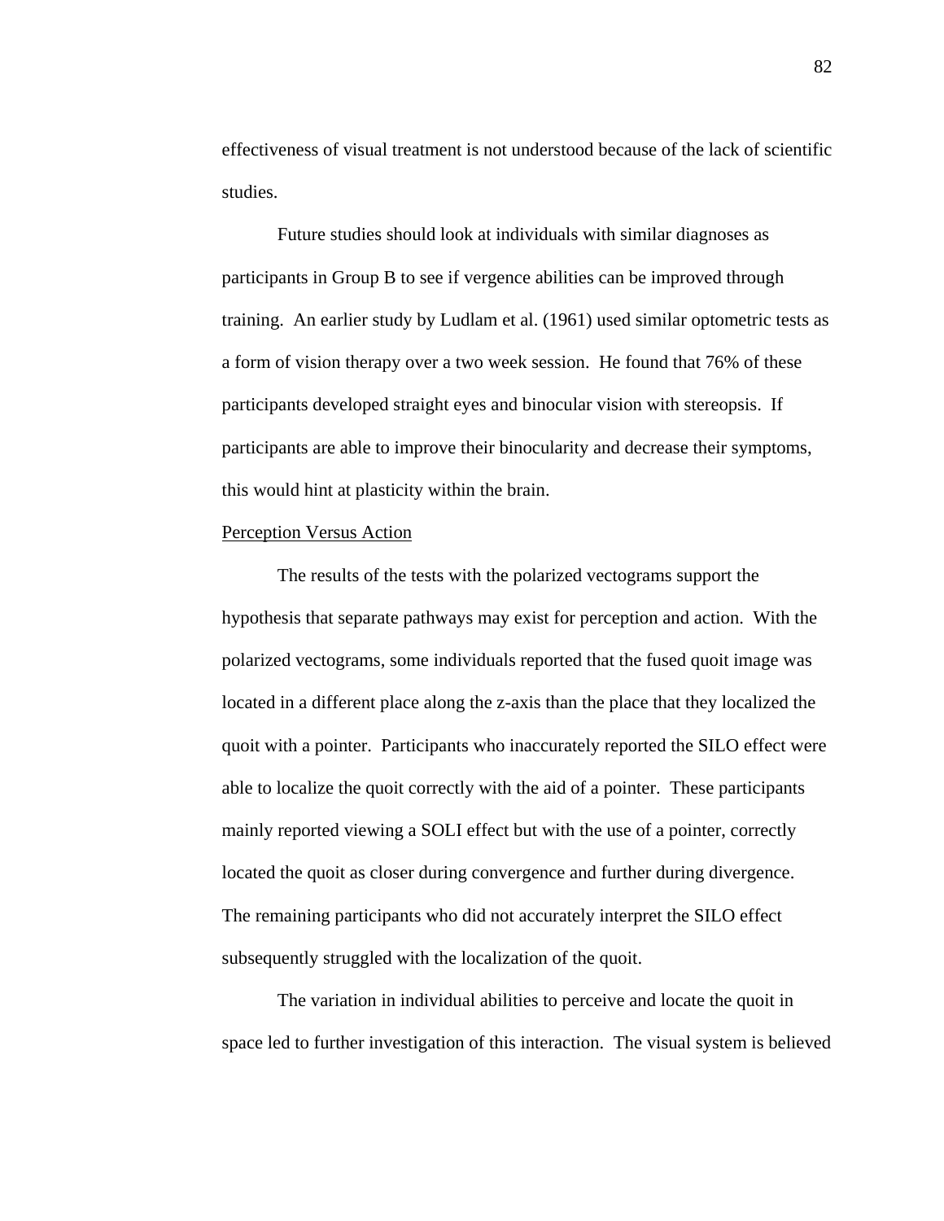effectiveness of visual treatment is not understood because of the lack of scientific studies.

Future studies should look at individuals with similar diagnoses as participants in Group B to see if vergence abilities can be improved through training. An earlier study by Ludlam et al. (1961) used similar optometric tests as a form of vision therapy over a two week session. He found that 76% of these participants developed straight eyes and binocular vision with stereopsis. If participants are able to improve their binocularity and decrease their symptoms, this would hint at plasticity within the brain.

<u>Perception Versus Action</u>

The results of the tests with the polarized vectograms support the hypothesis that separate pathways may exist for perception and action. With the polarized vectograms, some individuals reported that the fused quoit image was located in a different place along the z-axis than the place that they localized the quoit with a pointer. Participants who inaccurately reported the SILO effect were able to localize the quoit correctly with the aid of a pointer. These participants mainly reported viewing a SOLI effect but with the use of a pointer, correctly located the quoit as closer during convergence and further during divergence. The remaining participants who did not accurately interpret the SILO effect subsequently struggled with the localization of the quoit.

The variation in individual abilities to perceive and locate the quoit in space led to further investigation of this interaction. The visual system is believed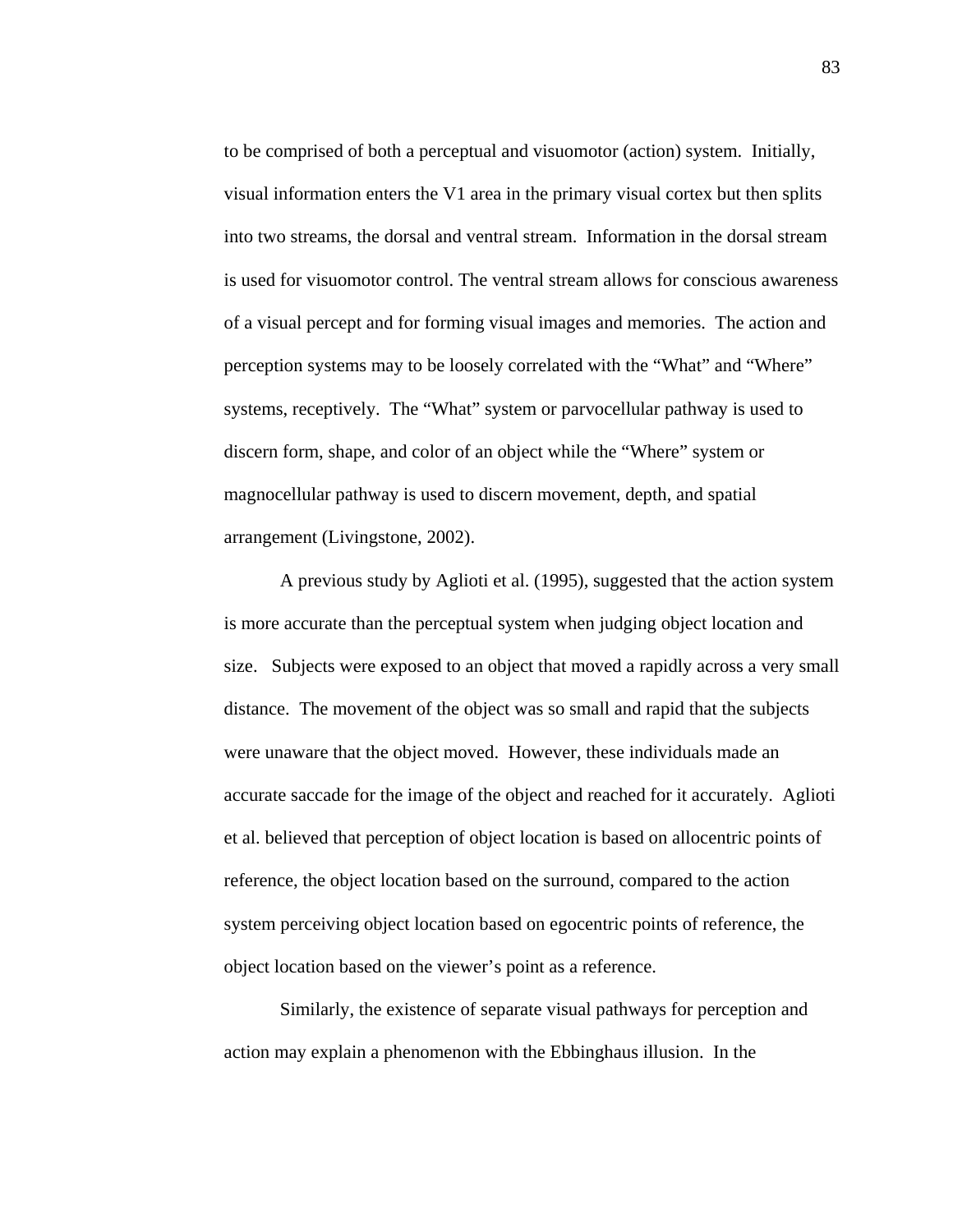to be comprised of both a perceptual and visuomotor (action) system. Initially, visual information enters the V1 area in the primary visual cortex but then splits into two streams, the dorsal and ventral stream. Information in the dorsal stream is used for visuomotor control. The ventral stream allows for conscious awareness of a visual percept and for forming visual images and memories. The action and perception systems may to be loosely correlated with the “What” and “Where” systems, receptively. The “What” system or parvocellular pathway is used to discern form, shape, and color of an object while the “Where” system or magnocellular pathway is used to discern movement, depth, and spatial arrangement (Livingstone, 2002).

A previous study by Aglioti et al. (1995), suggested that the action system is more accurate than the perceptual system when judging object location and size. Subjects were exposed to an object that moved a rapidly across a very small distance. The movement of the object was so small and rapid that the subjects were unaware that the object moved. However, these individuals made an accurate saccade for the image of the object and reached for it accurately. Aglioti et al. believed that perception of object location is based on allocentric points of reference, the object location based on the surround, compared to the action system perceiving object location based on egocentric points of reference, the object location based on the viewer’s point as a reference.

Similarly, the existence of separate visual pathways for perception and action may explain a phenomenon with the Ebbinghaus illusion. In the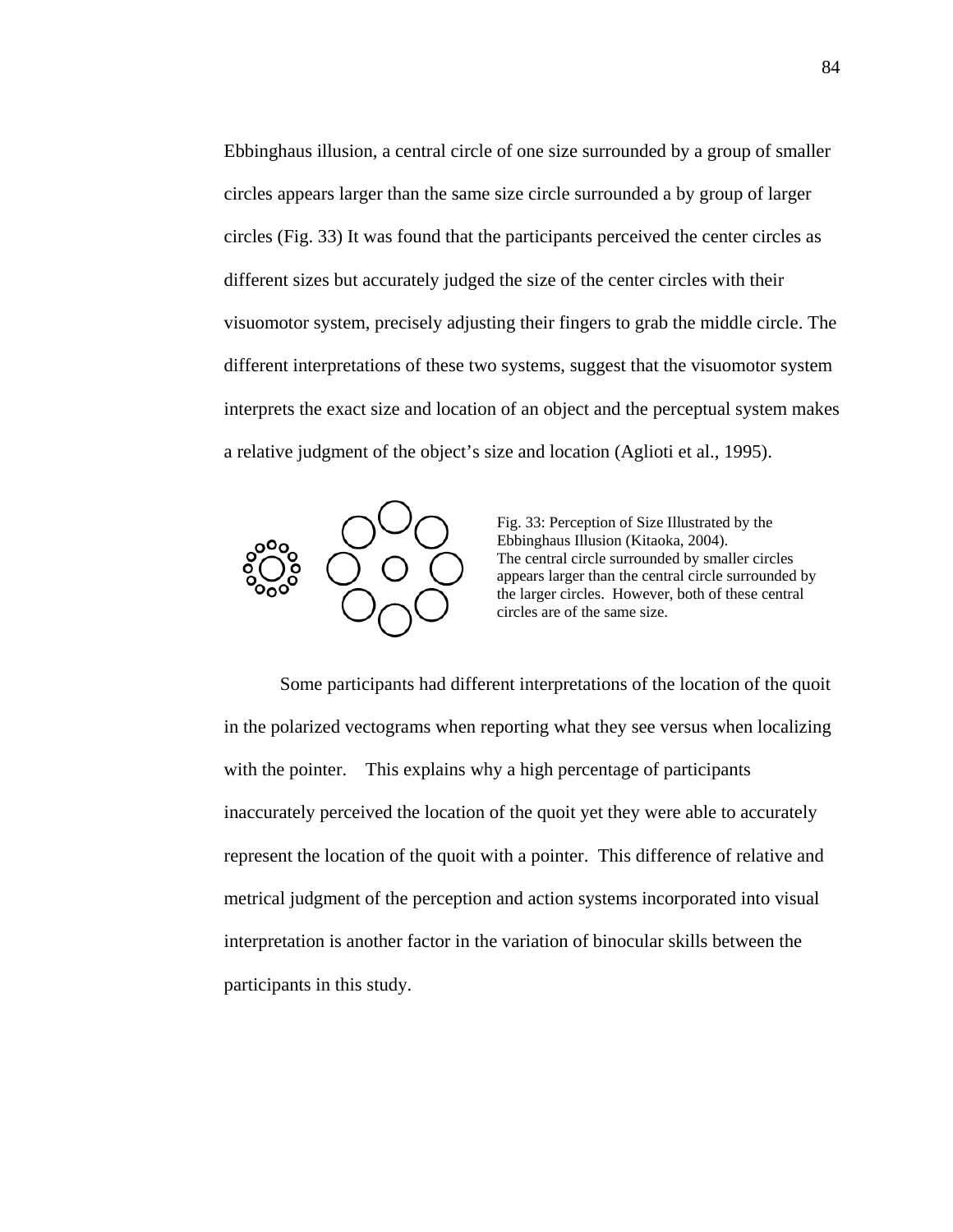Ebbinghaus illusion, a central circle of one size surrounded by a group of smaller circles appears larger than the same size circle surrounded a by group of larger circles (Fig. 33) It was found that the participants perceived the center circles as different sizes but accurately judged the size of the center circles with their visuomotor system, precisely adjusting their fingers to grab the middle circle. The different interpretations of these two systems, suggest that the visuomotor system interprets the exact size and location of an object and the perceptual system makes a relative judgment of the object's size and location (Aglioti et al., 1995).

Fig. 33: Perception of Size Illustrated by the Ebbinghaus Illusion (Kitaoka, 2004). The central circle surrounded by smaller circles appears larger than the central circle surrounded by the larger circles. However, both of these central circles are of the same size.

Some participants had different interpretations of the location of the quoit in the polarized vectograms when reporting what they see versus when localizing with the pointer. This explains why a high percentage of participants inaccurately perceived the location of the quoit yet they were able to accurately represent the location of the quoit with a pointer. This difference of relative and metrical judgment of the perception and action systems incorporated into visual interpretation is another factor in the variation of binocular skills between the participants in this study.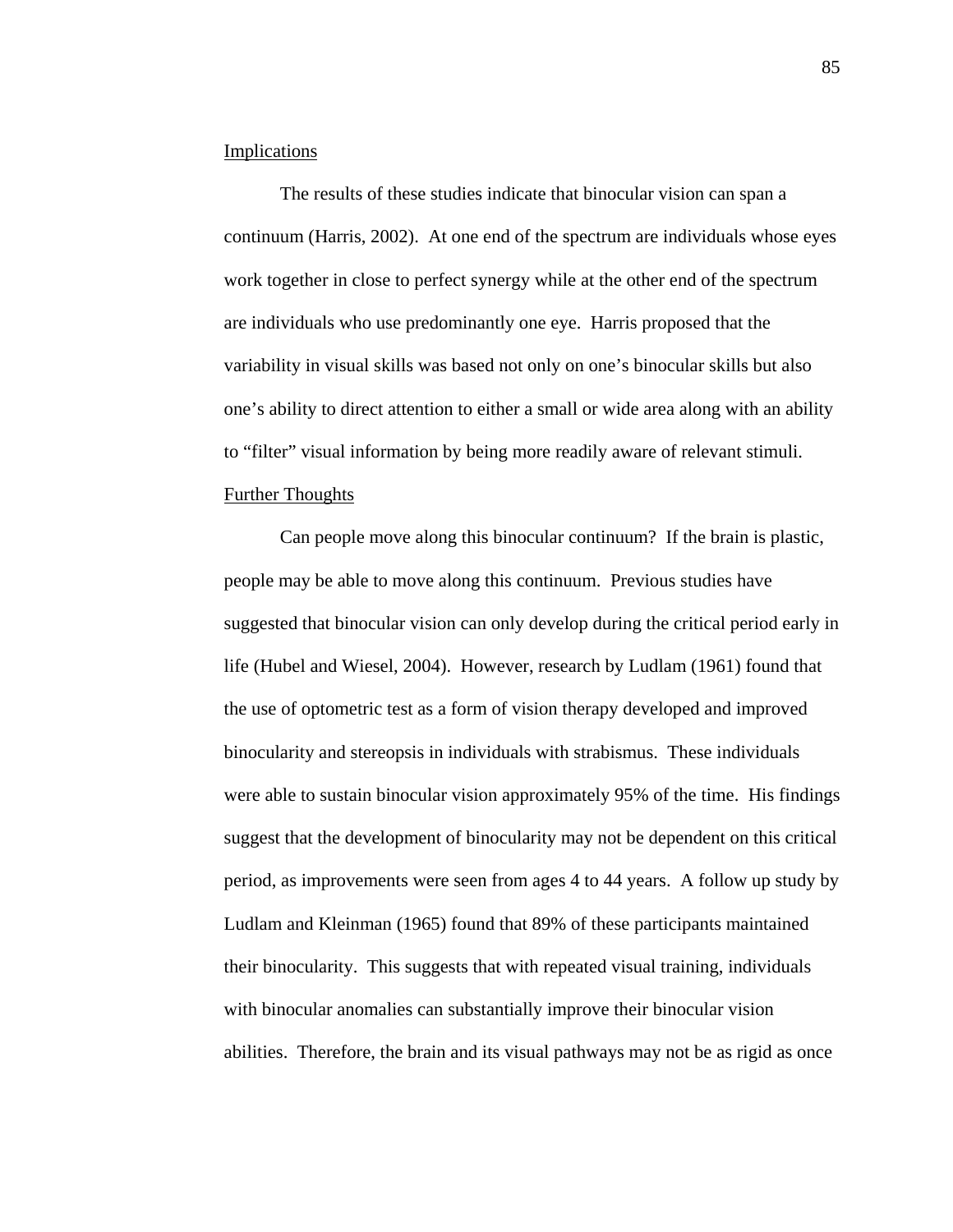## Implications

The results of these studies indicate that binocular vision can span a continuum (Harris, 2002). At one end of the spectrum are individuals whose eyes work together in close to perfect synergy while at the other end of the spectrum are individuals who use predominantly one eye. Harris proposed that the variability in visual skills was based not only on one's binocular skills but also one's ability to direct attention to either a small or wide area along with an ability to "filter" visual information by being more readily aware of relevant stimuli.

## Further Thoughts

Can people move along this binocular continuum? If the brain is plastic, people may be able to move along this continuum. Previous studies have suggested that binocular vision can only develop during the critical period early in life (Hubel and Wiesel, 2004). However, research by Ludlam (1961) found that the use of optometric test as a form of vision therapy developed and improved binocularity and stereopsis in individuals with strabismus. These individuals were able to sustain binocular vision approximately 95% of the time. His findings suggest that the development of binocularity may not be dependent on this critical period, as improvements were seen from ages 4 to 44 years. A follow up study by Ludlam and Kleinman (1965) found that 89% of these participants maintained their binocularity. This suggests that with repeated visual training, individuals with binocular anomalies can substantially improve their binocular vision abilities. Therefore, the brain and its visual pathways may not be as rigid as once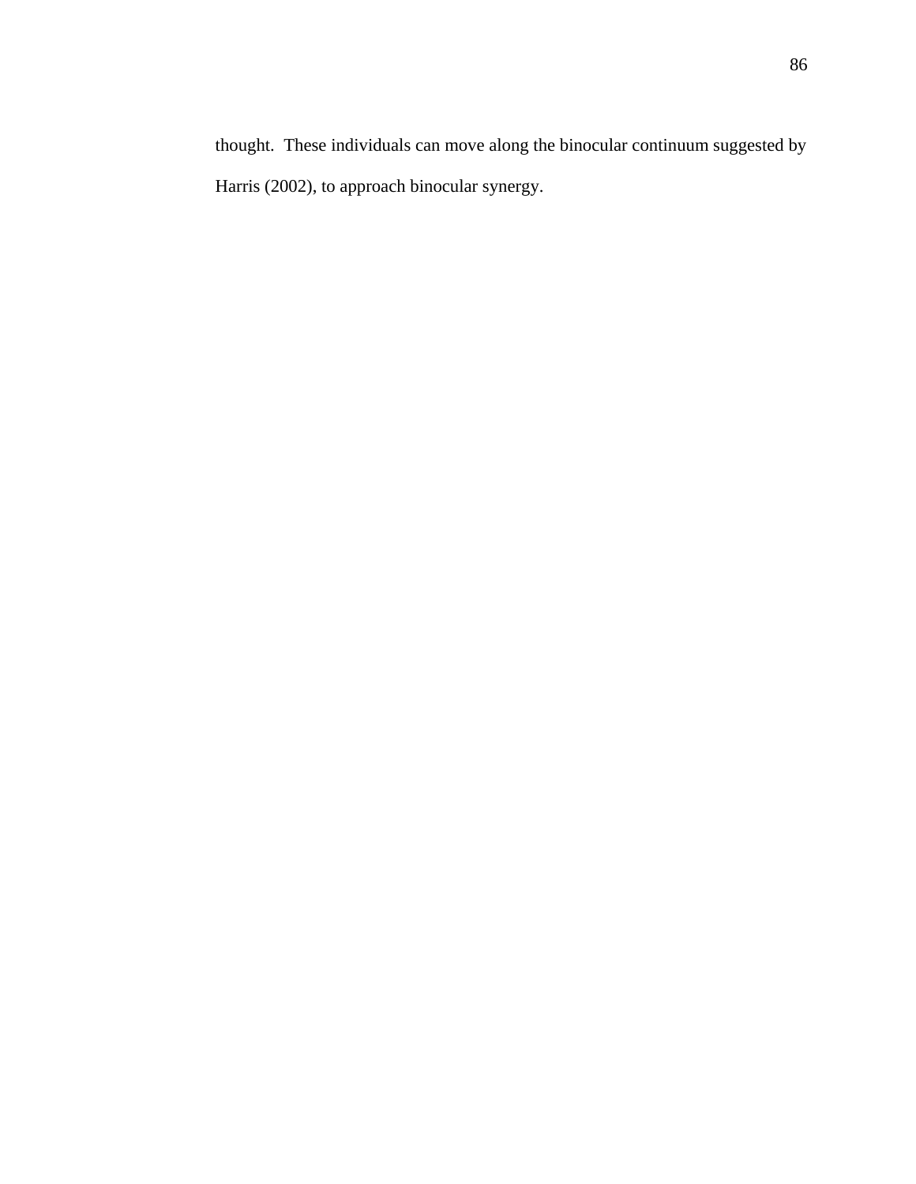thought.  These individuals can move along the binocular continuum suggested by Harris (2002), to approach binocular synergy.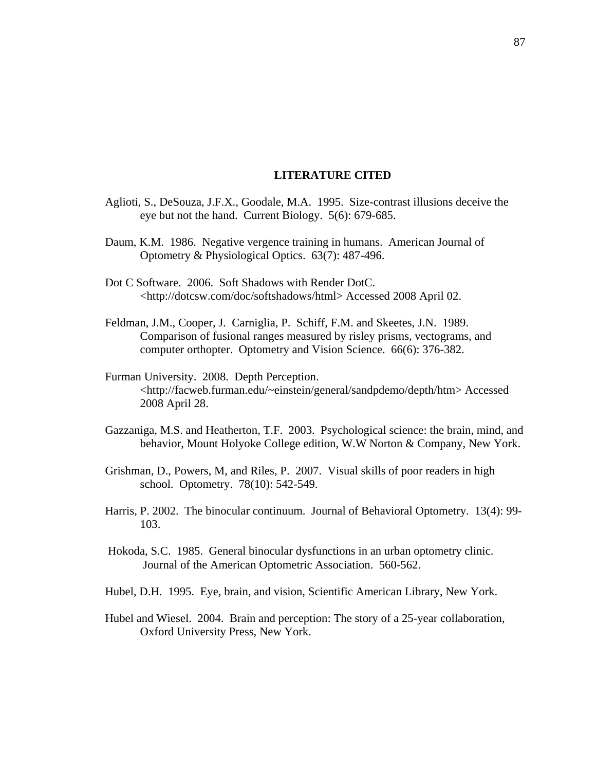## LITERATURE CITED

Aglioti, S., DeSouza, J.F.X., Goodale, M.A. 1995. Size-contrast illusions deceive the eye but not the hand. Current Biology. 5(6): 679-685.

Daum, K.M. 1986. Negative vergence training in humans. American Journal of Optometry & Physiological Optics. 63(7): 487-496.

Dot C Software. 2006. Soft Shadows with Render DotC. <http://dotcsw.com/doc/softshadows/html> Accessed 2008 April 02.

Feldman, J.M., Cooper, J. Carniglia, P. Schiff, F.M. and Skeetes, J.N. 1989. Comparison of fusional ranges measured by risley prisms, vectograms, and computer orthopter. Optometry and Vision Science. 66(6): 376-382.

Furman University. 2008. Depth Perception. <http://facweb.furman.edu/~einstein/general/sandpdemo/depth/htm> Accessed 2008 April 28.

Gazzaniga, M.S. and Heatherton, T.F. 2003. Psychological science: the brain, mind, and behavior, Mount Holyoke College edition, W.W Norton & Company, New York.

Grishman, D., Powers, M, and Riles, P. 2007. Visual skills of poor readers in high school. Optometry. 78(10): 542-549.

Harris, P. 2002. The binocular continuum. Journal of Behavioral Optometry. 13(4): 99-103.

Hokoda, S.C. 1985. General binocular dysfunctions in an urban optometry clinic. Journal of the American Optometric Association. 560-562.

Hubel, D.H. 1995. Eye, brain, and vision, Scientific American Library, New York.

Hubel and Wiesel. 2004. Brain and perception: The story of a 25-year collaboration, Oxford University Press, New York.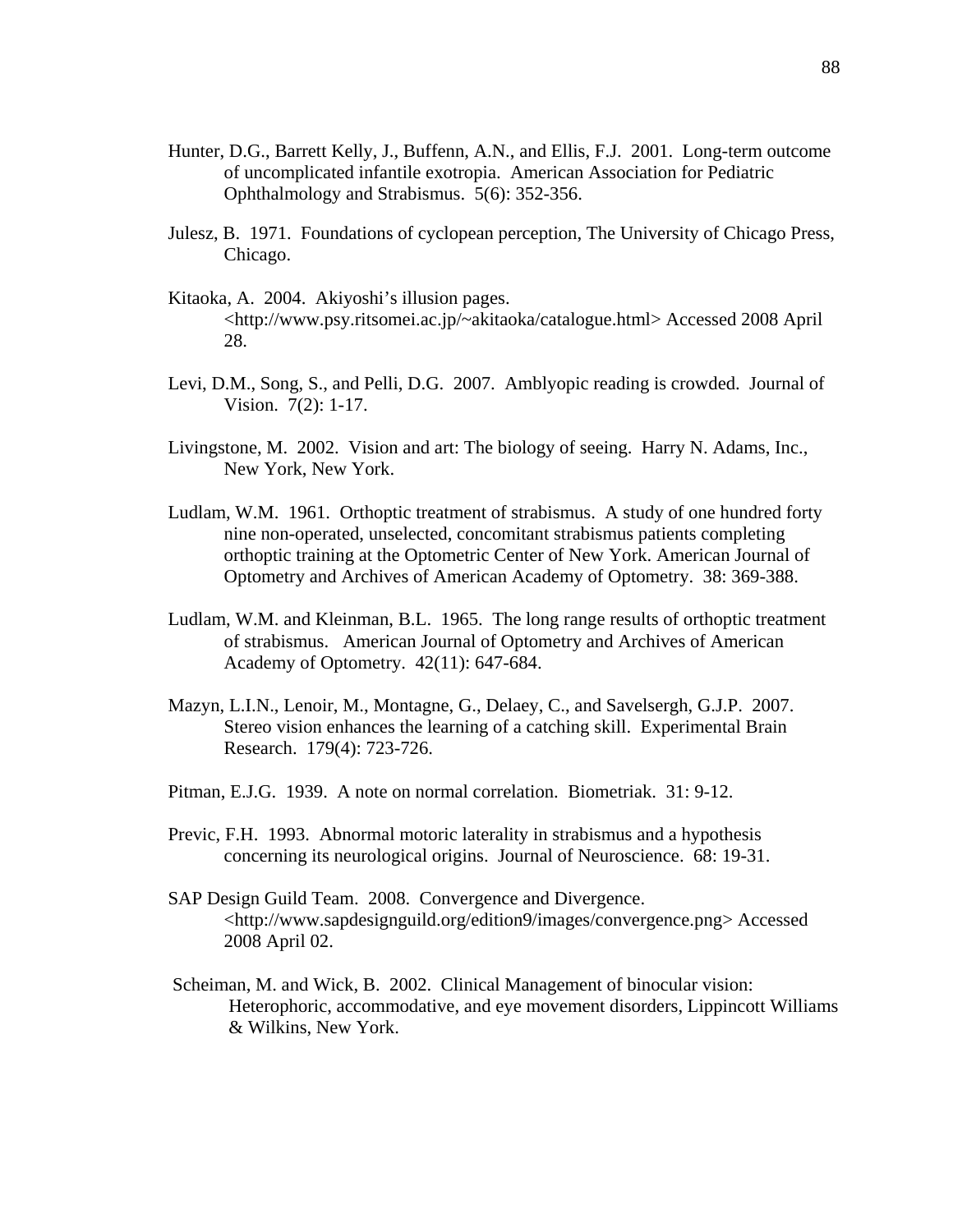Hunter, D.G., Barrett Kelly, J., Buffenn, A.N., and Ellis, F.J. 2001. Long-term outcome of uncomplicated infantile exotropia. American Association for Pediatric Ophthalmology and Strabismus. 5(6): 352-356.

Julesz, B. 1971. Foundations of cyclopean perception, The University of Chicago Press, Chicago.

Kitaoka, A. 2004. Akiyoshi's illusion pages. <http://www.psy.ritsomei.ac.jp/~akitaoka/catalogue.html> Accessed 2008 April 28.

Levi, D.M., Song, S., and Pelli, D.G. 2007. Amblyopic reading is crowded. Journal of Vision. 7(2): 1-17.

Livingstone, M. 2002. Vision and art: The biology of seeing. Harry N. Adams, Inc., New York, New York.

Ludlam, W.M. 1961. Orthoptic treatment of strabismus. A study of one hundred forty nine non-operated, unselected, concomitant strabismus patients completing orthoptic training at the Optometric Center of New York. American Journal of Optometry and Archives of American Academy of Optometry. 38: 369-388.

Ludlam, W.M. and Kleinman, B.L. 1965. The long range results of orthoptic treatment of strabismus. American Journal of Optometry and Archives of American Academy of Optometry. 42(11): 647-684.

Mazyn, L.I.N., Lenoir, M., Montagne, G., Delaey, C., and Savelsergh, G.J.P. 2007. Stereo vision enhances the learning of a catching skill. Experimental Brain Research. 179(4): 723-726.

Pitman, E.J.G. 1939. A note on normal correlation. Biometriak. 31: 9-12.

Previc, F.H. 1993. Abnormal motoric laterality in strabismus and a hypothesis concerning its neurological origins. Journal of Neuroscience. 68: 19-31.

SAP Design Guild Team. 2008. Convergence and Divergence. <http://www.sapdesignguild.org/edition9/images/convergence.png> Accessed 2008 April 02.

Scheiman, M. and Wick, B. 2002. Clinical Management of binocular vision: Heterophoric, accommodative, and eye movement disorders, Lippincott Williams & Wilkins, New York.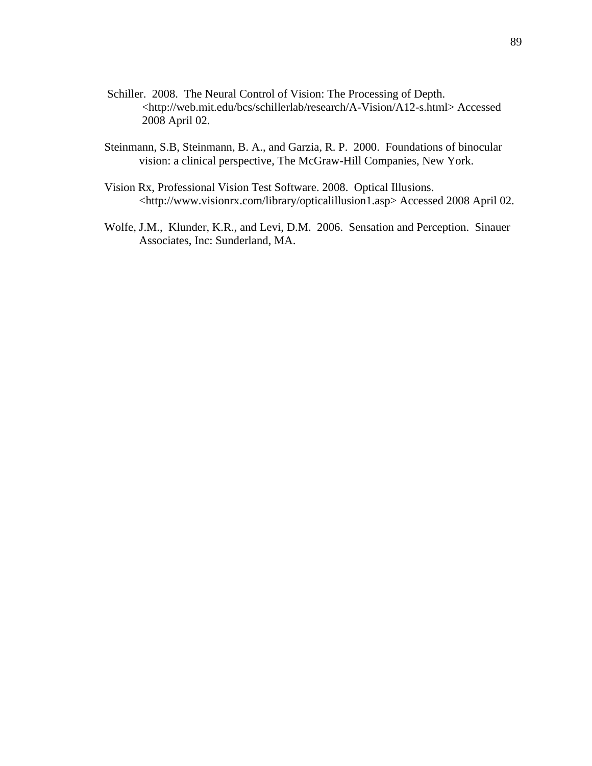Schiller. 2008. The Neural Control of Vision: The Processing of Depth. <http://web.mit.edu/bcs/schillerlab/research/A-Vision/A12-s.html> Accessed 2008 April 02.

Steinmann, S.B, Steinmann, B. A., and Garzia, R. P. 2000. Foundations of binocular vision: a clinical perspective, The McGraw-Hill Companies, New York.

Vision Rx, Professional Vision Test Software. 2008. Optical Illusions. <http://www.visionrx.com/library/opticalillusion1.asp> Accessed 2008 April 02.

Wolfe, J.M., Klunder, K.R., and Levi, D.M. 2006. Sensation and Perception. Sinauer Associates, Inc: Sunderland, MA.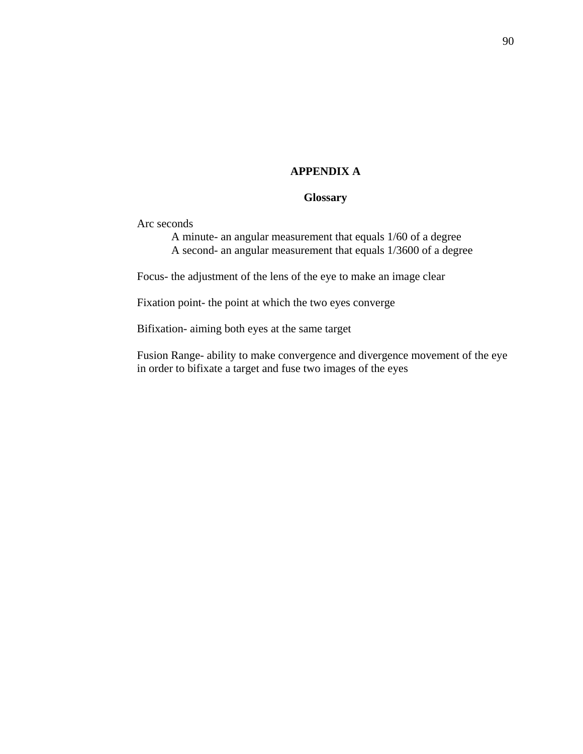# APPENDIX A

## Glossary

Arc seconds

A minute- an angular measurement that equals 1/60 of a degree

A second- an angular measurement that equals 1/3600 of a degree

Focus- the adjustment of the lens of the eye to make an image clear

Fixation point- the point at which the two eyes converge

Bifixation- aiming both eyes at the same target

Fusion Range- ability to make convergence and divergence movement of the eye in order to bifixate a target and fuse two images of the eyes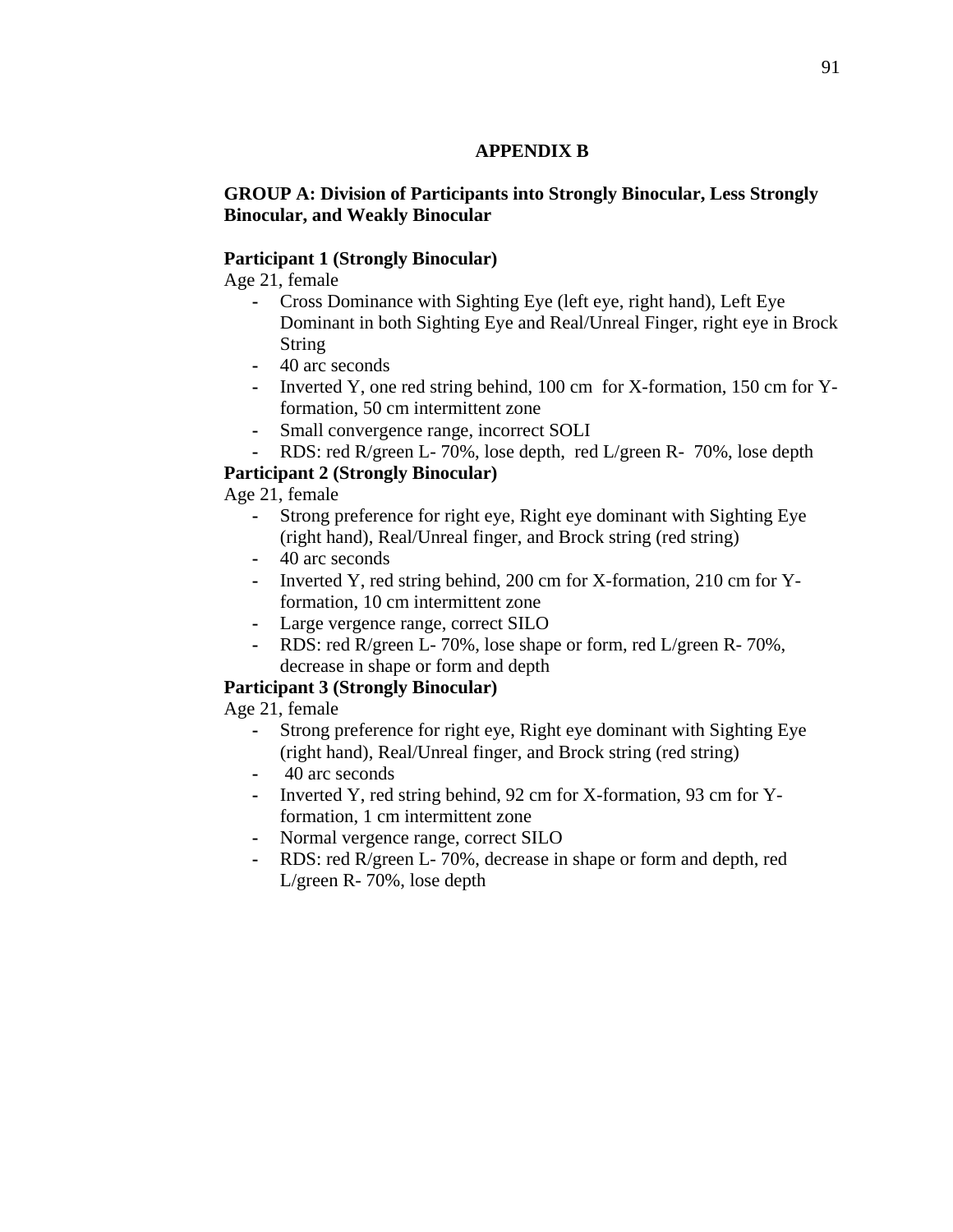## APPENDIX B

### GROUP A: Division of Participants into Strongly Binocular, Less Strongly Binocular, and Weakly Binocular

**Participant 1 (Strongly Binocular)**

Age 21, female

- Cross Dominance with Sighting Eye (left eye, right hand), Left Eye Dominant in both Sighting Eye and Real/Unreal Finger, right eye in Brock String
- 40 arc seconds
- Inverted Y, one red string behind, 100 cm for X-formation, 150 cm for Y-formation, 50 cm intermittent zone
- Small convergence range, incorrect SOLI
- RDS: red R/green L- 70%, lose depth, red L/green R- 70%, lose depth

**Participant 2 (Strongly Binocular)**

Age 21, female

- Strong preference for right eye, Right eye dominant with Sighting Eye (right hand), Real/Unreal finger, and Brock string (red string)
- 40 arc seconds
- Inverted Y, red string behind, 200 cm for X-formation, 210 cm for Y-formation, 10 cm intermittent zone
- Large vergence range, correct SILO
- RDS: red R/green L- 70%, lose shape or form, red L/green R- 70%, decrease in shape or form and depth

**Participant 3 (Strongly Binocular)**

Age 21, female

- Strong preference for right eye, Right eye dominant with Sighting Eye (right hand), Real/Unreal finger, and Brock string (red string)
- 40 arc seconds
- Inverted Y, red string behind, 92 cm for X-formation, 93 cm for Y-formation, 1 cm intermittent zone
- Normal vergence range, correct SILO
- RDS: red R/green L- 70%, decrease in shape or form and depth, red L/green R- 70%, lose depth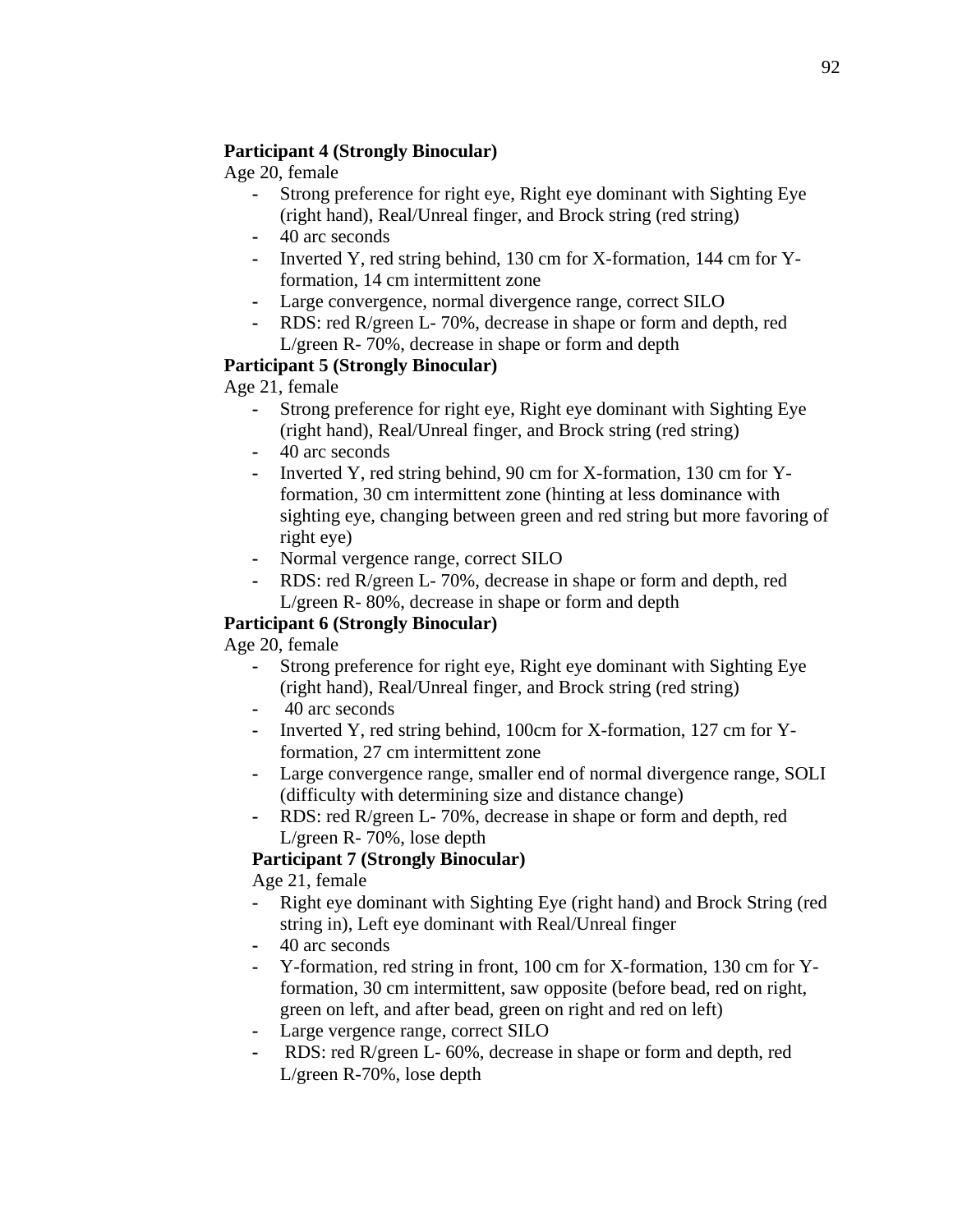**Participant 4 (Strongly Binocular)**

Age 20, female

- Strong preference for right eye, Right eye dominant with Sighting Eye (right hand), Real/Unreal finger, and Brock string (red string)
- 40 arc seconds
- Inverted Y, red string behind, 130 cm for X-formation, 144 cm for Y-formation, 14 cm intermittent zone
- Large convergence, normal divergence range, correct SILO
- RDS: red R/green L- 70%, decrease in shape or form and depth, red L/green R- 70%, decrease in shape or form and depth

**Participant 5 (Strongly Binocular)**

Age 21, female

- Strong preference for right eye, Right eye dominant with Sighting Eye (right hand), Real/Unreal finger, and Brock string (red string)
- 40 arc seconds
- Inverted Y, red string behind, 90 cm for X-formation, 130 cm for Y-formation, 30 cm intermittent zone (hinting at less dominance with sighting eye, changing between green and red string but more favoring of right eye)
- Normal vergence range, correct SILO
- RDS: red R/green L- 70%, decrease in shape or form and depth, red L/green R- 80%, decrease in shape or form and depth

**Participant 6 (Strongly Binocular)**

Age 20, female

- Strong preference for right eye, Right eye dominant with Sighting Eye (right hand), Real/Unreal finger, and Brock string (red string)
- 40 arc seconds
- Inverted Y, red string behind, 100cm for X-formation, 127 cm for Y-formation, 27 cm intermittent zone
- Large convergence range, smaller end of normal divergence range, SOLI (difficulty with determining size and distance change)
- RDS: red R/green L- 70%, decrease in shape or form and depth, red L/green R- 70%, lose depth

**Participant 7 (Strongly Binocular)**

Age 21, female

- Right eye dominant with Sighting Eye (right hand) and Brock String (red string in), Left eye dominant with Real/Unreal finger
- 40 arc seconds
- Y-formation, red string in front, 100 cm for X-formation, 130 cm for Y-formation, 30 cm intermittent, saw opposite (before bead, red on right, green on left, and after bead, green on right and red on left)
- Large vergence range, correct SILO
- RDS: red R/green L- 60%, decrease in shape or form and depth, red L/green R-70%, lose depth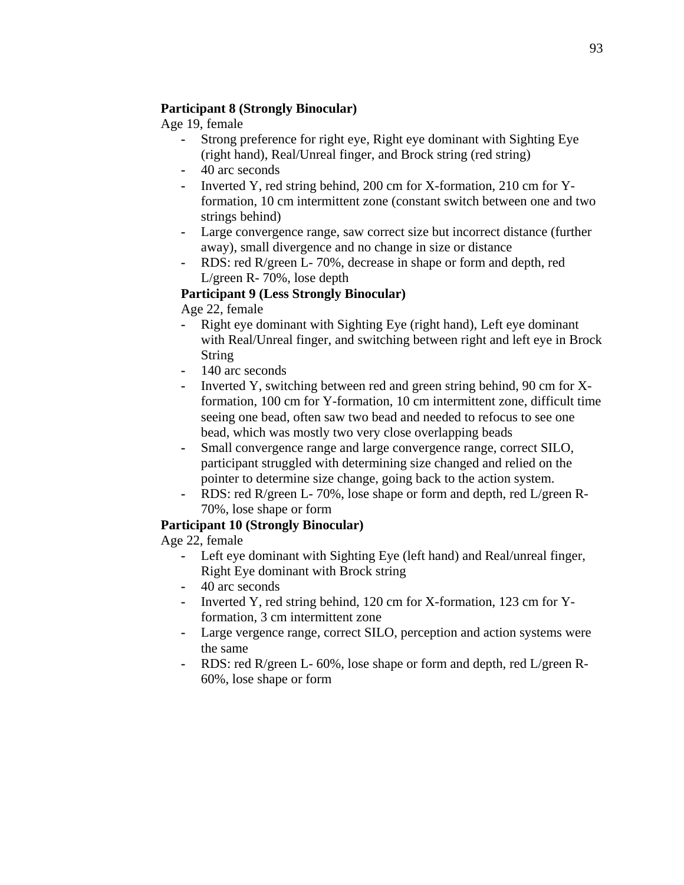**Participant 8 (Strongly Binocular)**

Age 19, female

- Strong preference for right eye, Right eye dominant with Sighting Eye (right hand), Real/Unreal finger, and Brock string (red string)
- 40 arc seconds
- Inverted Y, red string behind, 200 cm for X-formation, 210 cm for Y-formation, 10 cm intermittent zone (constant switch between one and two strings behind)
- Large convergence range, saw correct size but incorrect distance (further away), small divergence and no change in size or distance
- RDS: red R/green L- 70%, decrease in shape or form and depth, red L/green R- 70%, lose depth

**Participant 9 (Less Strongly Binocular)**

Age 22, female

- Right eye dominant with Sighting Eye (right hand), Left eye dominant with Real/Unreal finger, and switching between right and left eye in Brock String
- 140 arc seconds
- Inverted Y, switching between red and green string behind, 90 cm for X-formation, 100 cm for Y-formation, 10 cm intermittent zone, difficult time seeing one bead, often saw two bead and needed to refocus to see one bead, which was mostly two very close overlapping beads
- Small convergence range and large convergence range, correct SILO, participant struggled with determining size changed and relied on the pointer to determine size change, going back to the action system.
- RDS: red R/green L- 70%, lose shape or form and depth, red L/green R- 70%, lose shape or form

**Participant 10 (Strongly Binocular)**

Age 22, female

- Left eye dominant with Sighting Eye (left hand) and Real/unreal finger, Right Eye dominant with Brock string
- 40 arc seconds
- Inverted Y, red string behind, 120 cm for X-formation, 123 cm for Y-formation, 3 cm intermittent zone
- Large vergence range, correct SILO, perception and action systems were the same
- RDS: red R/green L- 60%, lose shape or form and depth, red L/green R- 60%, lose shape or form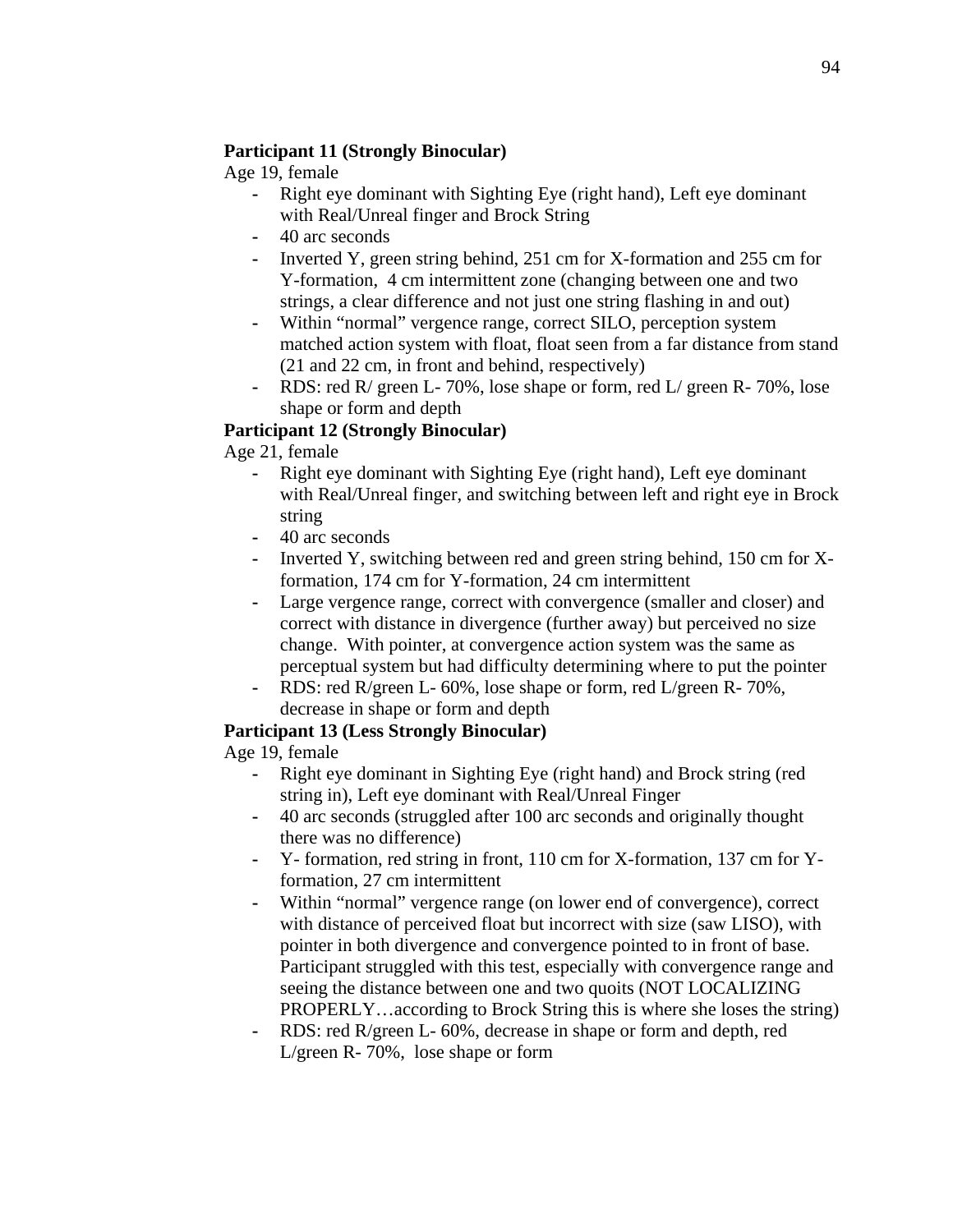**Participant 11 (Strongly Binocular)**

Age 19, female

- Right eye dominant with Sighting Eye (right hand), Left eye dominant with Real/Unreal finger and Brock String
- 40 arc seconds
- Inverted Y, green string behind, 251 cm for X-formation and 255 cm for Y-formation, 4 cm intermittent zone (changing between one and two strings, a clear difference and not just one string flashing in and out)
- Within "normal" vergence range, correct SILO, perception system matched action system with float, float seen from a far distance from stand (21 and 22 cm, in front and behind, respectively)
- RDS: red R/ green L- 70%, lose shape or form, red L/ green R- 70%, lose shape or form and depth

**Participant 12 (Strongly Binocular)**

Age 21, female

- Right eye dominant with Sighting Eye (right hand), Left eye dominant with Real/Unreal finger, and switching between left and right eye in Brock string
- 40 arc seconds
- Inverted Y, switching between red and green string behind, 150 cm for X-formation, 174 cm for Y-formation, 24 cm intermittent
- Large vergence range, correct with convergence (smaller and closer) and correct with distance in divergence (further away) but perceived no size change. With pointer, at convergence action system was the same as perceptual system but had difficulty determining where to put the pointer
- RDS: red R/green L- 60%, lose shape or form, red L/green R- 70%, decrease in shape or form and depth

**Participant 13 (Less Strongly Binocular)**

Age 19, female

- Right eye dominant in Sighting Eye (right hand) and Brock string (red string in), Left eye dominant with Real/Unreal Finger
- 40 arc seconds (struggled after 100 arc seconds and originally thought there was no difference)
- Y- formation, red string in front, 110 cm for X-formation, 137 cm for Y-formation, 27 cm intermittent
- Within "normal" vergence range (on lower end of convergence), correct with distance of perceived float but incorrect with size (saw LISO), with pointer in both divergence and convergence pointed to in front of base. Participant struggled with this test, especially with convergence range and seeing the distance between one and two quoits (NOT LOCALIZING PROPERLY…according to Brock String this is where she loses the string)
- RDS: red R/green L- 60%, decrease in shape or form and depth, red L/green R- 70%, lose shape or form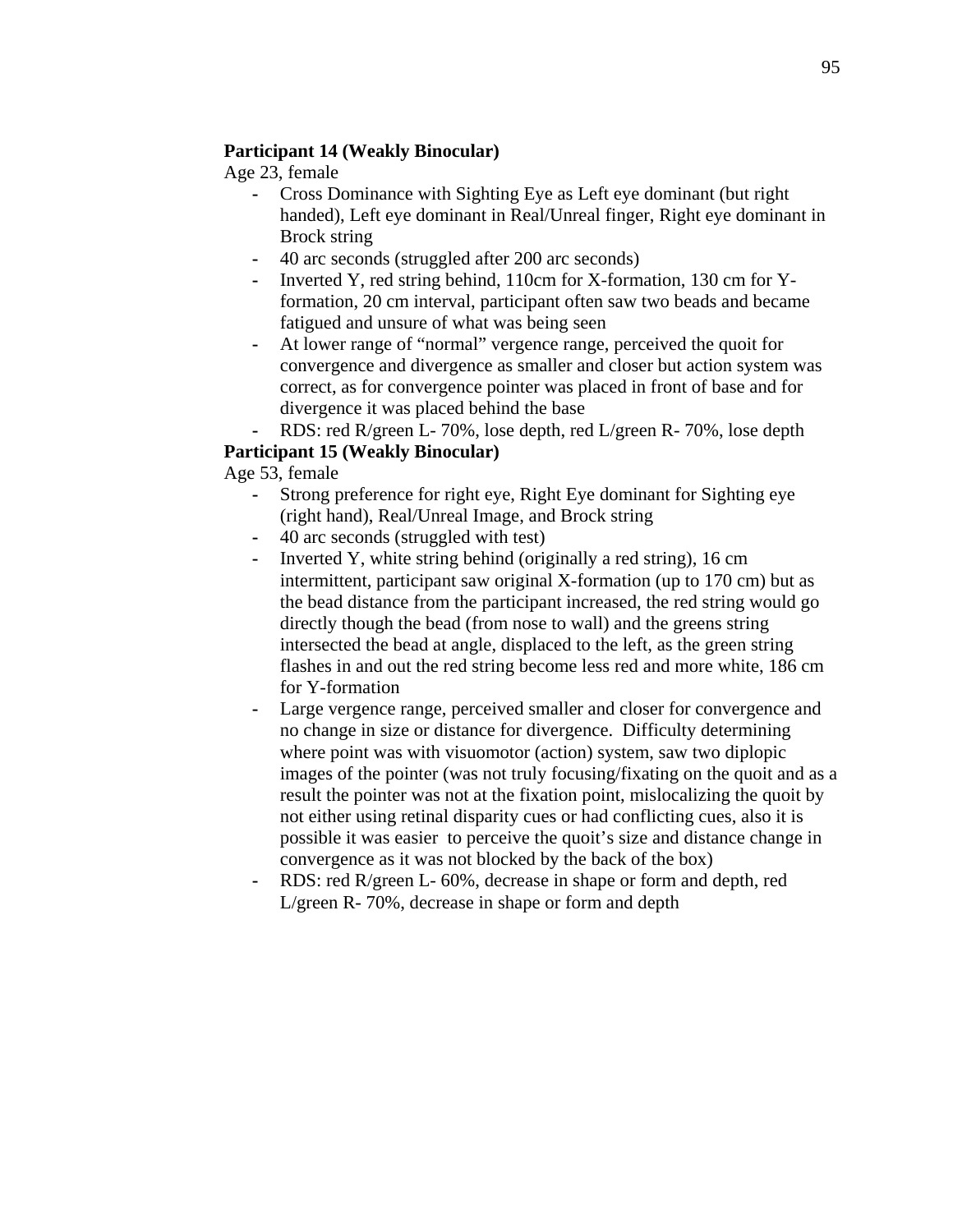**Participant 14 (Weakly Binocular)**

Age 23, female

- Cross Dominance with Sighting Eye as Left eye dominant (but right handed), Left eye dominant in Real/Unreal finger, Right eye dominant in Brock string
- 40 arc seconds (struggled after 200 arc seconds)
- Inverted Y, red string behind, 110cm for X-formation, 130 cm for Y-formation, 20 cm interval, participant often saw two beads and became fatigued and unsure of what was being seen
- At lower range of "normal" vergence range, perceived the quoit for convergence and divergence as smaller and closer but action system was correct, as for convergence pointer was placed in front of base and for divergence it was placed behind the base
- RDS: red R/green L- 70%, lose depth, red L/green R- 70%, lose depth

**Participant 15 (Weakly Binocular)**

Age 53, female

- Strong preference for right eye, Right Eye dominant for Sighting eye (right hand), Real/Unreal Image, and Brock string
- 40 arc seconds (struggled with test)
- Inverted Y, white string behind (originally a red string), 16 cm intermittent, participant saw original X-formation (up to 170 cm) but as the bead distance from the participant increased, the red string would go directly though the bead (from nose to wall) and the greens string intersected the bead at angle, displaced to the left, as the green string flashes in and out the red string become less red and more white, 186 cm for Y-formation
- Large vergence range, perceived smaller and closer for convergence and no change in size or distance for divergence. Difficulty determining where point was with visuomotor (action) system, saw two diplopic images of the pointer (was not truly focusing/fixating on the quoit and as a result the pointer was not at the fixation point, mislocalizing the quoit by not either using retinal disparity cues or had conflicting cues, also it is possible it was easier to perceive the quoit's size and distance change in convergence as it was not blocked by the back of the box)
- RDS: red R/green L- 60%, decrease in shape or form and depth, red L/green R- 70%, decrease in shape or form and depth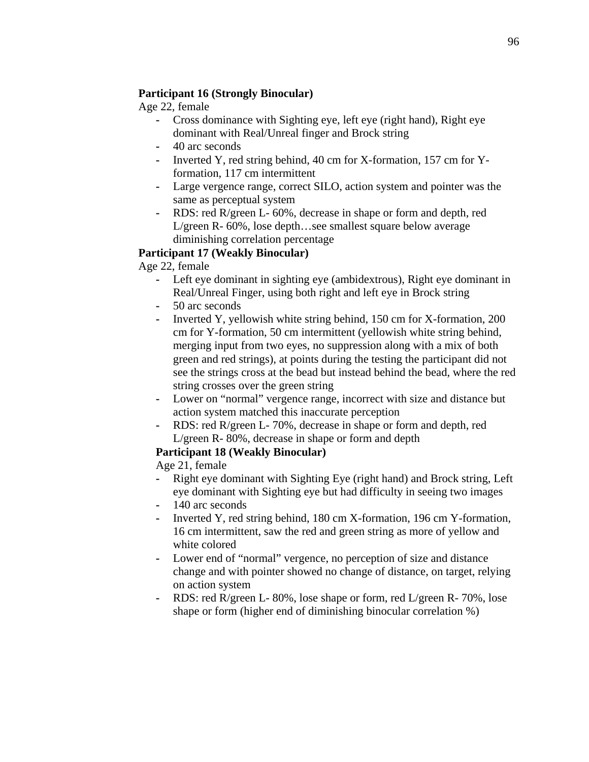**Participant 16 (Strongly Binocular)**

Age 22, female

- Cross dominance with Sighting eye, left eye (right hand), Right eye dominant with Real/Unreal finger and Brock string
- 40 arc seconds
- Inverted Y, red string behind, 40 cm for X-formation, 157 cm for Y-formation, 117 cm intermittent
- Large vergence range, correct SILO, action system and pointer was the same as perceptual system
- RDS: red R/green L- 60%, decrease in shape or form and depth, red L/green R- 60%, lose depth…see smallest square below average diminishing correlation percentage

**Participant 17 (Weakly Binocular)**

Age 22, female

- Left eye dominant in sighting eye (ambidextrous), Right eye dominant in Real/Unreal Finger, using both right and left eye in Brock string
- 50 arc seconds
- Inverted Y, yellowish white string behind, 150 cm for X-formation, 200 cm for Y-formation, 50 cm intermittent (yellowish white string behind, merging input from two eyes, no suppression along with a mix of both green and red strings), at points during the testing the participant did not see the strings cross at the bead but instead behind the bead, where the red string crosses over the green string
- Lower on "normal" vergence range, incorrect with size and distance but action system matched this inaccurate perception
- RDS: red R/green L- 70%, decrease in shape or form and depth, red L/green R- 80%, decrease in shape or form and depth

**Participant 18 (Weakly Binocular)**

Age 21, female

- Right eye dominant with Sighting Eye (right hand) and Brock string, Left eye dominant with Sighting eye but had difficulty in seeing two images
- 140 arc seconds
- Inverted Y, red string behind, 180 cm X-formation, 196 cm Y-formation, 16 cm intermittent, saw the red and green string as more of yellow and white colored
- Lower end of "normal" vergence, no perception of size and distance change and with pointer showed no change of distance, on target, relying on action system
- RDS: red R/green L- 80%, lose shape or form, red L/green R- 70%, lose shape or form (higher end of diminishing binocular correlation %)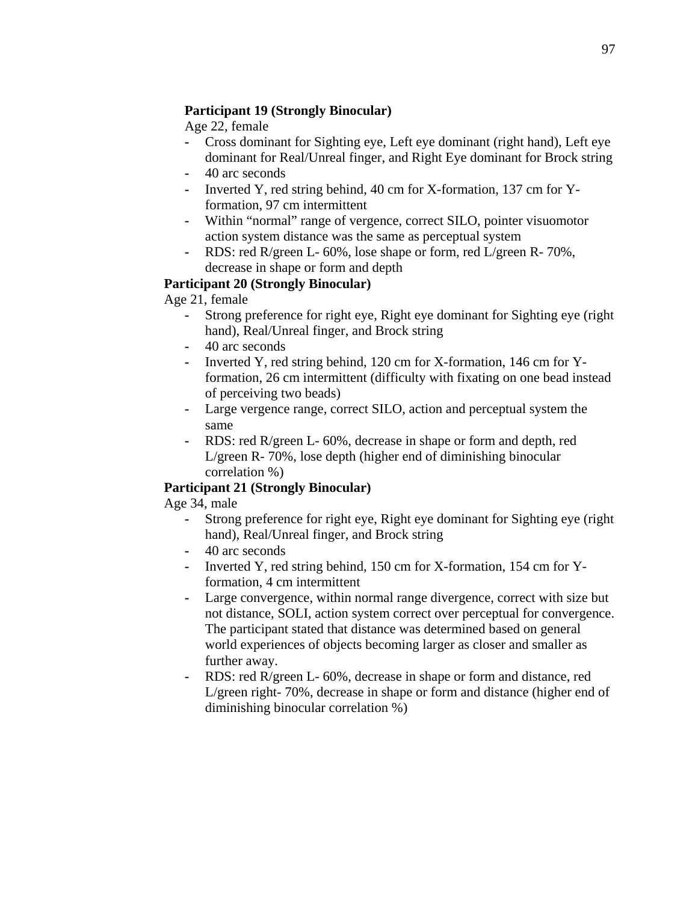**Participant 19 (Strongly Binocular)**

Age 22, female

- Cross dominant for Sighting eye, Left eye dominant (right hand), Left eye dominant for Real/Unreal finger, and Right Eye dominant for Brock string
- 40 arc seconds
- Inverted Y, red string behind, 40 cm for X-formation, 137 cm for Y-formation, 97 cm intermittent
- Within "normal" range of vergence, correct SILO, pointer visuomotor action system distance was the same as perceptual system
- RDS: red R/green L- 60%, lose shape or form, red L/green R- 70%, decrease in shape or form and depth

**Participant 20 (Strongly Binocular)**

Age 21, female

- Strong preference for right eye, Right eye dominant for Sighting eye (right hand), Real/Unreal finger, and Brock string
- 40 arc seconds
- Inverted Y, red string behind, 120 cm for X-formation, 146 cm for Y-formation, 26 cm intermittent (difficulty with fixating on one bead instead of perceiving two beads)
- Large vergence range, correct SILO, action and perceptual system the same
- RDS: red R/green L- 60%, decrease in shape or form and depth, red L/green R- 70%, lose depth (higher end of diminishing binocular correlation %)

**Participant 21 (Strongly Binocular)**

Age 34, male

- Strong preference for right eye, Right eye dominant for Sighting eye (right hand), Real/Unreal finger, and Brock string
- 40 arc seconds
- Inverted Y, red string behind, 150 cm for X-formation, 154 cm for Y-formation, 4 cm intermittent
- Large convergence, within normal range divergence, correct with size but not distance, SOLI, action system correct over perceptual for convergence. The participant stated that distance was determined based on general world experiences of objects becoming larger as closer and smaller as further away.
- RDS: red R/green L- 60%, decrease in shape or form and distance, red L/green right- 70%, decrease in shape or form and distance (higher end of diminishing binocular correlation %)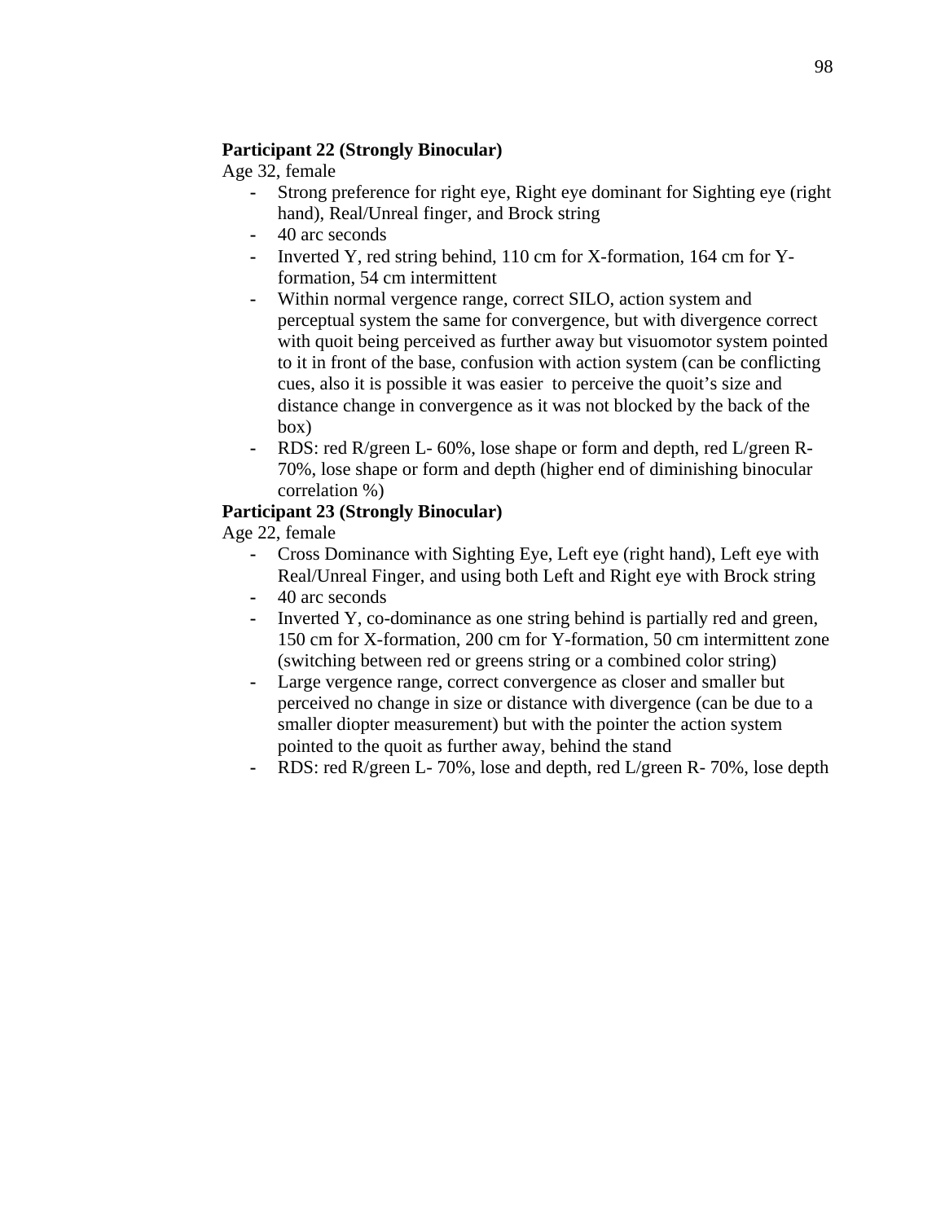**Participant 22 (Strongly Binocular)**

Age 32, female

- Strong preference for right eye, Right eye dominant for Sighting eye (right hand), Real/Unreal finger, and Brock string
- 40 arc seconds
- Inverted Y, red string behind, 110 cm for X-formation, 164 cm for Y-formation, 54 cm intermittent
- Within normal vergence range, correct SILO, action system and perceptual system the same for convergence, but with divergence correct with quoit being perceived as further away but visuomotor system pointed to it in front of the base, confusion with action system (can be conflicting cues, also it is possible it was easier  to perceive the quoit's size and distance change in convergence as it was not blocked by the back of the box)
- RDS: red R/green L- 60%, lose shape or form and depth, red L/green R- 70%, lose shape or form and depth (higher end of diminishing binocular correlation %)

**Participant 23 (Strongly Binocular)**

Age 22, female

- Cross Dominance with Sighting Eye, Left eye (right hand), Left eye with Real/Unreal Finger, and using both Left and Right eye with Brock string
- 40 arc seconds
- Inverted Y, co-dominance as one string behind is partially red and green, 150 cm for X-formation, 200 cm for Y-formation, 50 cm intermittent zone (switching between red or greens string or a combined color string)
- Large vergence range, correct convergence as closer and smaller but perceived no change in size or distance with divergence (can be due to a smaller diopter measurement) but with the pointer the action system pointed to the quoit as further away, behind the stand
- RDS: red R/green L- 70%, lose and depth, red L/green R- 70%, lose depth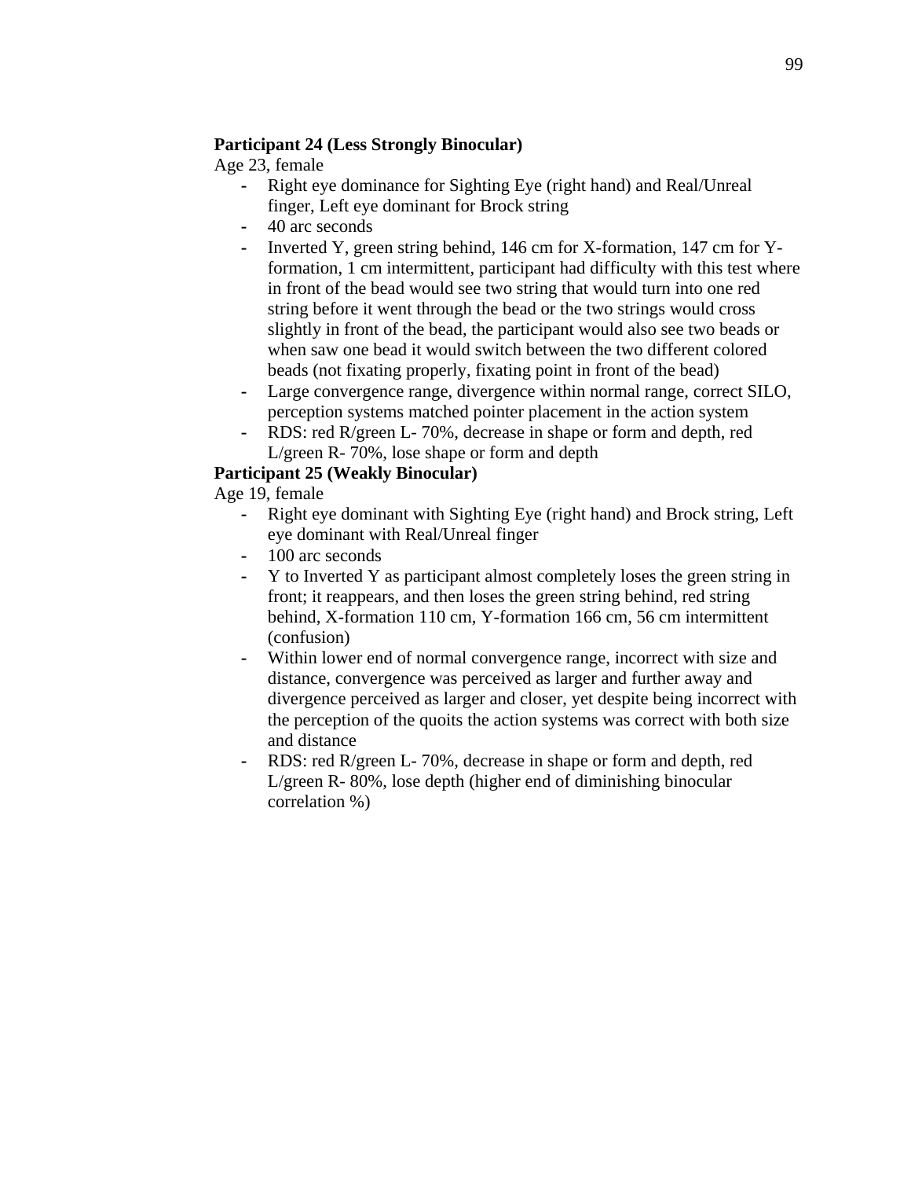**Participant 24 (Less Strongly Binocular)**

Age 23, female

- Right eye dominance for Sighting Eye (right hand) and Real/Unreal finger, Left eye dominant for Brock string
- 40 arc seconds
- Inverted Y, green string behind, 146 cm for X-formation, 147 cm for Y-formation, 1 cm intermittent, participant had difficulty with this test where in front of the bead would see two string that would turn into one red string before it went through the bead or the two strings would cross slightly in front of the bead, the participant would also see two beads or when saw one bead it would switch between the two different colored beads (not fixating properly, fixating point in front of the bead)
- Large convergence range, divergence within normal range, correct SILO, perception systems matched pointer placement in the action system
- RDS: red R/green L- 70%, decrease in shape or form and depth, red L/green R- 70%, lose shape or form and depth

**Participant 25 (Weakly Binocular)**

Age 19, female

- Right eye dominant with Sighting Eye (right hand) and Brock string, Left eye dominant with Real/Unreal finger
- 100 arc seconds
- Y to Inverted Y as participant almost completely loses the green string in front; it reappears, and then loses the green string behind, red string behind, X-formation 110 cm, Y-formation 166 cm, 56 cm intermittent (confusion)
- Within lower end of normal convergence range, incorrect with size and distance, convergence was perceived as larger and further away and divergence perceived as larger and closer, yet despite being incorrect with the perception of the quoits the action systems was correct with both size and distance
- RDS: red R/green L- 70%, decrease in shape or form and depth, red L/green R- 80%, lose depth (higher end of diminishing binocular correlation %)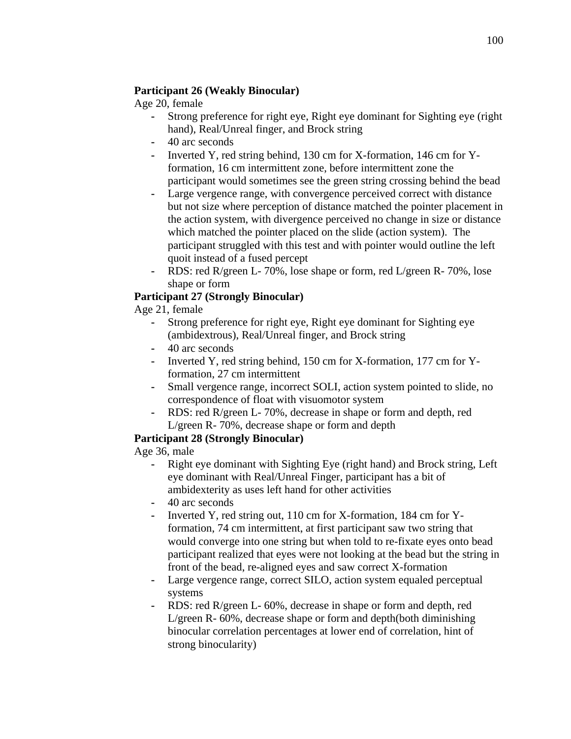**Participant 26 (Weakly Binocular)**

Age 20, female

- Strong preference for right eye, Right eye dominant for Sighting eye (right hand), Real/Unreal finger, and Brock string
- 40 arc seconds
- Inverted Y, red string behind, 130 cm for X-formation, 146 cm for Y-formation, 16 cm intermittent zone, before intermittent zone the participant would sometimes see the green string crossing behind the bead
- Large vergence range, with convergence perceived correct with distance but not size where perception of distance matched the pointer placement in the action system, with divergence perceived no change in size or distance which matched the pointer placed on the slide (action system). The participant struggled with this test and with pointer would outline the left quoit instead of a fused percept
- RDS: red R/green L- 70%, lose shape or form, red L/green R- 70%, lose shape or form

**Participant 27 (Strongly Binocular)**

Age 21, female

- Strong preference for right eye, Right eye dominant for Sighting eye (ambidextrous), Real/Unreal finger, and Brock string
- 40 arc seconds
- Inverted Y, red string behind, 150 cm for X-formation, 177 cm for Y-formation, 27 cm intermittent
- Small vergence range, incorrect SOLI, action system pointed to slide, no correspondence of float with visuomotor system
- RDS: red R/green L- 70%, decrease in shape or form and depth, red L/green R- 70%, decrease shape or form and depth

**Participant 28 (Strongly Binocular)**

Age 36, male

- Right eye dominant with Sighting Eye (right hand) and Brock string, Left eye dominant with Real/Unreal Finger, participant has a bit of ambidexterity as uses left hand for other activities
- 40 arc seconds
- Inverted Y, red string out, 110 cm for X-formation, 184 cm for Y-formation, 74 cm intermittent, at first participant saw two string that would converge into one string but when told to re-fixate eyes onto bead participant realized that eyes were not looking at the bead but the string in front of the bead, re-aligned eyes and saw correct X-formation
- Large vergence range, correct SILO, action system equaled perceptual systems
- RDS: red R/green L- 60%, decrease in shape or form and depth, red L/green R- 60%, decrease shape or form and depth(both diminishing binocular correlation percentages at lower end of correlation, hint of strong binocularity)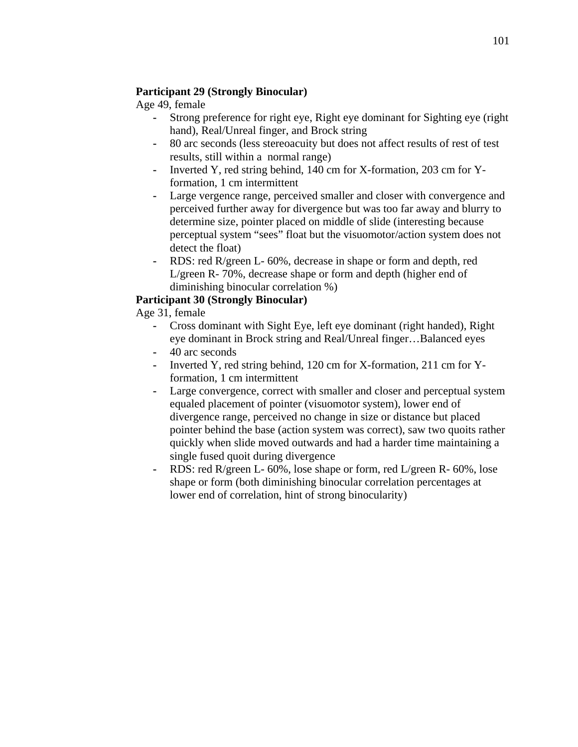**Participant 29 (Strongly Binocular)**

Age 49, female

- Strong preference for right eye, Right eye dominant for Sighting eye (right hand), Real/Unreal finger, and Brock string
- 80 arc seconds (less stereoacuity but does not affect results of rest of test results, still within a normal range)
- Inverted Y, red string behind, 140 cm for X-formation, 203 cm for Y-formation, 1 cm intermittent
- Large vergence range, perceived smaller and closer with convergence and perceived further away for divergence but was too far away and blurry to determine size, pointer placed on middle of slide (interesting because perceptual system “sees” float but the visuomotor/action system does not detect the float)
- RDS: red R/green L- 60%, decrease in shape or form and depth, red L/green R- 70%, decrease shape or form and depth (higher end of diminishing binocular correlation %)

**Participant 30 (Strongly Binocular)**

Age 31, female

- Cross dominant with Sight Eye, left eye dominant (right handed), Right eye dominant in Brock string and Real/Unreal finger…Balanced eyes
- 40 arc seconds
- Inverted Y, red string behind, 120 cm for X-formation, 211 cm for Y-formation, 1 cm intermittent
- Large convergence, correct with smaller and closer and perceptual system equaled placement of pointer (visuomotor system), lower end of divergence range, perceived no change in size or distance but placed pointer behind the base (action system was correct), saw two quoits rather quickly when slide moved outwards and had a harder time maintaining a single fused quoit during divergence
- RDS: red R/green L- 60%, lose shape or form, red L/green R- 60%, lose shape or form (both diminishing binocular correlation percentages at lower end of correlation, hint of strong binocularity)